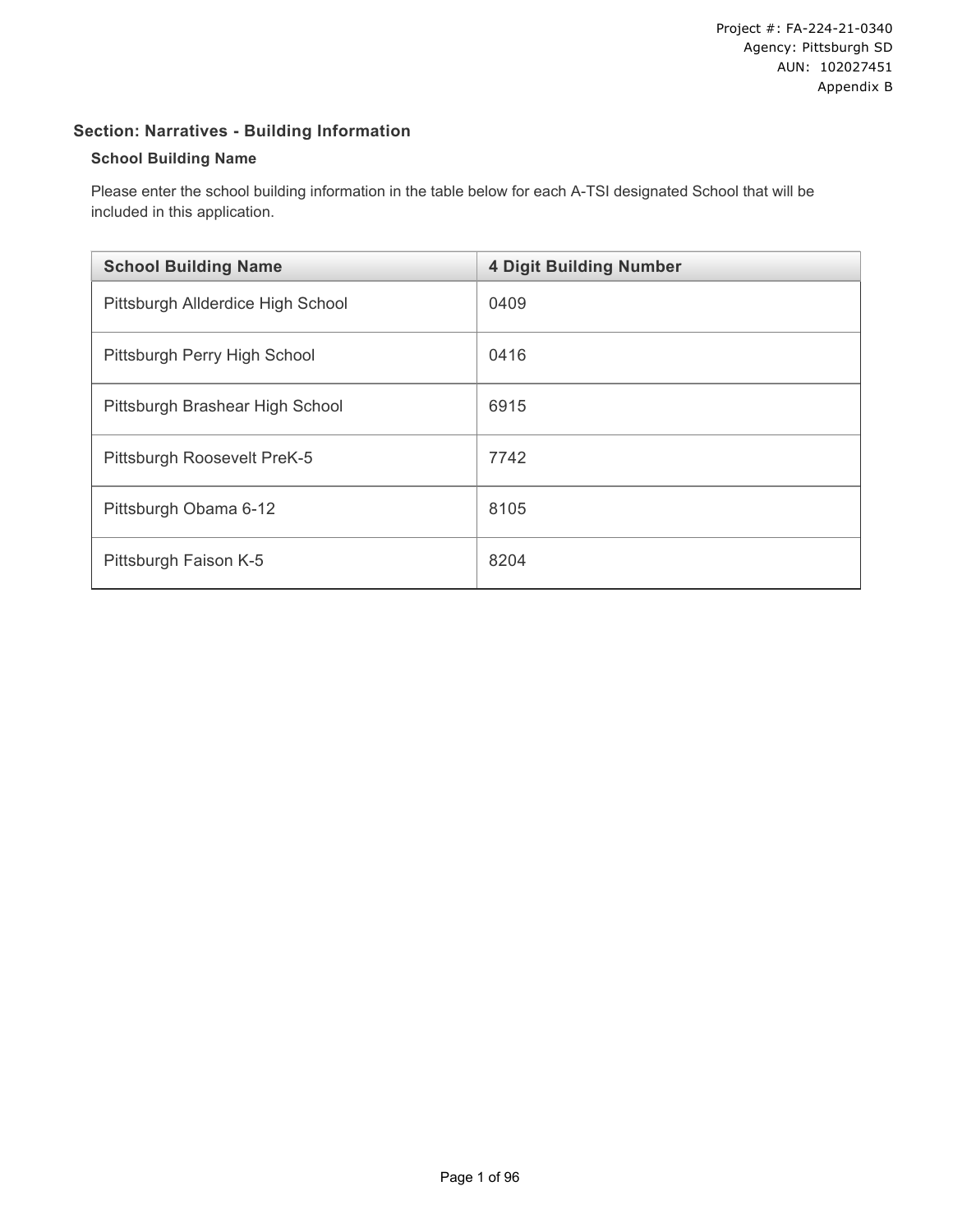## Section: Narratives - Building Information

### School Building Name

Please enter the school building information in the table below for each A-TSI designated School that will be included in this application.

| School Building Name | 4 Digit Building Number |
| --- | --- |
| Pittsburgh Allderdice High School | 0409 |
| Pittsburgh Perry High School | 0416 |
| Pittsburgh Brashear High School | 6915 |
| Pittsburgh Roosevelt PreK-5 | 7742 |
| Pittsburgh Obama 6-12 | 8105 |
| Pittsburgh Faison K-5 | 8204 |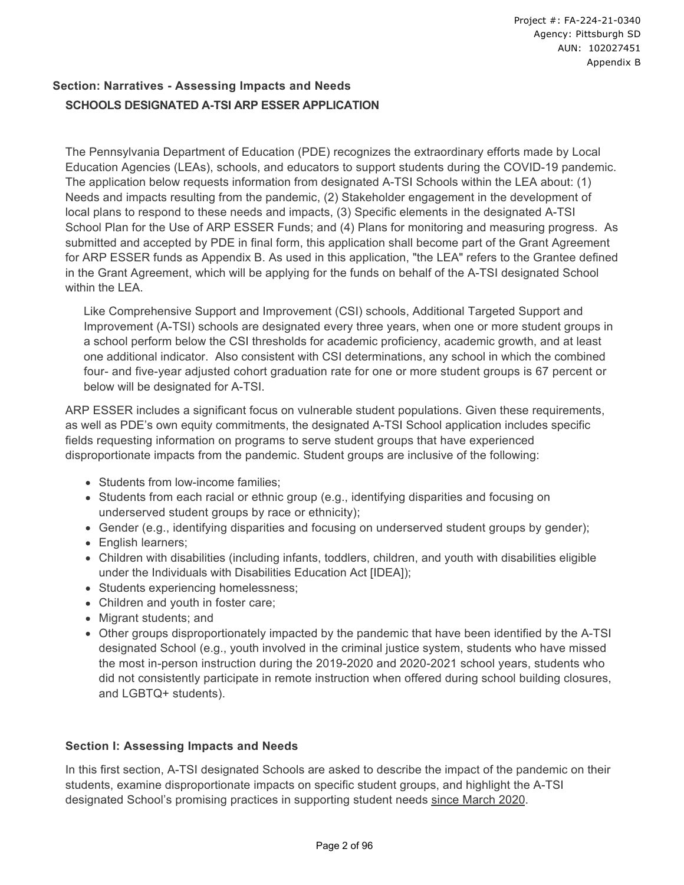## Section: Narratives - Assessing Impacts and Needs

### SCHOOLS DESIGNATED A-TSI ARP ESSER APPLICATION

The Pennsylvania Department of Education (PDE) recognizes the extraordinary efforts made by Local Education Agencies (LEAs), schools, and educators to support students during the COVID-19 pandemic. The application below requests information from designated A-TSI Schools within the LEA about: (1) Needs and impacts resulting from the pandemic, (2) Stakeholder engagement in the development of local plans to respond to these needs and impacts, (3) Specific elements in the designated A-TSI School Plan for the Use of ARP ESSER Funds; and (4) Plans for monitoring and measuring progress. As submitted and accepted by PDE in final form, this application shall become part of the Grant Agreement for ARP ESSER funds as Appendix B. As used in this application, "the LEA" refers to the Grantee defined in the Grant Agreement, which will be applying for the funds on behalf of the A-TSI designated School within the LEA.

> Like Comprehensive Support and Improvement (CSI) schools, Additional Targeted Support and Improvement (A-TSI) schools are designated every three years, when one or more student groups in a school perform below the CSI thresholds for academic proficiency, academic growth, and at least one additional indicator. Also consistent with CSI determinations, any school in which the combined four- and five-year adjusted cohort graduation rate for one or more student groups is 67 percent or below will be designated for A-TSI.

ARP ESSER includes a significant focus on vulnerable student populations. Given these requirements, as well as PDE's own equity commitments, the designated A-TSI School application includes specific fields requesting information on programs to serve student groups that have experienced disproportionate impacts from the pandemic. Student groups are inclusive of the following:

- Students from low-income families;
- Students from each racial or ethnic group (e.g., identifying disparities and focusing on underserved student groups by race or ethnicity);
- Gender (e.g., identifying disparities and focusing on underserved student groups by gender);
- English learners;
- Children with disabilities (including infants, toddlers, children, and youth with disabilities eligible under the Individuals with Disabilities Education Act [IDEA]);
- Students experiencing homelessness;
- Children and youth in foster care;
- Migrant students; and
- Other groups disproportionately impacted by the pandemic that have been identified by the A-TSI designated School (e.g., youth involved in the criminal justice system, students who have missed the most in-person instruction during the 2019-2020 and 2020-2021 school years, students who did not consistently participate in remote instruction when offered during school building closures, and LGBTQ+ students).

### Section I: Assessing Impacts and Needs

In this first section, A-TSI designated Schools are asked to describe the impact of the pandemic on their students, examine disproportionate impacts on specific student groups, and highlight the A-TSI designated School's promising practices in supporting student needs <u>since March 2020</u>.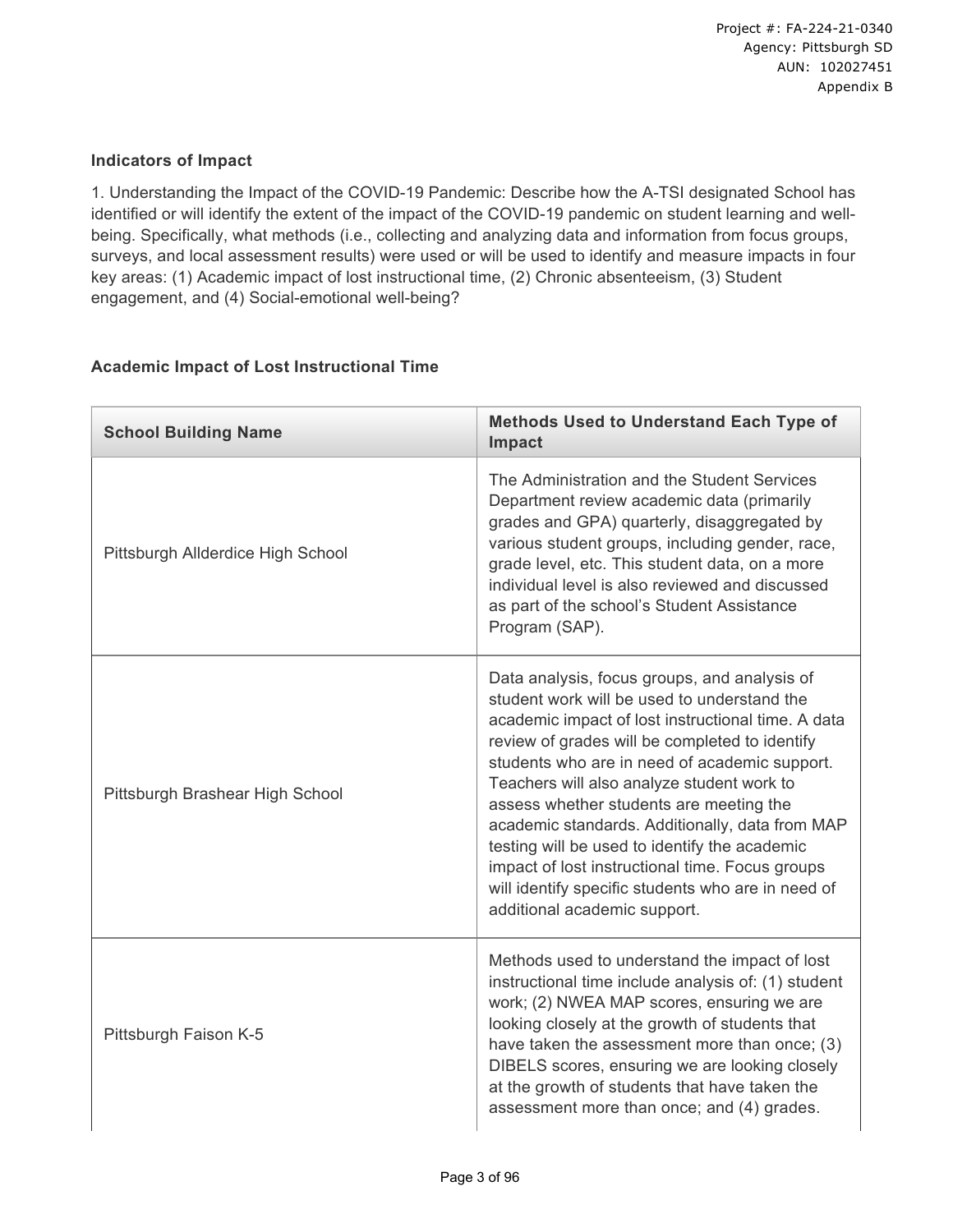### Indicators of Impact

1. Understanding the Impact of the COVID-19 Pandemic: Describe how the A-TSI designated School has identified or will identify the extent of the impact of the COVID-19 pandemic on student learning and well-being. Specifically, what methods (i.e., collecting and analyzing data and information from focus groups, surveys, and local assessment results) were used or will be used to identify and measure impacts in four key areas: (1) Academic impact of lost instructional time, (2) Chronic absenteeism, (3) Student engagement, and (4) Social-emotional well-being?

### Academic Impact of Lost Instructional Time

| School Building Name | Methods Used to Understand Each Type of Impact |
| --- | --- |
| Pittsburgh Allderdice High School | The Administration and the Student Services Department review academic data (primarily grades and GPA) quarterly, disaggregated by various student groups, including gender, race, grade level, etc. This student data, on a more individual level is also reviewed and discussed as part of the school's Student Assistance Program (SAP). |
| Pittsburgh Brashear High School | Data analysis, focus groups, and analysis of student work will be used to understand the academic impact of lost instructional time. A data review of grades will be completed to identify students who are in need of academic support. Teachers will also analyze student work to assess whether students are meeting the academic standards. Additionally, data from MAP testing will be used to identify the academic impact of lost instructional time. Focus groups will identify specific students who are in need of additional academic support. |
| Pittsburgh Faison K-5 | Methods used to understand the impact of lost instructional time include analysis of: (1) student work; (2) NWEA MAP scores, ensuring we are looking closely at the growth of students that have taken the assessment more than once; (3) DIBELS scores, ensuring we are looking closely at the growth of students that have taken the assessment more than once; and (4) grades. |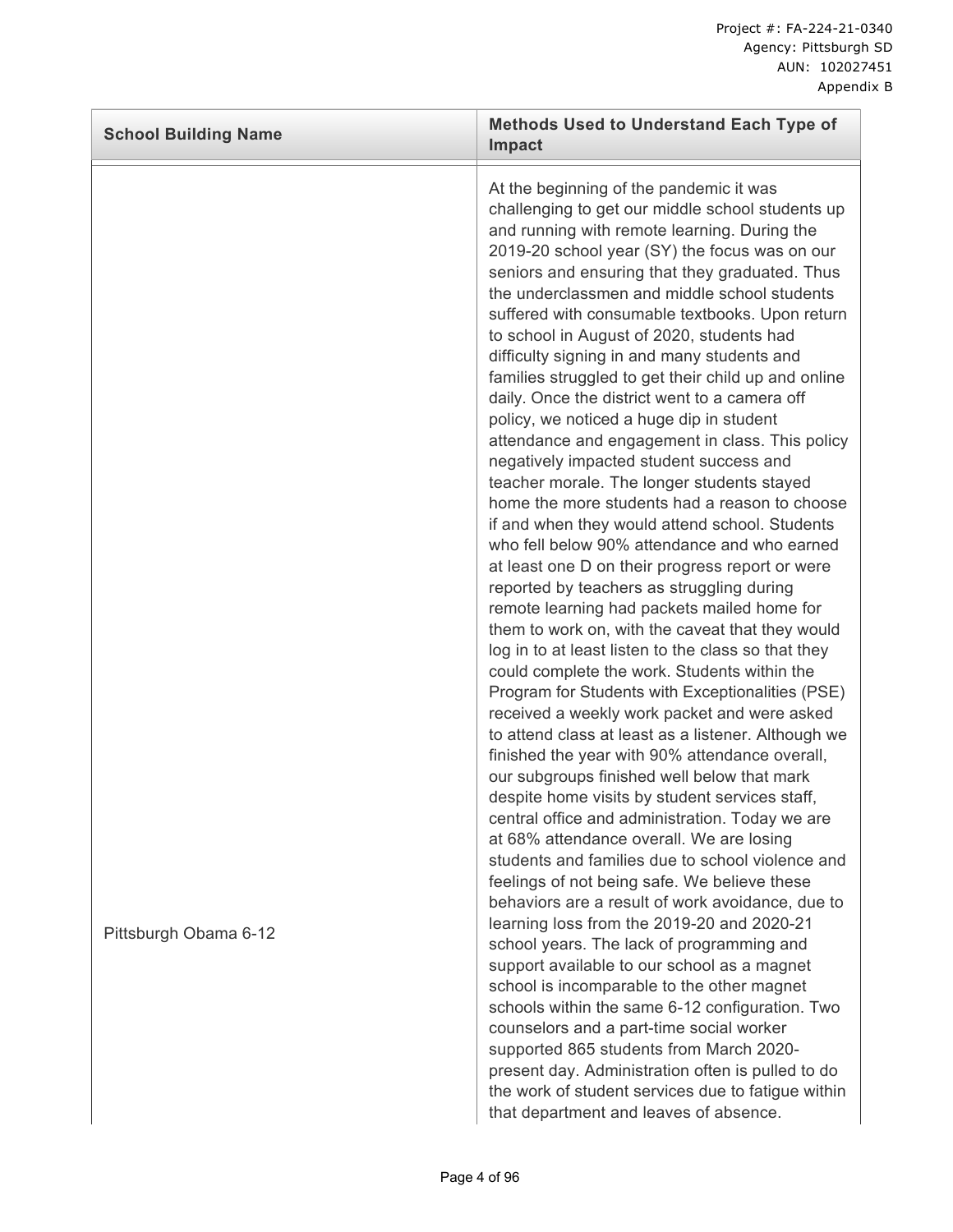| School Building Name | Methods Used to Understand Each Type of Impact |
|---|---|
| Pittsburgh Obama 6-12 | At the beginning of the pandemic it was challenging to get our middle school students up and running with remote learning. During the 2019-20 school year (SY) the focus was on our seniors and ensuring that they graduated. Thus the underclassmen and middle school students suffered with consumable textbooks. Upon return to school in August of 2020, students had difficulty signing in and many students and families struggled to get their child up and online daily. Once the district went to a camera off policy, we noticed a huge dip in student attendance and engagement in class. This policy negatively impacted student success and teacher morale. The longer students stayed home the more students had a reason to choose if and when they would attend school. Students who fell below 90% attendance and who earned at least one D on their progress report or were reported by teachers as struggling during remote learning had packets mailed home for them to work on, with the caveat that they would log in to at least listen to the class so that they could complete the work. Students within the Program for Students with Exceptionalities (PSE) received a weekly work packet and were asked to attend class at least as a listener. Although we finished the year with 90% attendance overall, our subgroups finished well below that mark despite home visits by student services staff, central office and administration. Today we are at 68% attendance overall. We are losing students and families due to school violence and feelings of not being safe. We believe these behaviors are a result of work avoidance, due to learning loss from the 2019-20 and 2020-21 school years. The lack of programming and support available to our school as a magnet school is incomparable to the other magnet schools within the same 6-12 configuration. Two counselors and a part-time social worker supported 865 students from March 2020-present day. Administration often is pulled to do the work of student services due to fatigue within that department and leaves of absence. |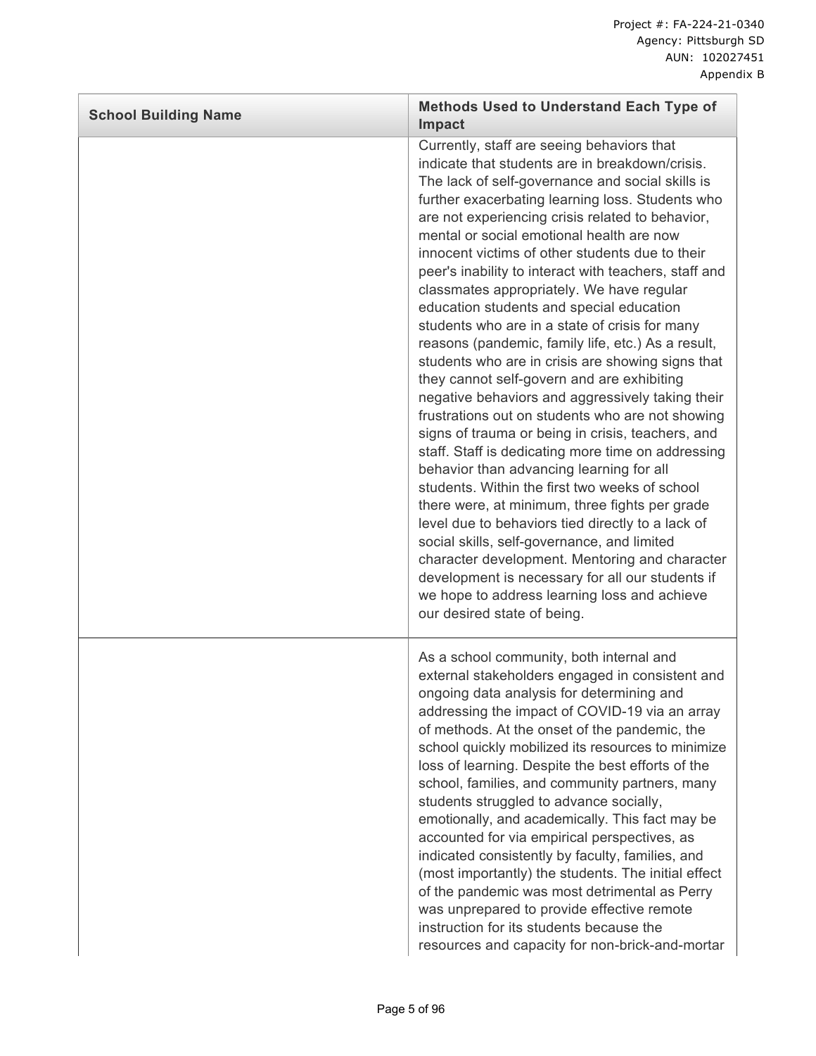| School Building Name | Methods Used to Understand Each Type of Impact |
|---|---|
| | Currently, staff are seeing behaviors that indicate that students are in breakdown/crisis. The lack of self-governance and social skills is further exacerbating learning loss. Students who are not experiencing crisis related to behavior, mental or social emotional health are now innocent victims of other students due to their peer's inability to interact with teachers, staff and classmates appropriately. We have regular education students and special education students who are in a state of crisis for many reasons (pandemic, family life, etc.) As a result, students who are in crisis are showing signs that they cannot self-govern and are exhibiting negative behaviors and aggressively taking their frustrations out on students who are not showing signs of trauma or being in crisis, teachers, and staff. Staff is dedicating more time on addressing behavior than advancing learning for all students. Within the first two weeks of school there were, at minimum, three fights per grade level due to behaviors tied directly to a lack of social skills, self-governance, and limited character development. Mentoring and character development is necessary for all our students if we hope to address learning loss and achieve our desired state of being. |
| | As a school community, both internal and external stakeholders engaged in consistent and ongoing data analysis for determining and addressing the impact of COVID-19 via an array of methods. At the onset of the pandemic, the school quickly mobilized its resources to minimize loss of learning. Despite the best efforts of the school, families, and community partners, many students struggled to advance socially, emotionally, and academically. This fact may be accounted for via empirical perspectives, as indicated consistently by faculty, families, and (most importantly) the students. The initial effect of the pandemic was most detrimental as Perry was unprepared to provide effective remote instruction for its students because the resources and capacity for non-brick-and-mortar |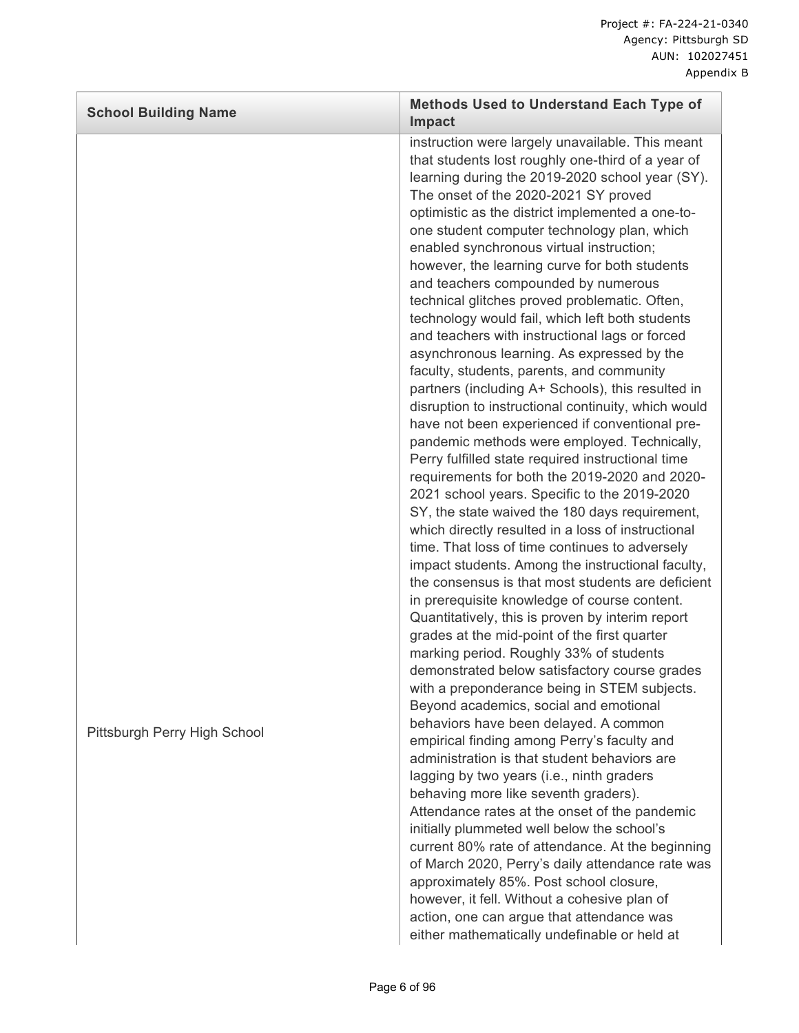| School Building Name | Methods Used to Understand Each Type of Impact |
|---|---|
| Pittsburgh Perry High School | instruction were largely unavailable. This meant that students lost roughly one-third of a year of learning during the 2019-2020 school year (SY). The onset of the 2020-2021 SY proved optimistic as the district implemented a one-to-one student computer technology plan, which enabled synchronous virtual instruction; however, the learning curve for both students and teachers compounded by numerous technical glitches proved problematic. Often, technology would fail, which left both students and teachers with instructional lags or forced asynchronous learning. As expressed by the faculty, students, parents, and community partners (including A+ Schools), this resulted in disruption to instructional continuity, which would have not been experienced if conventional pre-pandemic methods were employed. Technically, Perry fulfilled state required instructional time requirements for both the 2019-2020 and 2020-2021 school years. Specific to the 2019-2020 SY, the state waived the 180 days requirement, which directly resulted in a loss of instructional time. That loss of time continues to adversely impact students. Among the instructional faculty, the consensus is that most students are deficient in prerequisite knowledge of course content. Quantitatively, this is proven by interim report grades at the mid-point of the first quarter marking period. Roughly 33% of students demonstrated below satisfactory course grades with a preponderance being in STEM subjects. Beyond academics, social and emotional behaviors have been delayed. A common empirical finding among Perry's faculty and administration is that student behaviors are lagging by two years (i.e., ninth graders behaving more like seventh graders). Attendance rates at the onset of the pandemic initially plummeted well below the school's current 80% rate of attendance. At the beginning of March 2020, Perry's daily attendance rate was approximately 85%. Post school closure, however, it fell. Without a cohesive plan of action, one can argue that attendance was either mathematically undefinable or held at |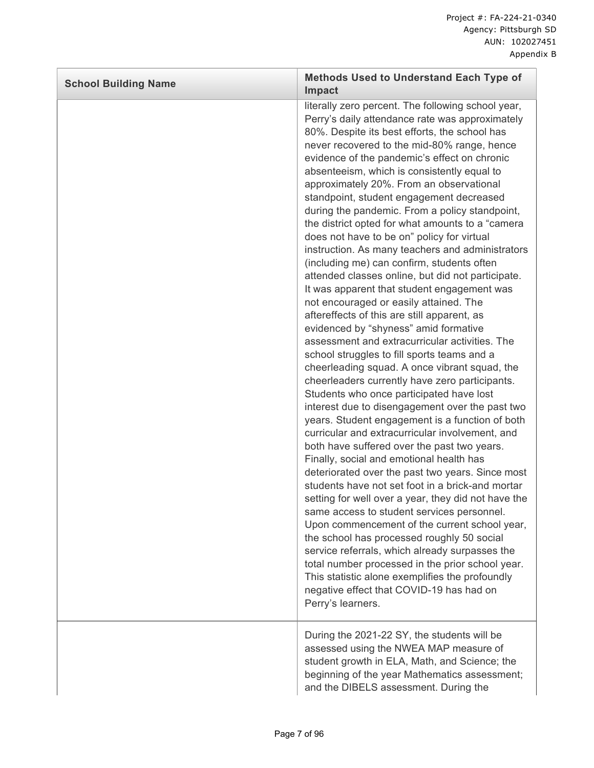| School Building Name | Methods Used to Understand Each Type of Impact |
|---|---|
| | literally zero percent. The following school year, Perry's daily attendance rate was approximately 80%. Despite its best efforts, the school has never recovered to the mid-80% range, hence evidence of the pandemic's effect on chronic absenteeism, which is consistently equal to approximately 20%. From an observational standpoint, student engagement decreased during the pandemic. From a policy standpoint, the district opted for what amounts to a "camera does not have to be on" policy for virtual instruction. As many teachers and administrators (including me) can confirm, students often attended classes online, but did not participate. It was apparent that student engagement was not encouraged or easily attained. The aftereffects of this are still apparent, as evidenced by "shyness" amid formative assessment and extracurricular activities. The school struggles to fill sports teams and a cheerleading squad. A once vibrant squad, the cheerleaders currently have zero participants. Students who once participated have lost interest due to disengagement over the past two years. Student engagement is a function of both curricular and extracurricular involvement, and both have suffered over the past two years. Finally, social and emotional health has deteriorated over the past two years. Since most students have not set foot in a brick-and mortar setting for well over a year, they did not have the same access to student services personnel. Upon commencement of the current school year, the school has processed roughly 50 social service referrals, which already surpasses the total number processed in the prior school year. This statistic alone exemplifies the profoundly negative effect that COVID-19 has had on Perry's learners. |
| | During the 2021-22 SY, the students will be assessed using the NWEA MAP measure of student growth in ELA, Math, and Science; the beginning of the year Mathematics assessment; and the DIBELS assessment. During the |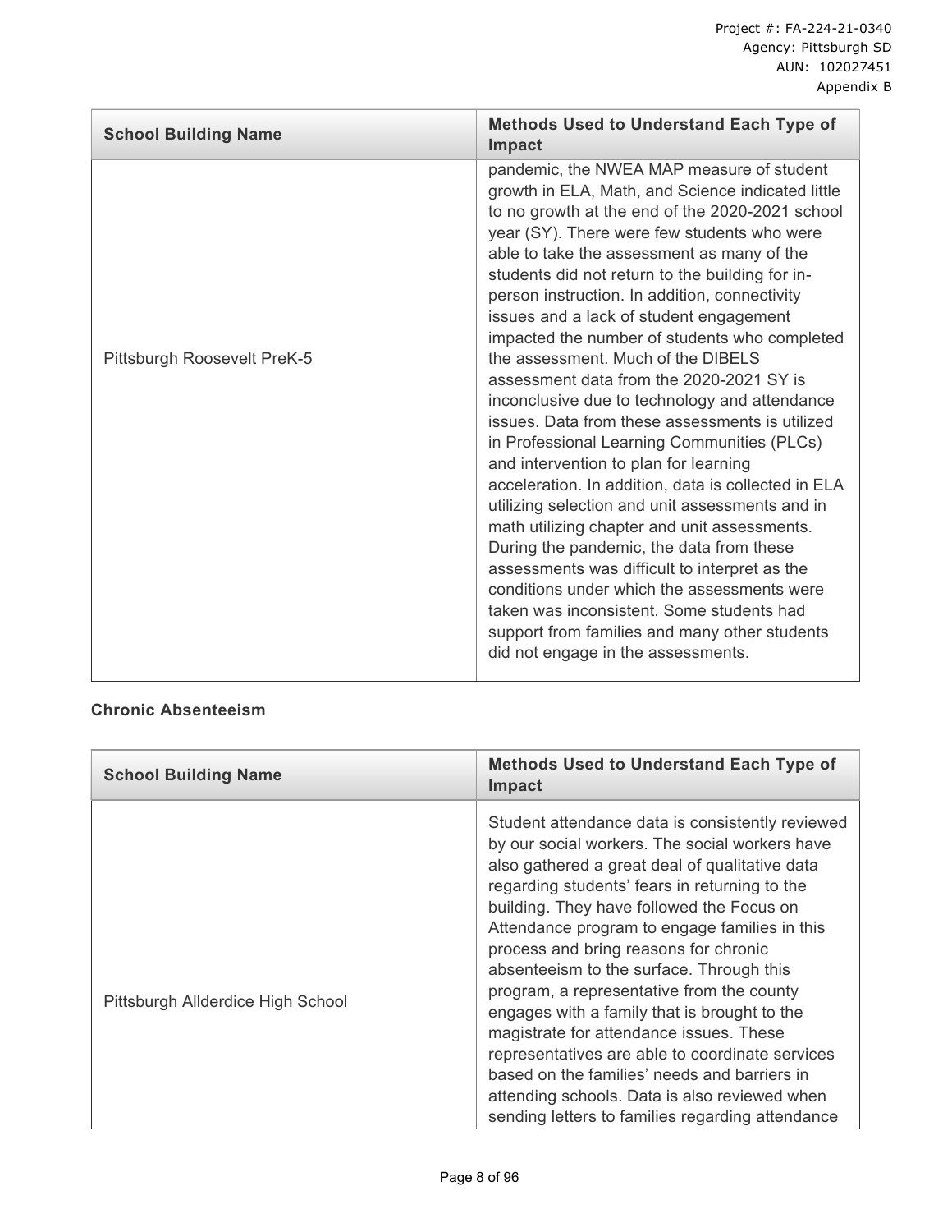| School Building Name | Methods Used to Understand Each Type of Impact |
|---|---|
| Pittsburgh Roosevelt PreK-5 | pandemic, the NWEA MAP measure of student growth in ELA, Math, and Science indicated little to no growth at the end of the 2020-2021 school year (SY). There were few students who were able to take the assessment as many of the students did not return to the building for in-person instruction. In addition, connectivity issues and a lack of student engagement impacted the number of students who completed the assessment. Much of the DIBELS assessment data from the 2020-2021 SY is inconclusive due to technology and attendance issues. Data from these assessments is utilized in Professional Learning Communities (PLCs) and intervention to plan for learning acceleration. In addition, data is collected in ELA utilizing selection and unit assessments and in math utilizing chapter and unit assessments. During the pandemic, the data from these assessments was difficult to interpret as the conditions under which the assessments were taken was inconsistent. Some students had support from families and many other students did not engage in the assessments. |

**Chronic Absenteeism**

| School Building Name | Methods Used to Understand Each Type of Impact |
|---|---|
| Pittsburgh Allderdice High School | Student attendance data is consistently reviewed by our social workers. The social workers have also gathered a great deal of qualitative data regarding students' fears in returning to the building. They have followed the Focus on Attendance program to engage families in this process and bring reasons for chronic absenteeism to the surface. Through this program, a representative from the county engages with a family that is brought to the magistrate for attendance issues. These representatives are able to coordinate services based on the families' needs and barriers in attending schools. Data is also reviewed when sending letters to families regarding attendance |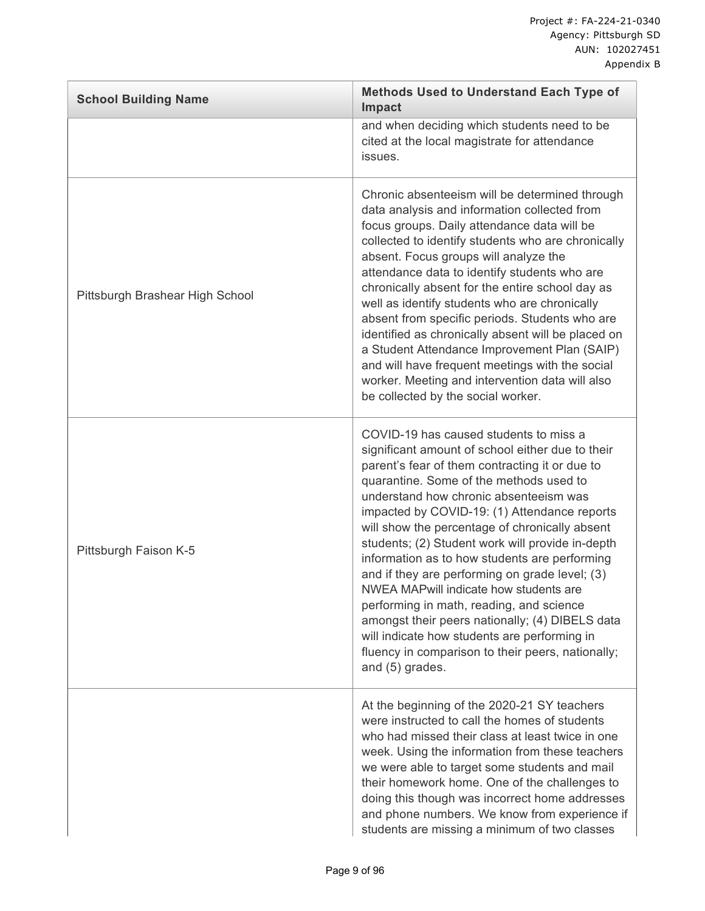| School Building Name | Methods Used to Understand Each Type of Impact |
|---|---|
| | and when deciding which students need to be cited at the local magistrate for attendance issues. |
| Pittsburgh Brashear High School | Chronic absenteeism will be determined through data analysis and information collected from focus groups. Daily attendance data will be collected to identify students who are chronically absent. Focus groups will analyze the attendance data to identify students who are chronically absent for the entire school day as well as identify students who are chronically absent from specific periods. Students who are identified as chronically absent will be placed on a Student Attendance Improvement Plan (SAIP) and will have frequent meetings with the social worker. Meeting and intervention data will also be collected by the social worker. |
| Pittsburgh Faison K-5 | COVID-19 has caused students to miss a significant amount of school either due to their parent's fear of them contracting it or due to quarantine. Some of the methods used to understand how chronic absenteeism was impacted by COVID-19: (1) Attendance reports will show the percentage of chronically absent students; (2) Student work will provide in-depth information as to how students are performing and if they are performing on grade level; (3) NWEA MAPwill indicate how students are performing in math, reading, and science amongst their peers nationally; (4) DIBELS data will indicate how students are performing in fluency in comparison to their peers, nationally; and (5) grades. |
| | At the beginning of the 2020-21 SY teachers were instructed to call the homes of students who had missed their class at least twice in one week. Using the information from these teachers we were able to target some students and mail their homework home. One of the challenges to doing this though was incorrect home addresses and phone numbers. We know from experience if students are missing a minimum of two classes |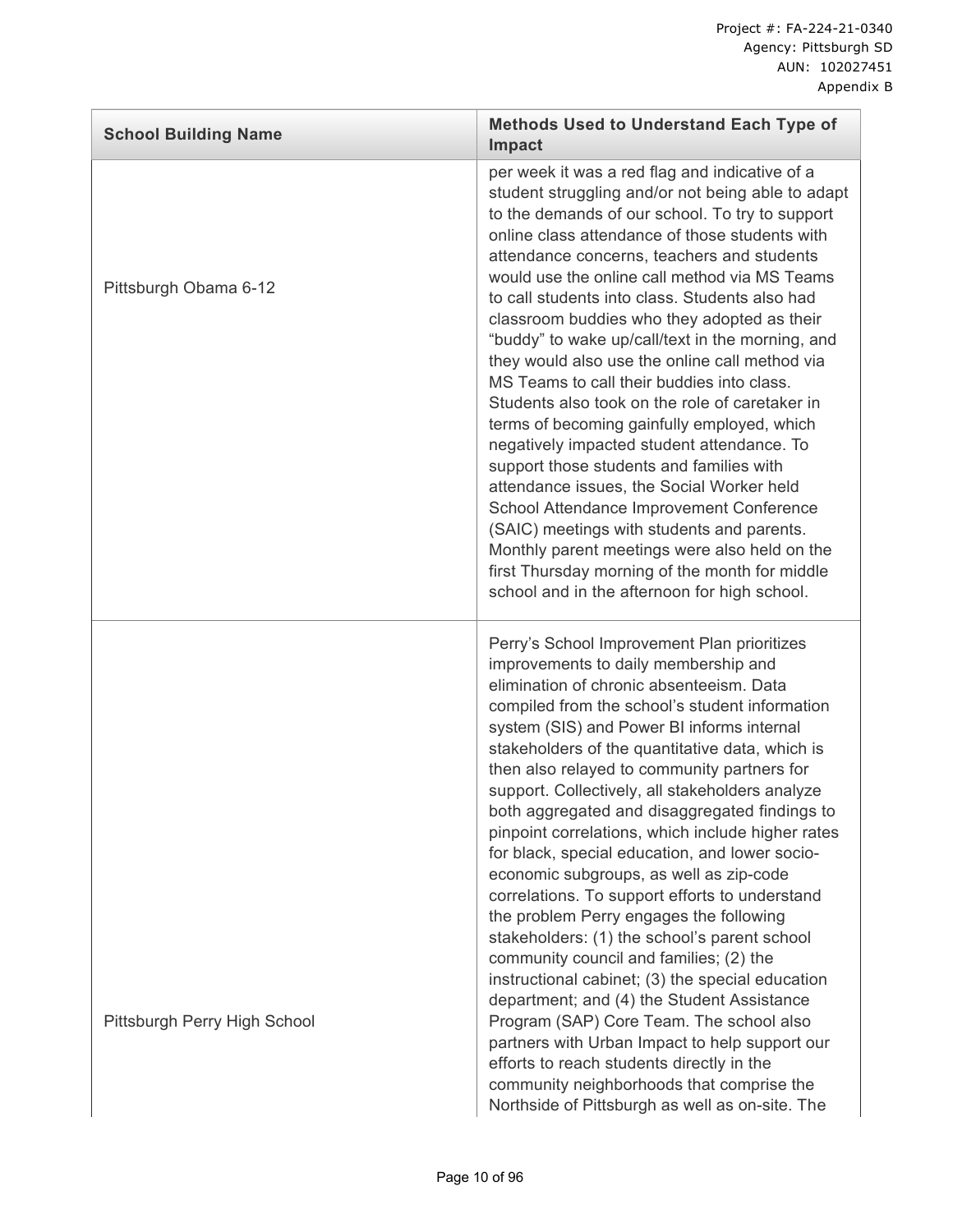| School Building Name | Methods Used to Understand Each Type of Impact |
|---|---|
| Pittsburgh Obama 6-12 | per week it was a red flag and indicative of a student struggling and/or not being able to adapt to the demands of our school. To try to support online class attendance of those students with attendance concerns, teachers and students would use the online call method via MS Teams to call students into class. Students also had classroom buddies who they adopted as their "buddy" to wake up/call/text in the morning, and they would also use the online call method via MS Teams to call their buddies into class. Students also took on the role of caretaker in terms of becoming gainfully employed, which negatively impacted student attendance. To support those students and families with attendance issues, the Social Worker held School Attendance Improvement Conference (SAIC) meetings with students and parents. Monthly parent meetings were also held on the first Thursday morning of the month for middle school and in the afternoon for high school. |
| Pittsburgh Perry High School | Perry's School Improvement Plan prioritizes improvements to daily membership and elimination of chronic absenteeism. Data compiled from the school's student information system (SIS) and Power BI informs internal stakeholders of the quantitative data, which is then also relayed to community partners for support. Collectively, all stakeholders analyze both aggregated and disaggregated findings to pinpoint correlations, which include higher rates for black, special education, and lower socio-economic subgroups, as well as zip-code correlations. To support efforts to understand the problem Perry engages the following stakeholders: (1) the school's parent school community council and families; (2) the instructional cabinet; (3) the special education department; and (4) the Student Assistance Program (SAP) Core Team. The school also partners with Urban Impact to help support our efforts to reach students directly in the community neighborhoods that comprise the Northside of Pittsburgh as well as on-site. The |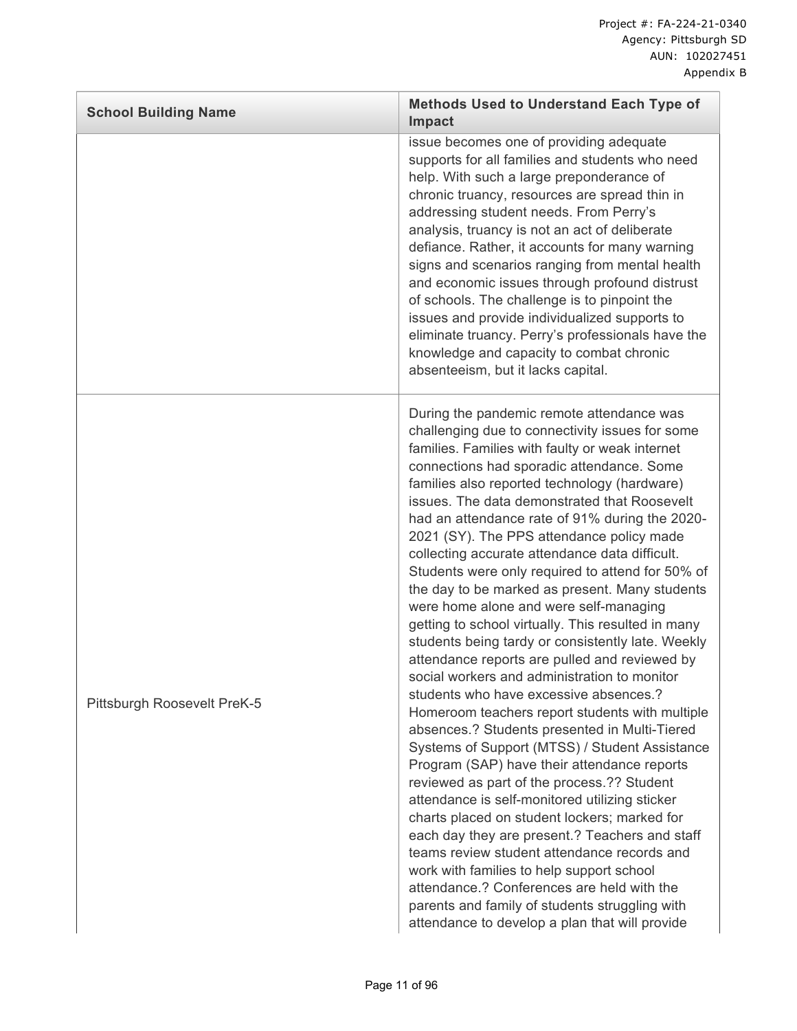| School Building Name | Methods Used to Understand Each Type of Impact |
|---|---|
| | issue becomes one of providing adequate supports for all families and students who need help. With such a large preponderance of chronic truancy, resources are spread thin in addressing student needs. From Perry's analysis, truancy is not an act of deliberate defiance. Rather, it accounts for many warning signs and scenarios ranging from mental health and economic issues through profound distrust of schools. The challenge is to pinpoint the issues and provide individualized supports to eliminate truancy. Perry's professionals have the knowledge and capacity to combat chronic absenteeism, but it lacks capital. |
| Pittsburgh Roosevelt PreK-5 | During the pandemic remote attendance was challenging due to connectivity issues for some families. Families with faulty or weak internet connections had sporadic attendance. Some families also reported technology (hardware) issues. The data demonstrated that Roosevelt had an attendance rate of 91% during the 2020-2021 (SY). The PPS attendance policy made collecting accurate attendance data difficult. Students were only required to attend for 50% of the day to be marked as present. Many students were home alone and were self-managing getting to school virtually. This resulted in many students being tardy or consistently late. Weekly attendance reports are pulled and reviewed by social workers and administration to monitor students who have excessive absences.? Homeroom teachers report students with multiple absences.? Students presented in Multi-Tiered Systems of Support (MTSS) / Student Assistance Program (SAP) have their attendance reports reviewed as part of the process.?? Student attendance is self-monitored utilizing sticker charts placed on student lockers; marked for each day they are present.? Teachers and staff teams review student attendance records and work with families to help support school attendance.? Conferences are held with the parents and family of students struggling with attendance to develop a plan that will provide |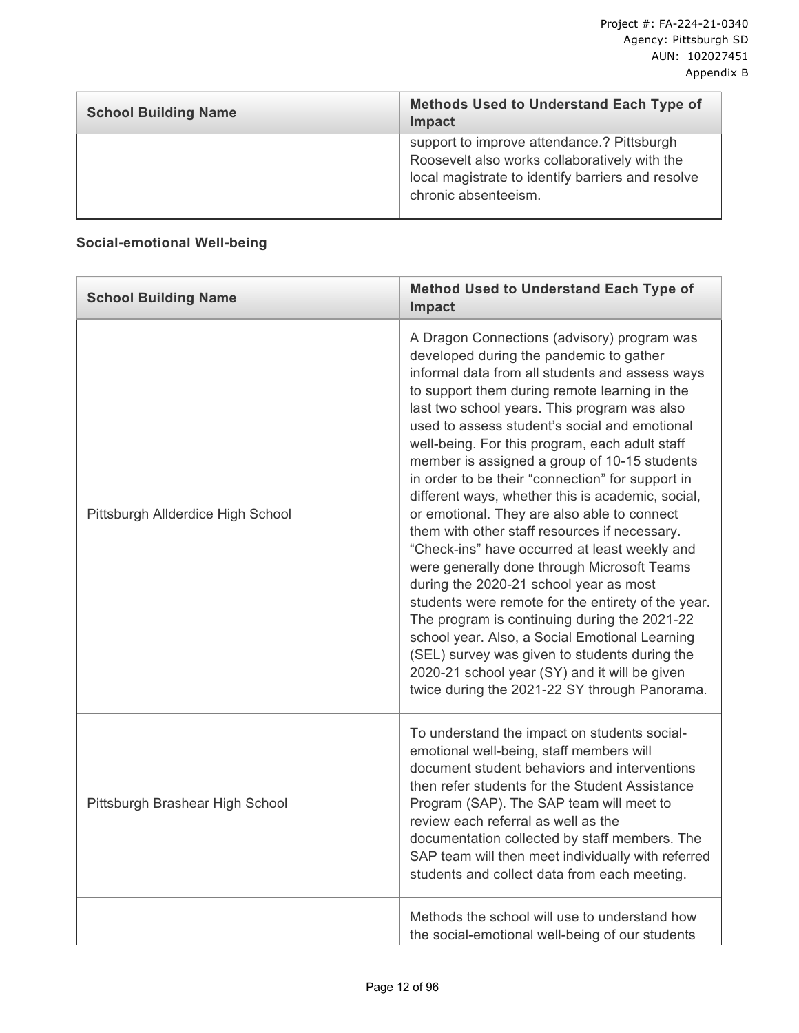| School Building Name | Methods Used to Understand Each Type of Impact |
|---|---|
| | support to improve attendance.? Pittsburgh Roosevelt also works collaboratively with the local magistrate to identify barriers and resolve chronic absenteeism. |

**Social-emotional Well-being**

| School Building Name | Method Used to Understand Each Type of Impact |
|---|---|
| Pittsburgh Allderdice High School | A Dragon Connections (advisory) program was developed during the pandemic to gather informal data from all students and assess ways to support them during remote learning in the last two school years. This program was also used to assess student's social and emotional well-being. For this program, each adult staff member is assigned a group of 10-15 students in order to be their "connection" for support in different ways, whether this is academic, social, or emotional. They are also able to connect them with other staff resources if necessary. "Check-ins" have occurred at least weekly and were generally done through Microsoft Teams during the 2020-21 school year as most students were remote for the entirety of the year. The program is continuing during the 2021-22 school year. Also, a Social Emotional Learning (SEL) survey was given to students during the 2020-21 school year (SY) and it will be given twice during the 2021-22 SY through Panorama. |
| Pittsburgh Brashear High School | To understand the impact on students social-emotional well-being, staff members will document student behaviors and interventions then refer students for the Student Assistance Program (SAP). The SAP team will meet to review each referral as well as the documentation collected by staff members. The SAP team will then meet individually with referred students and collect data from each meeting. |
| | Methods the school will use to understand how the social-emotional well-being of our students |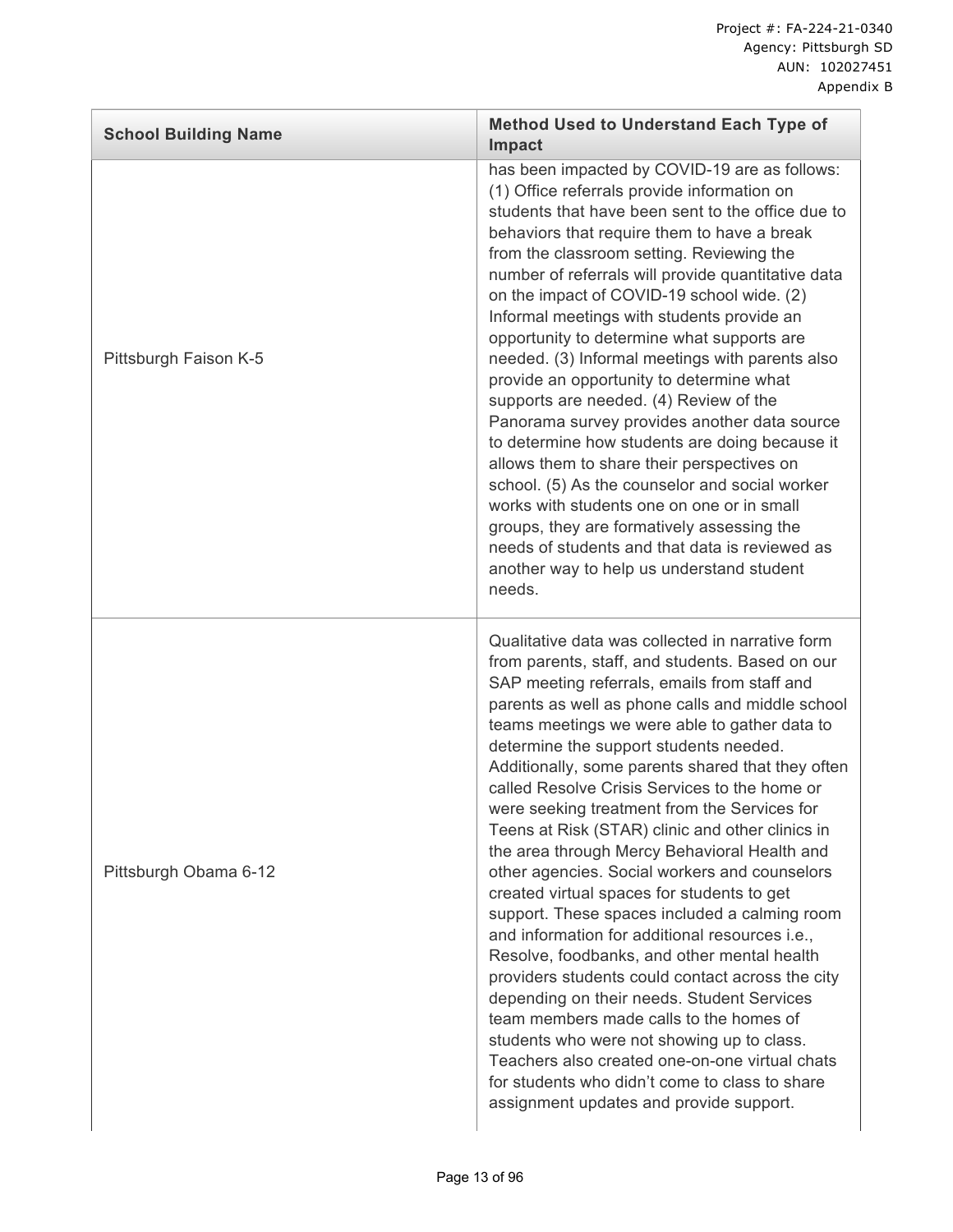| School Building Name | Method Used to Understand Each Type of Impact |
| --- | --- |
| Pittsburgh Faison K-5 | has been impacted by COVID-19 are as follows: (1) Office referrals provide information on students that have been sent to the office due to behaviors that require them to have a break from the classroom setting. Reviewing the number of referrals will provide quantitative data on the impact of COVID-19 school wide. (2) Informal meetings with students provide an opportunity to determine what supports are needed. (3) Informal meetings with parents also provide an opportunity to determine what supports are needed. (4) Review of the Panorama survey provides another data source to determine how students are doing because it allows them to share their perspectives on school. (5) As the counselor and social worker works with students one on one or in small groups, they are formatively assessing the needs of students and that data is reviewed as another way to help us understand student needs. |
| Pittsburgh Obama 6-12 | Qualitative data was collected in narrative form from parents, staff, and students. Based on our SAP meeting referrals, emails from staff and parents as well as phone calls and middle school teams meetings we were able to gather data to determine the support students needed. Additionally, some parents shared that they often called Resolve Crisis Services to the home or were seeking treatment from the Services for Teens at Risk (STAR) clinic and other clinics in the area through Mercy Behavioral Health and other agencies. Social workers and counselors created virtual spaces for students to get support. These spaces included a calming room and information for additional resources i.e., Resolve, foodbanks, and other mental health providers students could contact across the city depending on their needs. Student Services team members made calls to the homes of students who were not showing up to class. Teachers also created one-on-one virtual chats for students who didn't come to class to share assignment updates and provide support. |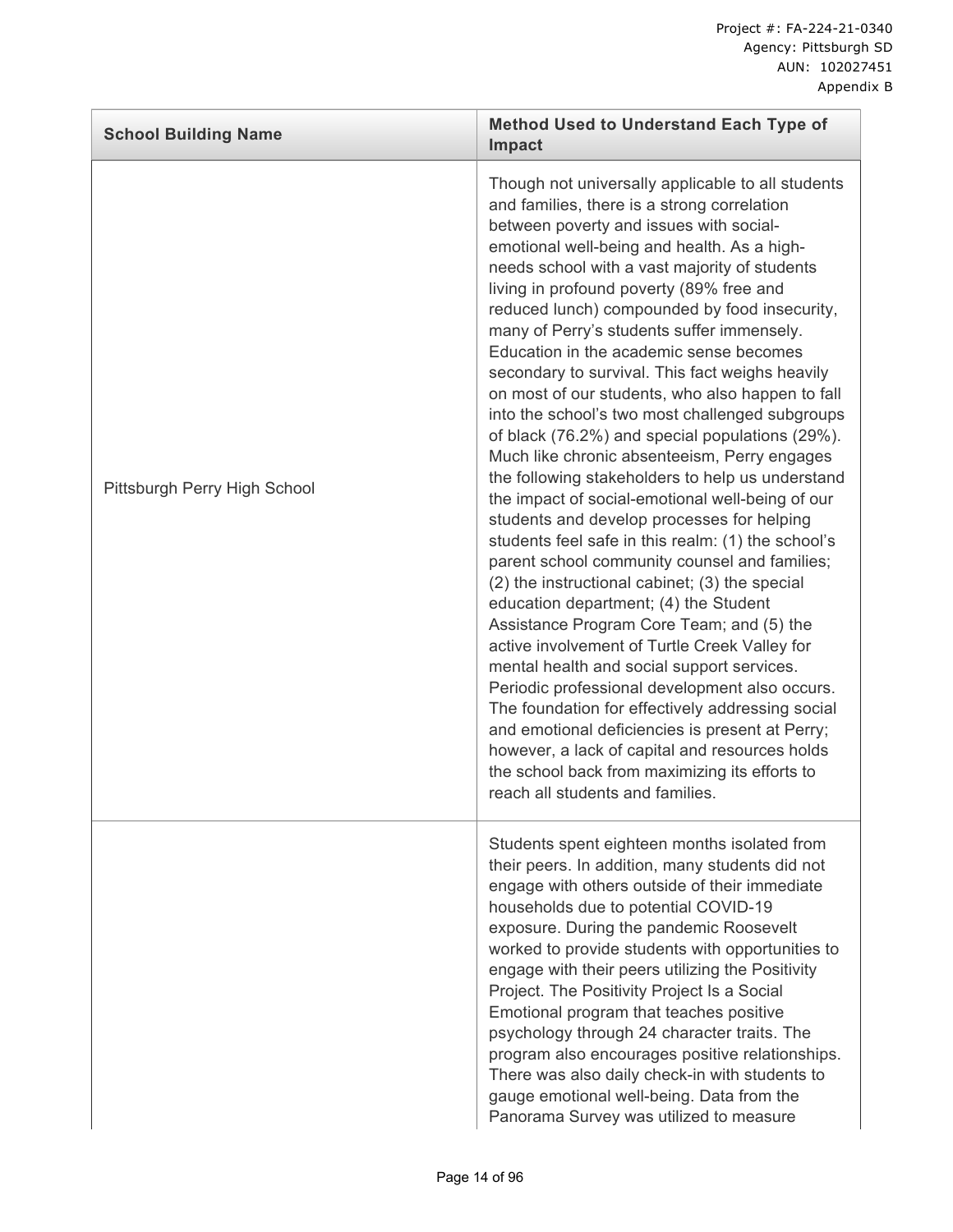| School Building Name | Method Used to Understand Each Type of Impact |
|---|---|
| Pittsburgh Perry High School | Though not universally applicable to all students and families, there is a strong correlation between poverty and issues with social-emotional well-being and health. As a high-needs school with a vast majority of students living in profound poverty (89% free and reduced lunch) compounded by food insecurity, many of Perry's students suffer immensely. Education in the academic sense becomes secondary to survival. This fact weighs heavily on most of our students, who also happen to fall into the school's two most challenged subgroups of black (76.2%) and special populations (29%). Much like chronic absenteeism, Perry engages the following stakeholders to help us understand the impact of social-emotional well-being of our students and develop processes for helping students feel safe in this realm: (1) the school's parent school community counsel and families; (2) the instructional cabinet; (3) the special education department; (4) the Student Assistance Program Core Team; and (5) the active involvement of Turtle Creek Valley for mental health and social support services. Periodic professional development also occurs. The foundation for effectively addressing social and emotional deficiencies is present at Perry; however, a lack of capital and resources holds the school back from maximizing its efforts to reach all students and families. |
| | Students spent eighteen months isolated from their peers. In addition, many students did not engage with others outside of their immediate households due to potential COVID-19 exposure. During the pandemic Roosevelt worked to provide students with opportunities to engage with their peers utilizing the Positivity Project. The Positivity Project Is a Social Emotional program that teaches positive psychology through 24 character traits. The program also encourages positive relationships. There was also daily check-in with students to gauge emotional well-being. Data from the Panorama Survey was utilized to measure |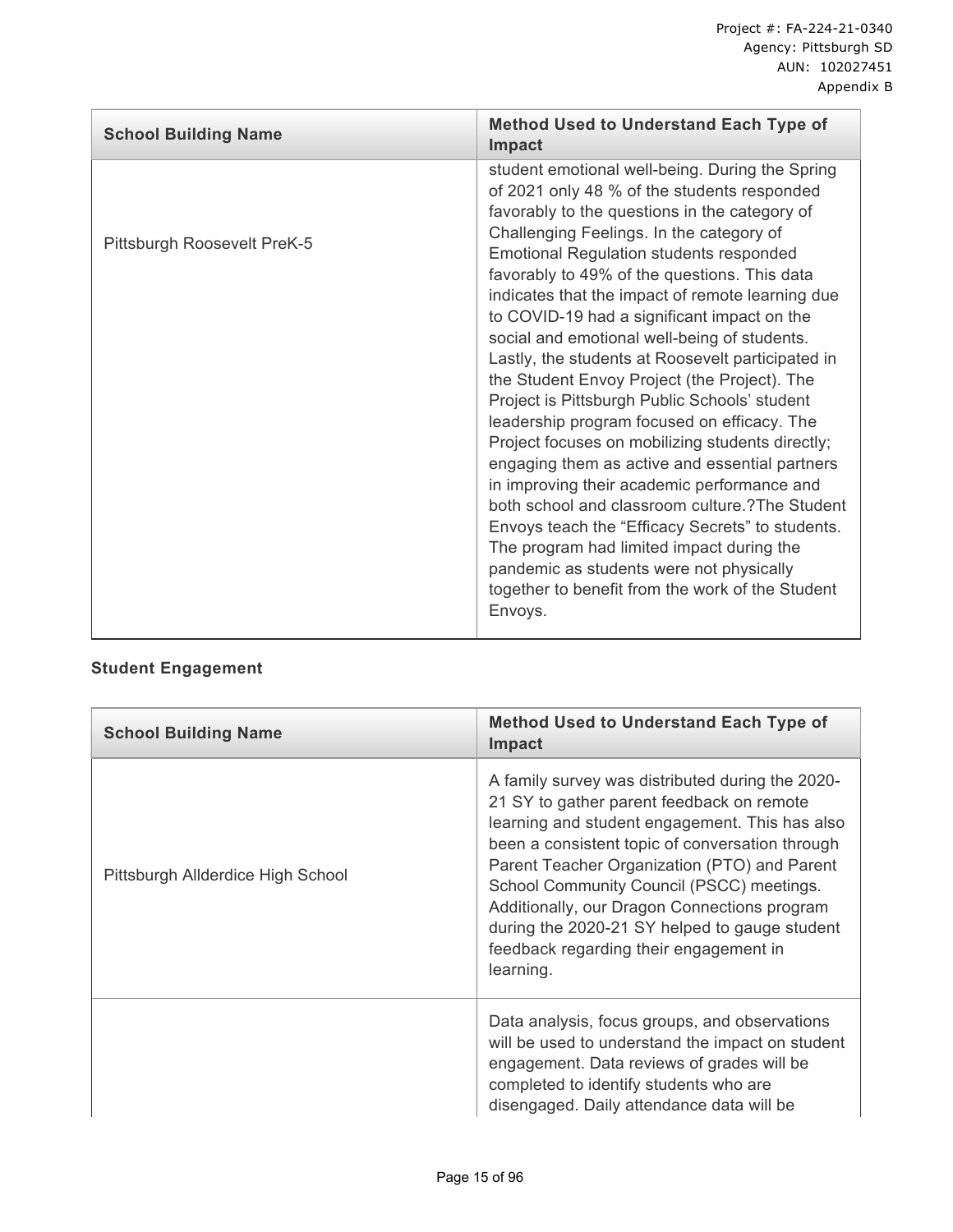| School Building Name | Method Used to Understand Each Type of Impact |
|---|---|
| Pittsburgh Roosevelt PreK-5 | student emotional well-being. During the Spring of 2021 only 48 % of the students responded favorably to the questions in the category of Challenging Feelings. In the category of Emotional Regulation students responded favorably to 49% of the questions. This data indicates that the impact of remote learning due to COVID-19 had a significant impact on the social and emotional well-being of students. Lastly, the students at Roosevelt participated in the Student Envoy Project (the Project). The Project is Pittsburgh Public Schools' student leadership program focused on efficacy. The Project focuses on mobilizing students directly; engaging them as active and essential partners in improving their academic performance and both school and classroom culture.?The Student Envoys teach the "Efficacy Secrets" to students. The program had limited impact during the pandemic as students were not physically together to benefit from the work of the Student Envoys. |

**Student Engagement**

| School Building Name | Method Used to Understand Each Type of Impact |
|---|---|
| Pittsburgh Allderdice High School | A family survey was distributed during the 2020-21 SY to gather parent feedback on remote learning and student engagement. This has also been a consistent topic of conversation through Parent Teacher Organization (PTO) and Parent School Community Council (PSCC) meetings. Additionally, our Dragon Connections program during the 2020-21 SY helped to gauge student feedback regarding their engagement in learning. |
| | Data analysis, focus groups, and observations will be used to understand the impact on student engagement. Data reviews of grades will be completed to identify students who are disengaged. Daily attendance data will be |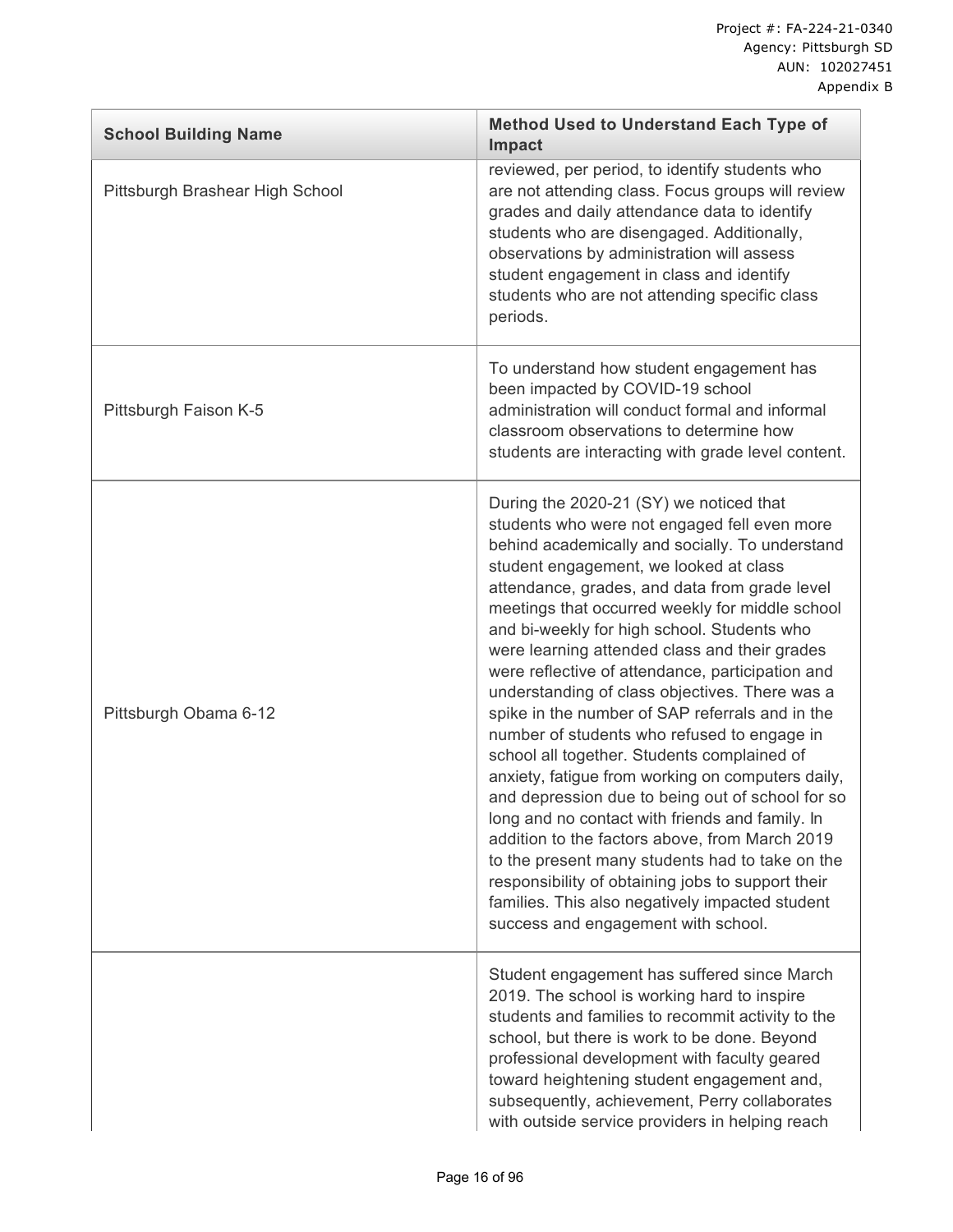| School Building Name | Method Used to Understand Each Type of Impact |
|---|---|
| Pittsburgh Brashear High School | reviewed, per period, to identify students who are not attending class. Focus groups will review grades and daily attendance data to identify students who are disengaged. Additionally, observations by administration will assess student engagement in class and identify students who are not attending specific class periods. |
| Pittsburgh Faison K-5 | To understand how student engagement has been impacted by COVID-19 school administration will conduct formal and informal classroom observations to determine how students are interacting with grade level content. |
| Pittsburgh Obama 6-12 | During the 2020-21 (SY) we noticed that students who were not engaged fell even more behind academically and socially. To understand student engagement, we looked at class attendance, grades, and data from grade level meetings that occurred weekly for middle school and bi-weekly for high school. Students who were learning attended class and their grades were reflective of attendance, participation and understanding of class objectives. There was a spike in the number of SAP referrals and in the number of students who refused to engage in school all together. Students complained of anxiety, fatigue from working on computers daily, and depression due to being out of school for so long and no contact with friends and family. In addition to the factors above, from March 2019 to the present many students had to take on the responsibility of obtaining jobs to support their families. This also negatively impacted student success and engagement with school. |
| | Student engagement has suffered since March 2019. The school is working hard to inspire students and families to recommit activity to the school, but there is work to be done. Beyond professional development with faculty geared toward heightening student engagement and, subsequently, achievement, Perry collaborates with outside service providers in helping reach |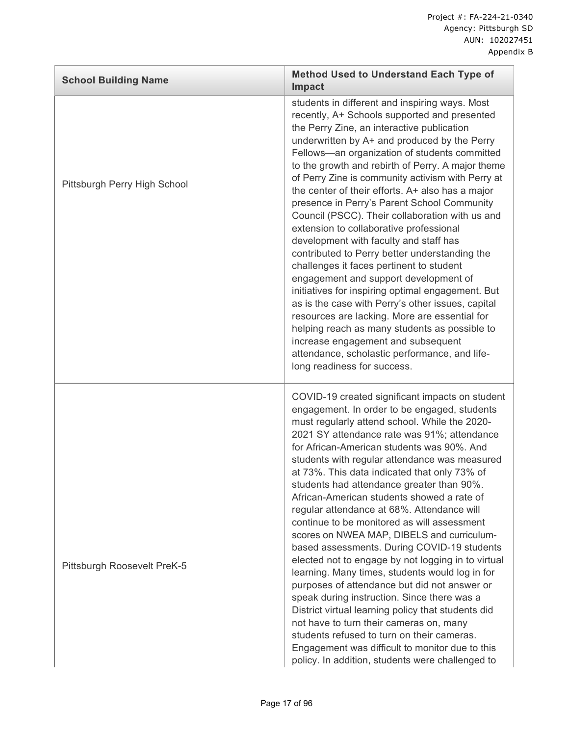| School Building Name | Method Used to Understand Each Type of Impact |
|---|---|
| Pittsburgh Perry High School | students in different and inspiring ways. Most recently, A+ Schools supported and presented the Perry Zine, an interactive publication underwritten by A+ and produced by the Perry Fellows—an organization of students committed to the growth and rebirth of Perry. A major theme of Perry Zine is community activism with Perry at the center of their efforts. A+ also has a major presence in Perry's Parent School Community Council (PSCC). Their collaboration with us and extension to collaborative professional development with faculty and staff has contributed to Perry better understanding the challenges it faces pertinent to student engagement and support development of initiatives for inspiring optimal engagement. But as is the case with Perry's other issues, capital resources are lacking. More are essential for helping reach as many students as possible to increase engagement and subsequent attendance, scholastic performance, and life-long readiness for success. |
| Pittsburgh Roosevelt PreK-5 | COVID-19 created significant impacts on student engagement. In order to be engaged, students must regularly attend school. While the 2020-2021 SY attendance rate was 91%; attendance for African-American students was 90%. And students with regular attendance was measured at 73%. This data indicated that only 73% of students had attendance greater than 90%. African-American students showed a rate of regular attendance at 68%. Attendance will continue to be monitored as will assessment scores on NWEA MAP, DIBELS and curriculum-based assessments. During COVID-19 students elected not to engage by not logging in to virtual learning. Many times, students would log in for purposes of attendance but did not answer or speak during instruction. Since there was a District virtual learning policy that students did not have to turn their cameras on, many students refused to turn on their cameras. Engagement was difficult to monitor due to this policy. In addition, students were challenged to |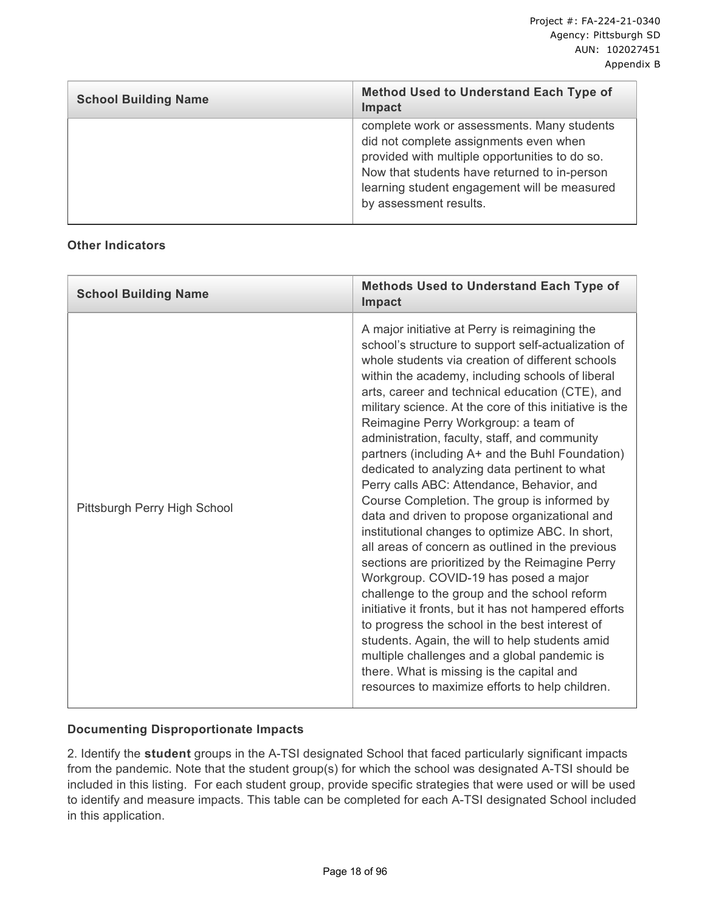| School Building Name | Method Used to Understand Each Type of Impact |
| --- | --- |
| | complete work or assessments. Many students did not complete assignments even when provided with multiple opportunities to do so. Now that students have returned to in-person learning student engagement will be measured by assessment results. |

**Other Indicators**

| School Building Name | Methods Used to Understand Each Type of Impact |
| --- | --- |
| Pittsburgh Perry High School | A major initiative at Perry is reimagining the school's structure to support self-actualization of whole students via creation of different schools within the academy, including schools of liberal arts, career and technical education (CTE), and military science. At the core of this initiative is the Reimagine Perry Workgroup: a team of administration, faculty, staff, and community partners (including A+ and the Buhl Foundation) dedicated to analyzing data pertinent to what Perry calls ABC: Attendance, Behavior, and Course Completion. The group is informed by data and driven to propose organizational and institutional changes to optimize ABC. In short, all areas of concern as outlined in the previous sections are prioritized by the Reimagine Perry Workgroup. COVID-19 has posed a major challenge to the group and the school reform initiative it fronts, but it has not hampered efforts to progress the school in the best interest of students. Again, the will to help students amid multiple challenges and a global pandemic is there. What is missing is the capital and resources to maximize efforts to help children. |

**Documenting Disproportionate Impacts**

2. Identify the **student** groups in the A-TSI designated School that faced particularly significant impacts from the pandemic. Note that the student group(s) for which the school was designated A-TSI should be included in this listing. For each student group, provide specific strategies that were used or will be used to identify and measure impacts. This table can be completed for each A-TSI designated School included in this application.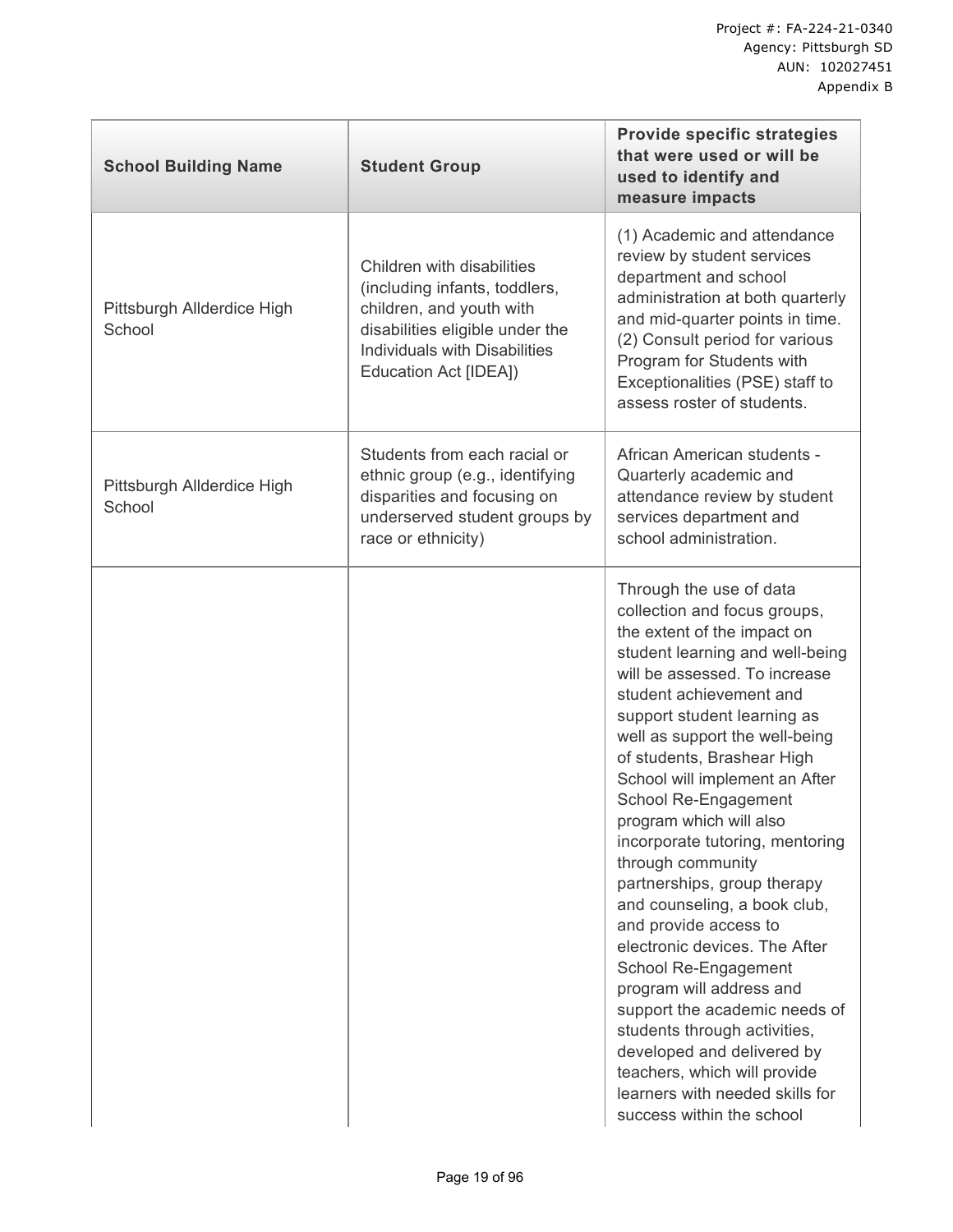| School Building Name | Student Group | Provide specific strategies that were used or will be used to identify and measure impacts |
| --- | --- | --- |
| Pittsburgh Allderdice High School | Children with disabilities (including infants, toddlers, children, and youth with disabilities eligible under the Individuals with Disabilities Education Act [IDEA]) | (1) Academic and attendance review by student services department and school administration at both quarterly and mid-quarter points in time. (2) Consult period for various Program for Students with Exceptionalities (PSE) staff to assess roster of students. |
| Pittsburgh Allderdice High School | Students from each racial or ethnic group (e.g., identifying disparities and focusing on underserved student groups by race or ethnicity) | African American students - Quarterly academic and attendance review by student services department and school administration. |
| | | Through the use of data collection and focus groups, the extent of the impact on student learning and well-being will be assessed. To increase student achievement and support student learning as well as support the well-being of students, Brashear High School will implement an After School Re-Engagement program which will also incorporate tutoring, mentoring through community partnerships, group therapy and counseling, a book club, and provide access to electronic devices. The After School Re-Engagement program will address and support the academic needs of students through activities, developed and delivered by teachers, which will provide learners with needed skills for success within the school |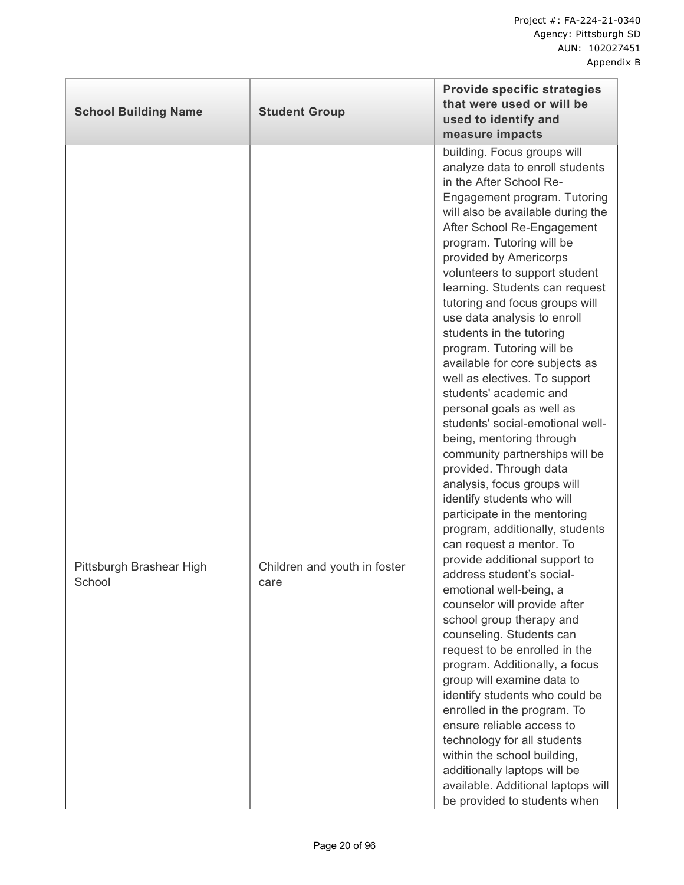| School Building Name | Student Group | Provide specific strategies that were used or will be used to identify and measure impacts |
|---|---|---|
| Pittsburgh Brashear High School | Children and youth in foster care | building. Focus groups will analyze data to enroll students in the After School Re-Engagement program. Tutoring will also be available during the After School Re-Engagement program. Tutoring will be provided by Americorps volunteers to support student learning. Students can request tutoring and focus groups will use data analysis to enroll students in the tutoring program. Tutoring will be available for core subjects as well as electives. To support students' academic and personal goals as well as students' social-emotional well-being, mentoring through community partnerships will be provided. Through data analysis, focus groups will identify students who will participate in the mentoring program, additionally, students can request a mentor. To provide additional support to address student's social-emotional well-being, a counselor will provide after school group therapy and counseling. Students can request to be enrolled in the program. Additionally, a focus group will examine data to identify students who could be enrolled in the program. To ensure reliable access to technology for all students within the school building, additionally laptops will be available. Additional laptops will be provided to students when |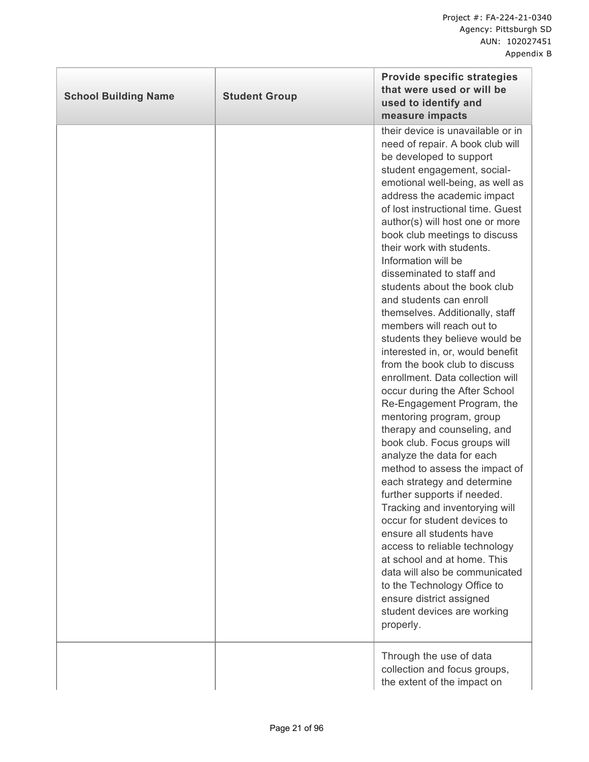| School Building Name | Student Group | Provide specific strategies that were used or will be used to identify and measure impacts |
|---|---|---|
| | | their device is unavailable or in need of repair. A book club will be developed to support student engagement, social-emotional well-being, as well as address the academic impact of lost instructional time. Guest author(s) will host one or more book club meetings to discuss their work with students. Information will be disseminated to staff and students about the book club and students can enroll themselves. Additionally, staff members will reach out to students they believe would be interested in, or, would benefit from the book club to discuss enrollment. Data collection will occur during the After School Re-Engagement Program, the mentoring program, group therapy and counseling, and book club. Focus groups will analyze the data for each method to assess the impact of each strategy and determine further supports if needed. Tracking and inventorying will occur for student devices to ensure all students have access to reliable technology at school and at home. This data will also be communicated to the Technology Office to ensure district assigned student devices are working properly. |
| | | Through the use of data collection and focus groups, the extent of the impact on |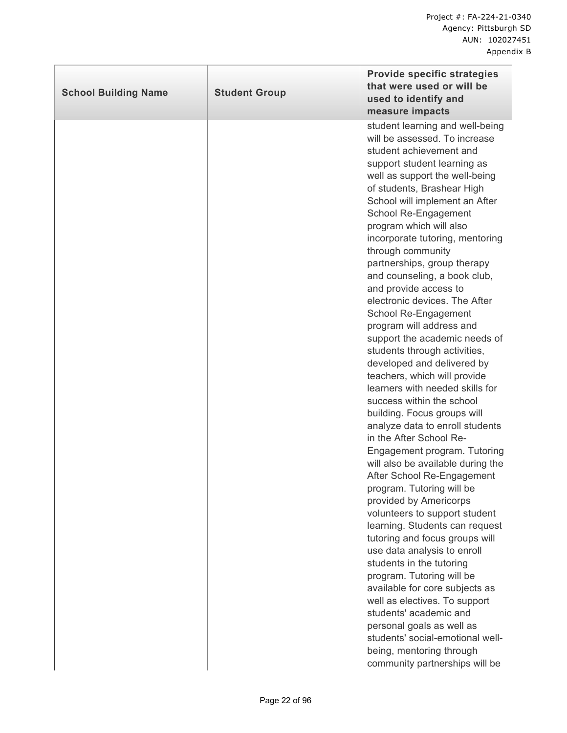| School Building Name | Student Group | Provide specific strategies that were used or will be used to identify and measure impacts |
|---|---|---|
| | | student learning and well-being will be assessed. To increase student achievement and support student learning as well as support the well-being of students, Brashear High School will implement an After School Re-Engagement program which will also incorporate tutoring, mentoring through community partnerships, group therapy and counseling, a book club, and provide access to electronic devices. The After School Re-Engagement program will address and support the academic needs of students through activities, developed and delivered by teachers, which will provide learners with needed skills for success within the school building. Focus groups will analyze data to enroll students in the After School Re-Engagement program. Tutoring will also be available during the After School Re-Engagement program. Tutoring will be provided by Americorps volunteers to support student learning. Students can request tutoring and focus groups will use data analysis to enroll students in the tutoring program. Tutoring will be available for core subjects as well as electives. To support students' academic and personal goals as well as students' social-emotional well-being, mentoring through community partnerships will be |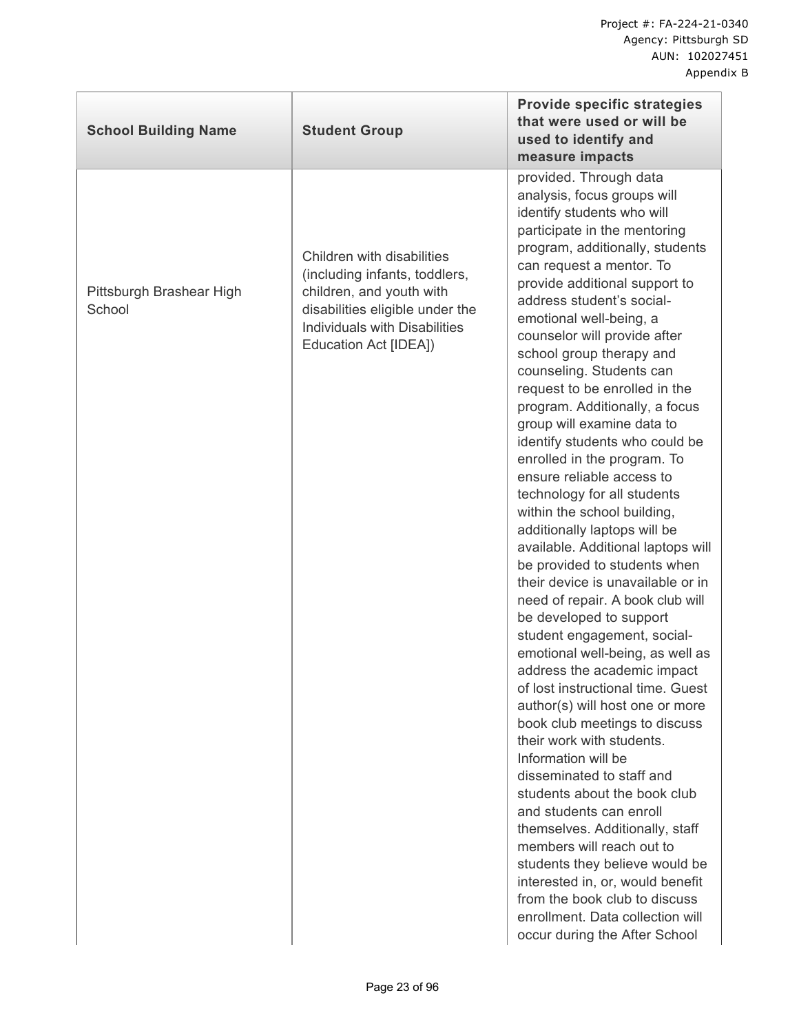| School Building Name | Student Group | Provide specific strategies that were used or will be used to identify and measure impacts |
|---|---|---|
| Pittsburgh Brashear High School | Children with disabilities (including infants, toddlers, children, and youth with disabilities eligible under the Individuals with Disabilities Education Act [IDEA]) | provided. Through data analysis, focus groups will identify students who will participate in the mentoring program, additionally, students can request a mentor. To provide additional support to address student's social-emotional well-being, a counselor will provide after school group therapy and counseling. Students can request to be enrolled in the program. Additionally, a focus group will examine data to identify students who could be enrolled in the program. To ensure reliable access to technology for all students within the school building, additionally laptops will be available. Additional laptops will be provided to students when their device is unavailable or in need of repair. A book club will be developed to support student engagement, social-emotional well-being, as well as address the academic impact of lost instructional time. Guest author(s) will host one or more book club meetings to discuss their work with students. Information will be disseminated to staff and students about the book club and students can enroll themselves. Additionally, staff members will reach out to students they believe would be interested in, or, would benefit from the book club to discuss enrollment. Data collection will occur during the After School |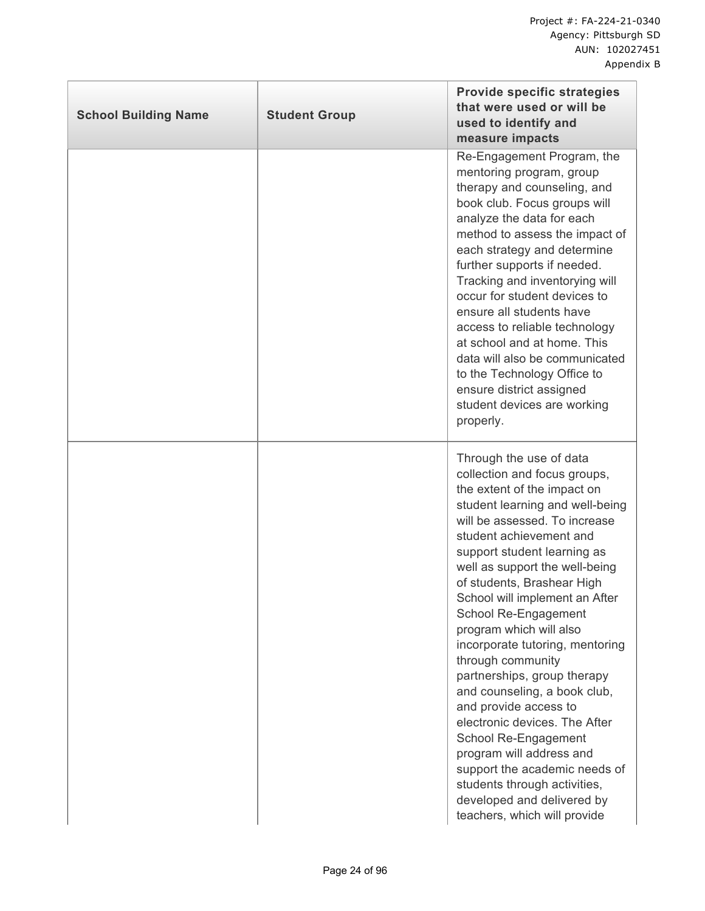| School Building Name | Student Group | Provide specific strategies that were used or will be used to identify and measure impacts |
|---|---|---|
| | | Re-Engagement Program, the mentoring program, group therapy and counseling, and book club. Focus groups will analyze the data for each method to assess the impact of each strategy and determine further supports if needed. Tracking and inventorying will occur for student devices to ensure all students have access to reliable technology at school and at home. This data will also be communicated to the Technology Office to ensure district assigned student devices are working properly. |
| | | Through the use of data collection and focus groups, the extent of the impact on student learning and well-being will be assessed. To increase student achievement and support student learning as well as support the well-being of students, Brashear High School will implement an After School Re-Engagement program which will also incorporate tutoring, mentoring through community partnerships, group therapy and counseling, a book club, and provide access to electronic devices. The After School Re-Engagement program will address and support the academic needs of students through activities, developed and delivered by teachers, which will provide |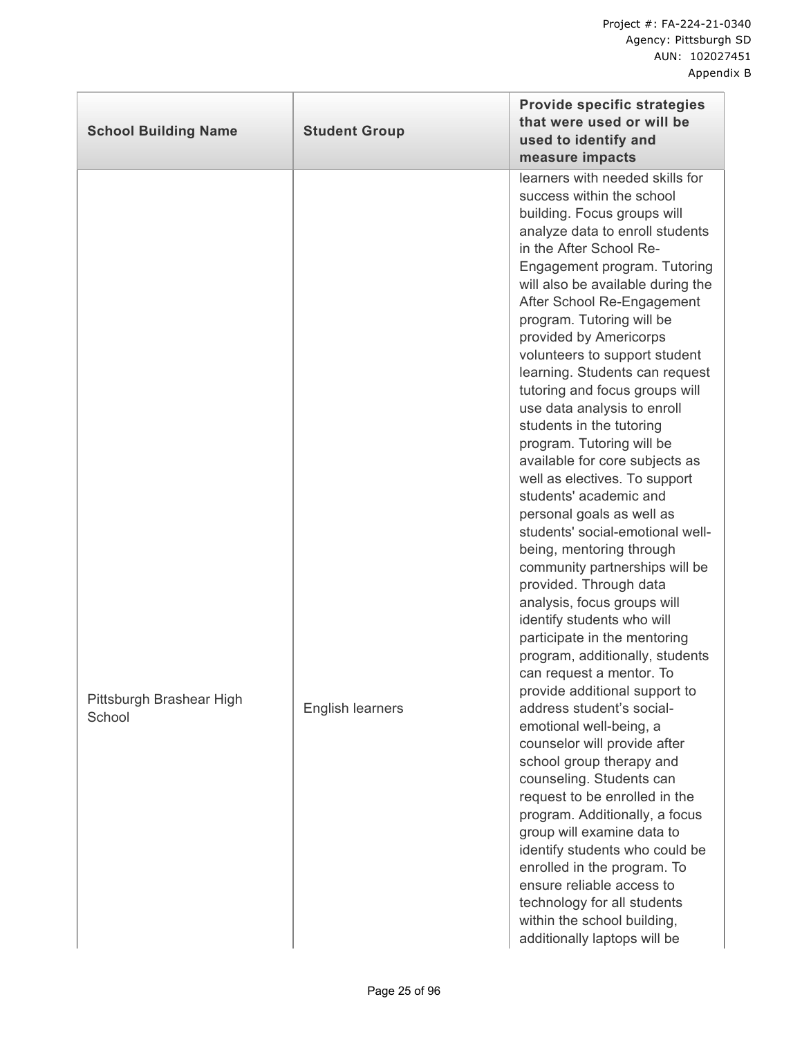| School Building Name | Student Group | Provide specific strategies that were used or will be used to identify and measure impacts |
|---|---|---|
| Pittsburgh Brashear High School | English learners | learners with needed skills for success within the school building. Focus groups will analyze data to enroll students in the After School Re-Engagement program. Tutoring will also be available during the After School Re-Engagement program. Tutoring will be provided by Americorps volunteers to support student learning. Students can request tutoring and focus groups will use data analysis to enroll students in the tutoring program. Tutoring will be available for core subjects as well as electives. To support students' academic and personal goals as well as students' social-emotional well-being, mentoring through community partnerships will be provided. Through data analysis, focus groups will identify students who will participate in the mentoring program, additionally, students can request a mentor. To provide additional support to address student's social-emotional well-being, a counselor will provide after school group therapy and counseling. Students can request to be enrolled in the program. Additionally, a focus group will examine data to identify students who could be enrolled in the program. To ensure reliable access to technology for all students within the school building, additionally laptops will be |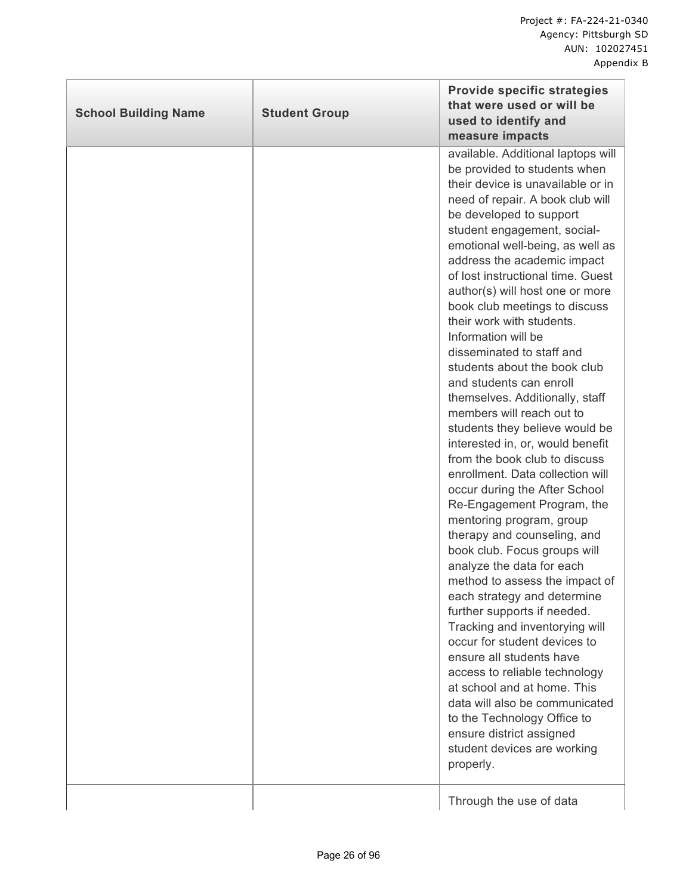| School Building Name | Student Group | Provide specific strategies that were used or will be used to identify and measure impacts |
|---|---|---|
| | | available. Additional laptops will be provided to students when their device is unavailable or in need of repair. A book club will be developed to support student engagement, social-emotional well-being, as well as address the academic impact of lost instructional time. Guest author(s) will host one or more book club meetings to discuss their work with students. Information will be disseminated to staff and students about the book club and students can enroll themselves. Additionally, staff members will reach out to students they believe would be interested in, or, would benefit from the book club to discuss enrollment. Data collection will occur during the After School Re-Engagement Program, the mentoring program, group therapy and counseling, and book club. Focus groups will analyze the data for each method to assess the impact of each strategy and determine further supports if needed. Tracking and inventorying will occur for student devices to ensure all students have access to reliable technology at school and at home. This data will also be communicated to the Technology Office to ensure district assigned student devices are working properly. |
| | | Through the use of data |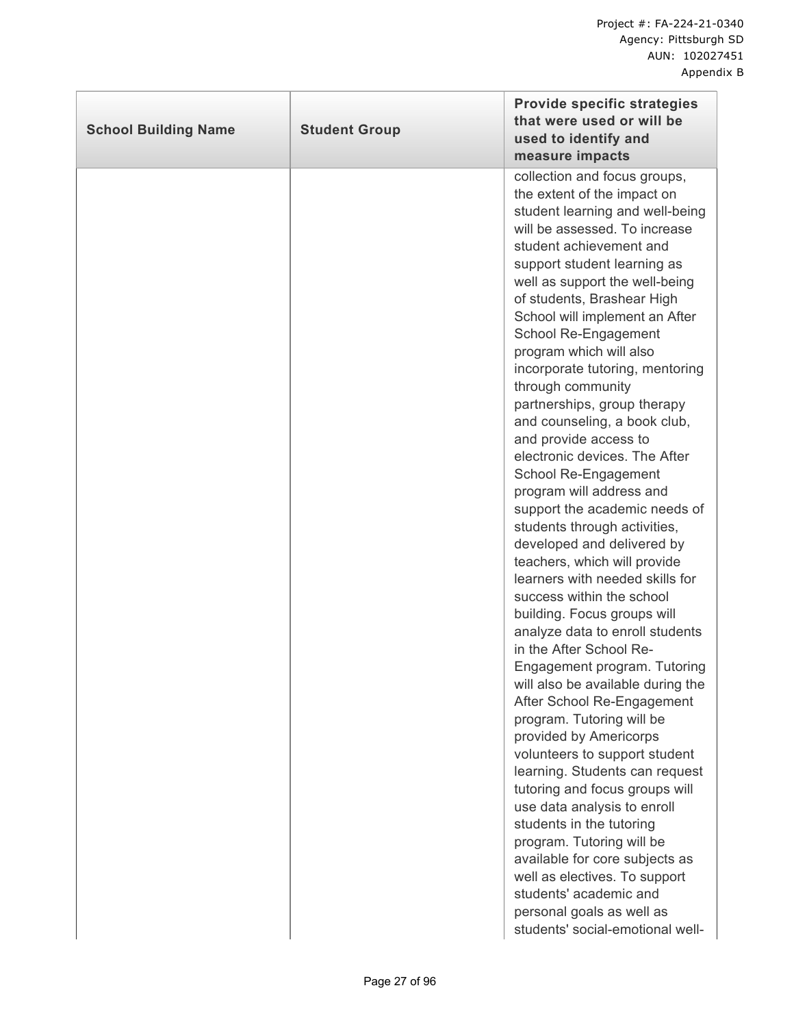| School Building Name | Student Group | Provide specific strategies that were used or will be used to identify and measure impacts |
|---|---|---|
| | | collection and focus groups, the extent of the impact on student learning and well-being will be assessed. To increase student achievement and support student learning as well as support the well-being of students, Brashear High School will implement an After School Re-Engagement program which will also incorporate tutoring, mentoring through community partnerships, group therapy and counseling, a book club, and provide access to electronic devices. The After School Re-Engagement program will address and support the academic needs of students through activities, developed and delivered by teachers, which will provide learners with needed skills for success within the school building. Focus groups will analyze data to enroll students in the After School Re-Engagement program. Tutoring will also be available during the After School Re-Engagement program. Tutoring will be provided by Americorps volunteers to support student learning. Students can request tutoring and focus groups will use data analysis to enroll students in the tutoring program. Tutoring will be available for core subjects as well as electives. To support students' academic and personal goals as well as students' social-emotional well- |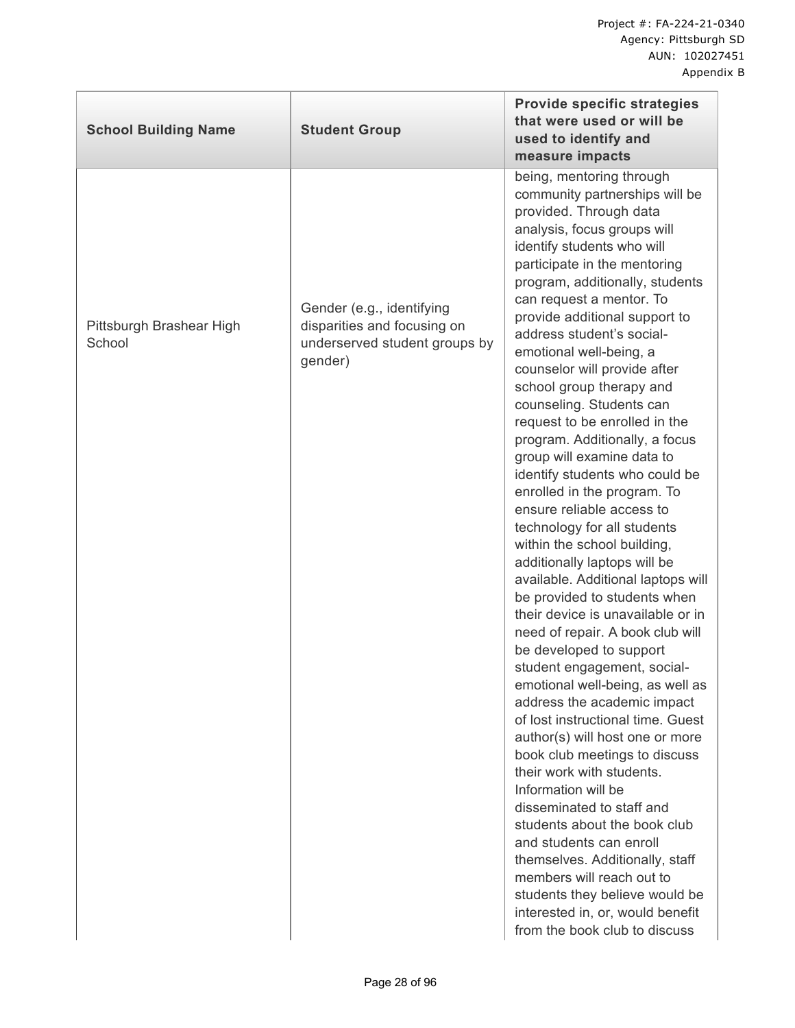| School Building Name | Student Group | Provide specific strategies that were used or will be used to identify and measure impacts |
|---|---|---|
| Pittsburgh Brashear High School | Gender (e.g., identifying disparities and focusing on underserved student groups by gender) | being, mentoring through community partnerships will be provided. Through data analysis, focus groups will identify students who will participate in the mentoring program, additionally, students can request a mentor. To provide additional support to address student's social-emotional well-being, a counselor will provide after school group therapy and counseling. Students can request to be enrolled in the program. Additionally, a focus group will examine data to identify students who could be enrolled in the program. To ensure reliable access to technology for all students within the school building, additionally laptops will be available. Additional laptops will be provided to students when their device is unavailable or in need of repair. A book club will be developed to support student engagement, social-emotional well-being, as well as address the academic impact of lost instructional time. Guest author(s) will host one or more book club meetings to discuss their work with students. Information will be disseminated to staff and students about the book club and students can enroll themselves. Additionally, staff members will reach out to students they believe would be interested in, or, would benefit from the book club to discuss |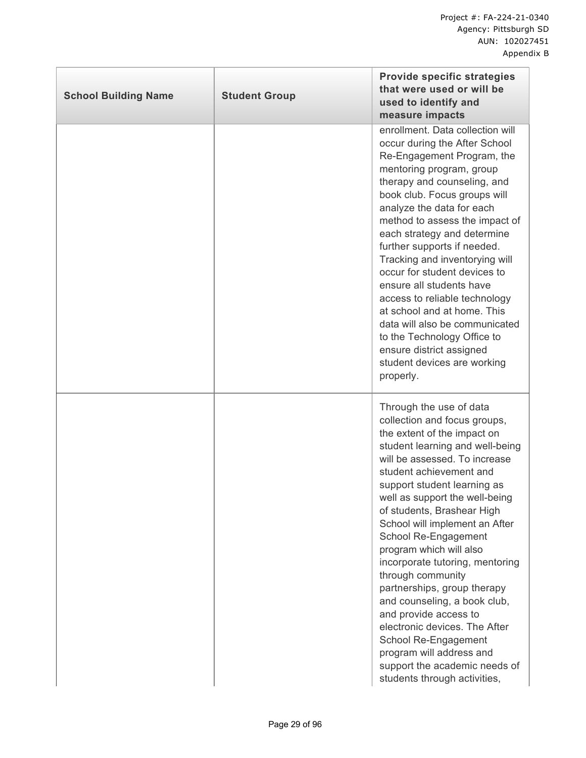| School Building Name | Student Group | Provide specific strategies that were used or will be used to identify and measure impacts |
|---|---|---|
| | | enrollment. Data collection will occur during the After School Re-Engagement Program, the mentoring program, group therapy and counseling, and book club. Focus groups will analyze the data for each method to assess the impact of each strategy and determine further supports if needed. Tracking and inventorying will occur for student devices to ensure all students have access to reliable technology at school and at home. This data will also be communicated to the Technology Office to ensure district assigned student devices are working properly. |
| | | Through the use of data collection and focus groups, the extent of the impact on student learning and well-being will be assessed. To increase student achievement and support student learning as well as support the well-being of students, Brashear High School will implement an After School Re-Engagement program which will also incorporate tutoring, mentoring through community partnerships, group therapy and counseling, a book club, and provide access to electronic devices. The After School Re-Engagement program will address and support the academic needs of students through activities, |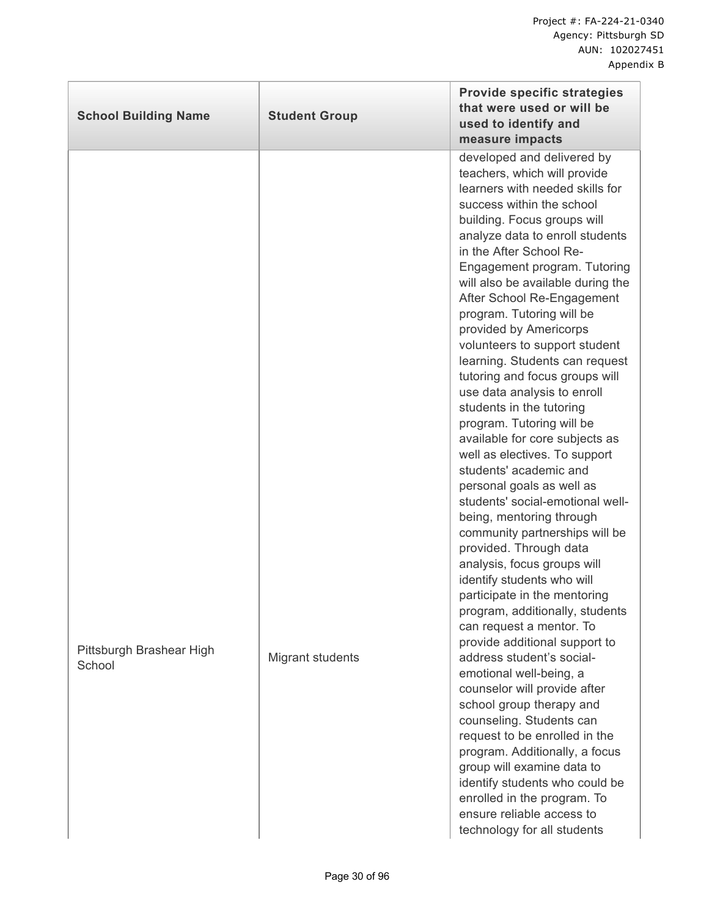| School Building Name | Student Group | Provide specific strategies that were used or will be used to identify and measure impacts |
|---|---|---|
| Pittsburgh Brashear High School | Migrant students | developed and delivered by teachers, which will provide learners with needed skills for success within the school building. Focus groups will analyze data to enroll students in the After School Re-Engagement program. Tutoring will also be available during the After School Re-Engagement program. Tutoring will be provided by Americorps volunteers to support student learning. Students can request tutoring and focus groups will use data analysis to enroll students in the tutoring program. Tutoring will be available for core subjects as well as electives. To support students' academic and personal goals as well as students' social-emotional well-being, mentoring through community partnerships will be provided. Through data analysis, focus groups will identify students who will participate in the mentoring program, additionally, students can request a mentor. To provide additional support to address student's social-emotional well-being, a counselor will provide after school group therapy and counseling. Students can request to be enrolled in the program. Additionally, a focus group will examine data to identify students who could be enrolled in the program. To ensure reliable access to technology for all students |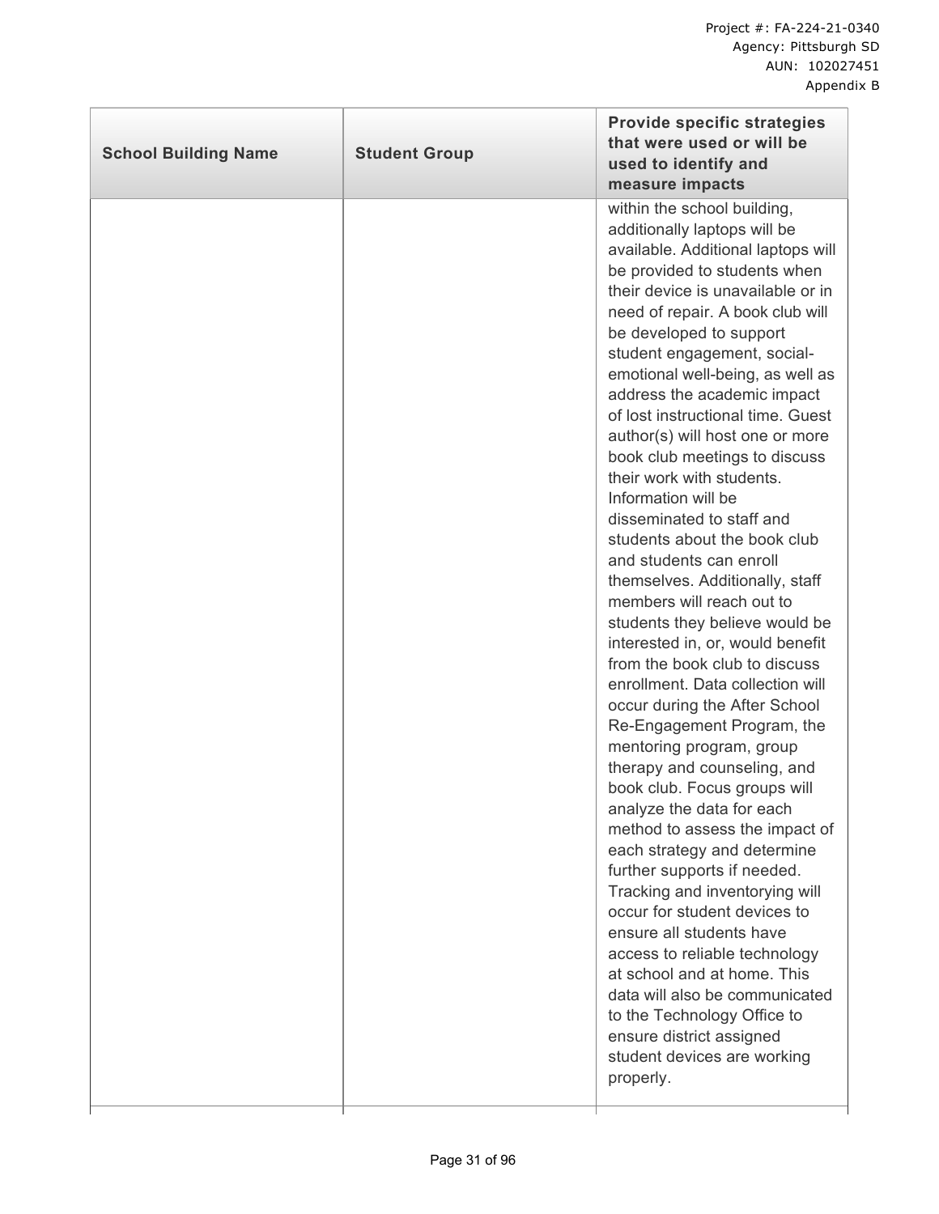| School Building Name | Student Group | Provide specific strategies that were used or will be used to identify and measure impacts |
|---|---|---|
| | | within the school building, additionally laptops will be available. Additional laptops will be provided to students when their device is unavailable or in need of repair. A book club will be developed to support student engagement, social-emotional well-being, as well as address the academic impact of lost instructional time. Guest author(s) will host one or more book club meetings to discuss their work with students. Information will be disseminated to staff and students about the book club and students can enroll themselves. Additionally, staff members will reach out to students they believe would be interested in, or, would benefit from the book club to discuss enrollment. Data collection will occur during the After School Re-Engagement Program, the mentoring program, group therapy and counseling, and book club. Focus groups will analyze the data for each method to assess the impact of each strategy and determine further supports if needed. Tracking and inventorying will occur for student devices to ensure all students have access to reliable technology at school and at home. This data will also be communicated to the Technology Office to ensure district assigned student devices are working properly. |
| | | |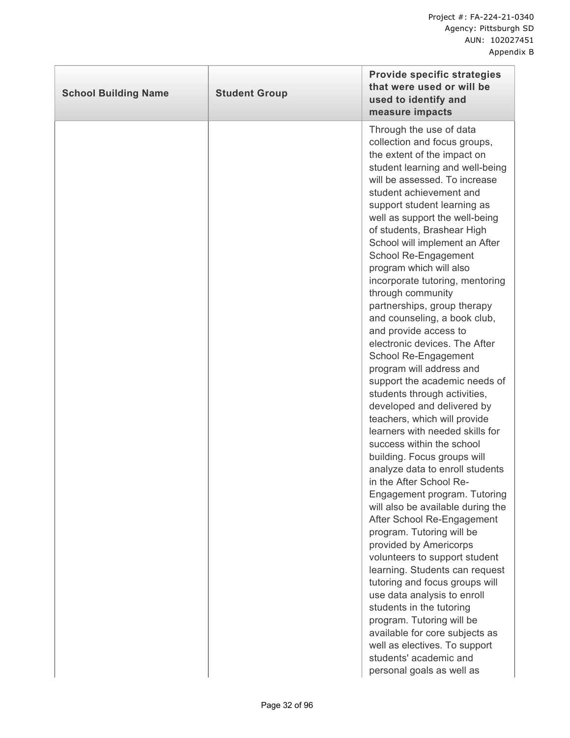| School Building Name | Student Group | Provide specific strategies that were used or will be used to identify and measure impacts |
| --- | --- | --- |
| | | Through the use of data collection and focus groups, the extent of the impact on student learning and well-being will be assessed. To increase student achievement and support student learning as well as support the well-being of students, Brashear High School will implement an After School Re-Engagement program which will also incorporate tutoring, mentoring through community partnerships, group therapy and counseling, a book club, and provide access to electronic devices. The After School Re-Engagement program will address and support the academic needs of students through activities, developed and delivered by teachers, which will provide learners with needed skills for success within the school building. Focus groups will analyze data to enroll students in the After School Re-Engagement program. Tutoring will also be available during the After School Re-Engagement program. Tutoring will be provided by Americorps volunteers to support student learning. Students can request tutoring and focus groups will use data analysis to enroll students in the tutoring program. Tutoring will be available for core subjects as well as electives. To support students' academic and personal goals as well as |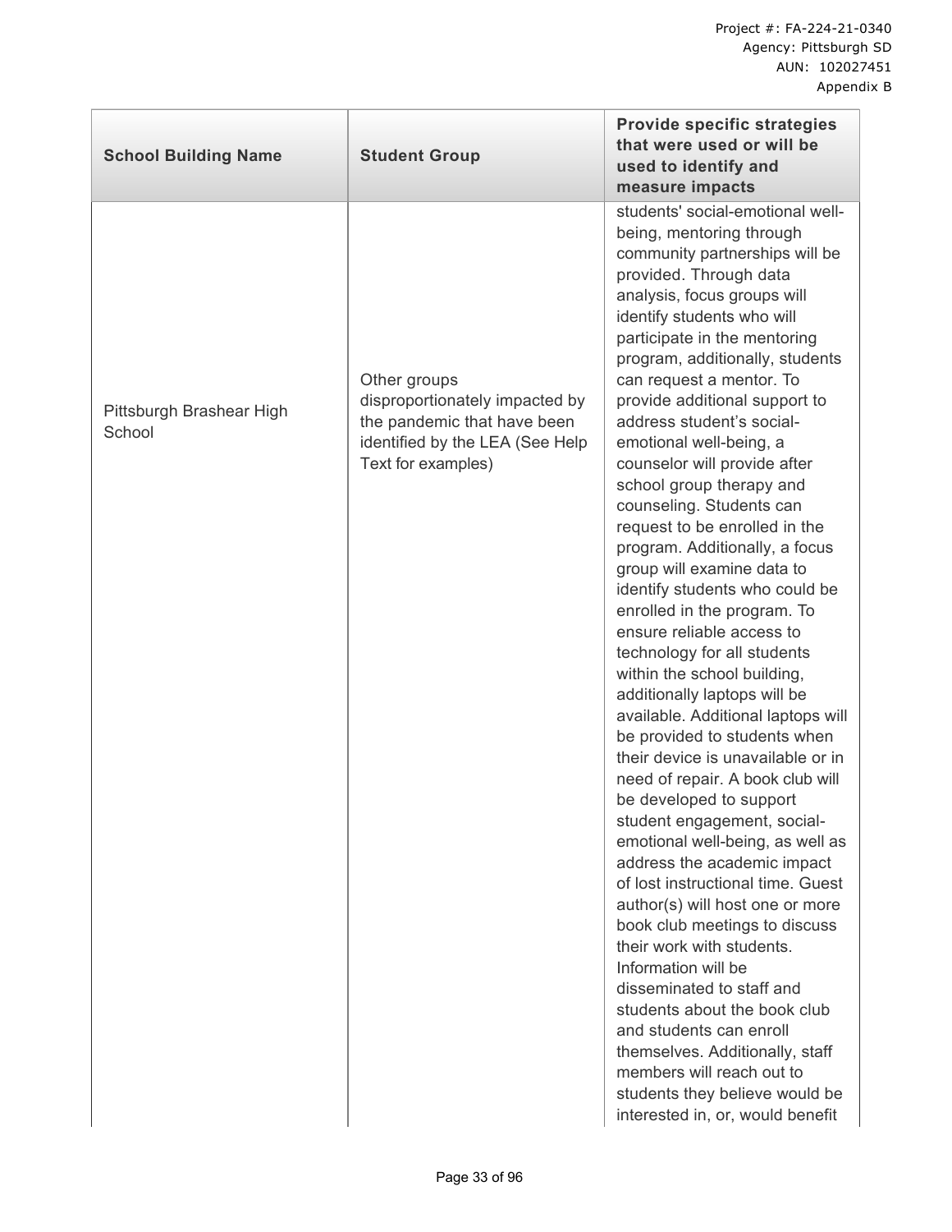| School Building Name | Student Group | Provide specific strategies that were used or will be used to identify and measure impacts |
| --- | --- | --- |
| Pittsburgh Brashear High School | Other groups disproportionately impacted by the pandemic that have been identified by the LEA (See Help Text for examples) | students' social-emotional well-being, mentoring through community partnerships will be provided. Through data analysis, focus groups will identify students who will participate in the mentoring program, additionally, students can request a mentor. To provide additional support to address student's social-emotional well-being, a counselor will provide after school group therapy and counseling. Students can request to be enrolled in the program. Additionally, a focus group will examine data to identify students who could be enrolled in the program. To ensure reliable access to technology for all students within the school building, additionally laptops will be available. Additional laptops will be provided to students when their device is unavailable or in need of repair. A book club will be developed to support student engagement, social-emotional well-being, as well as address the academic impact of lost instructional time. Guest author(s) will host one or more book club meetings to discuss their work with students. Information will be disseminated to staff and students about the book club and students can enroll themselves. Additionally, staff members will reach out to students they believe would be interested in, or, would benefit |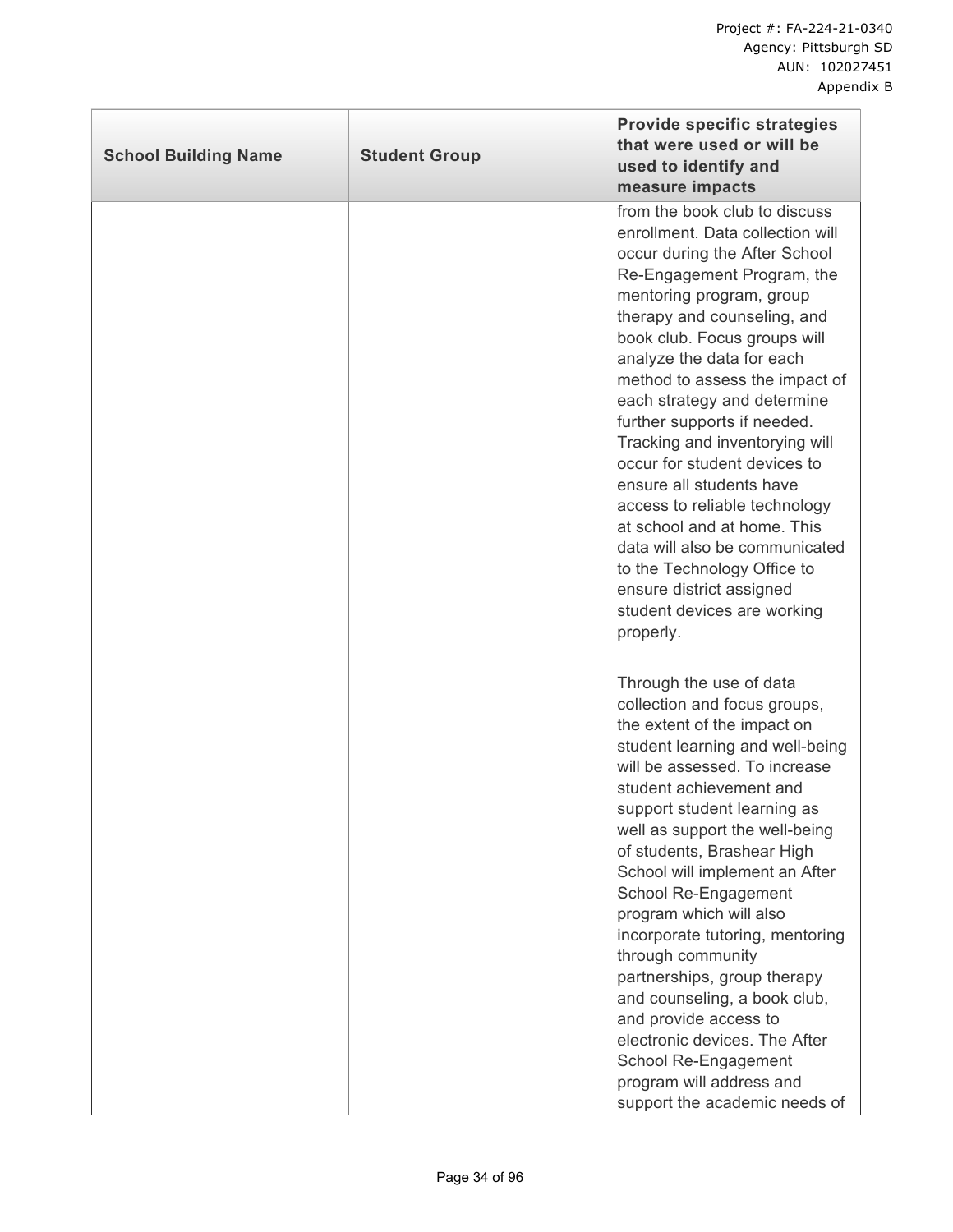| School Building Name | Student Group | Provide specific strategies that were used or will be used to identify and measure impacts |
| --- | --- | --- |
| | | from the book club to discuss enrollment. Data collection will occur during the After School Re-Engagement Program, the mentoring program, group therapy and counseling, and book club. Focus groups will analyze the data for each method to assess the impact of each strategy and determine further supports if needed. Tracking and inventorying will occur for student devices to ensure all students have access to reliable technology at school and at home. This data will also be communicated to the Technology Office to ensure district assigned student devices are working properly. |
| | | Through the use of data collection and focus groups, the extent of the impact on student learning and well-being will be assessed. To increase student achievement and support student learning as well as support the well-being of students, Brashear High School will implement an After School Re-Engagement program which will also incorporate tutoring, mentoring through community partnerships, group therapy and counseling, a book club, and provide access to electronic devices. The After School Re-Engagement program will address and support the academic needs of |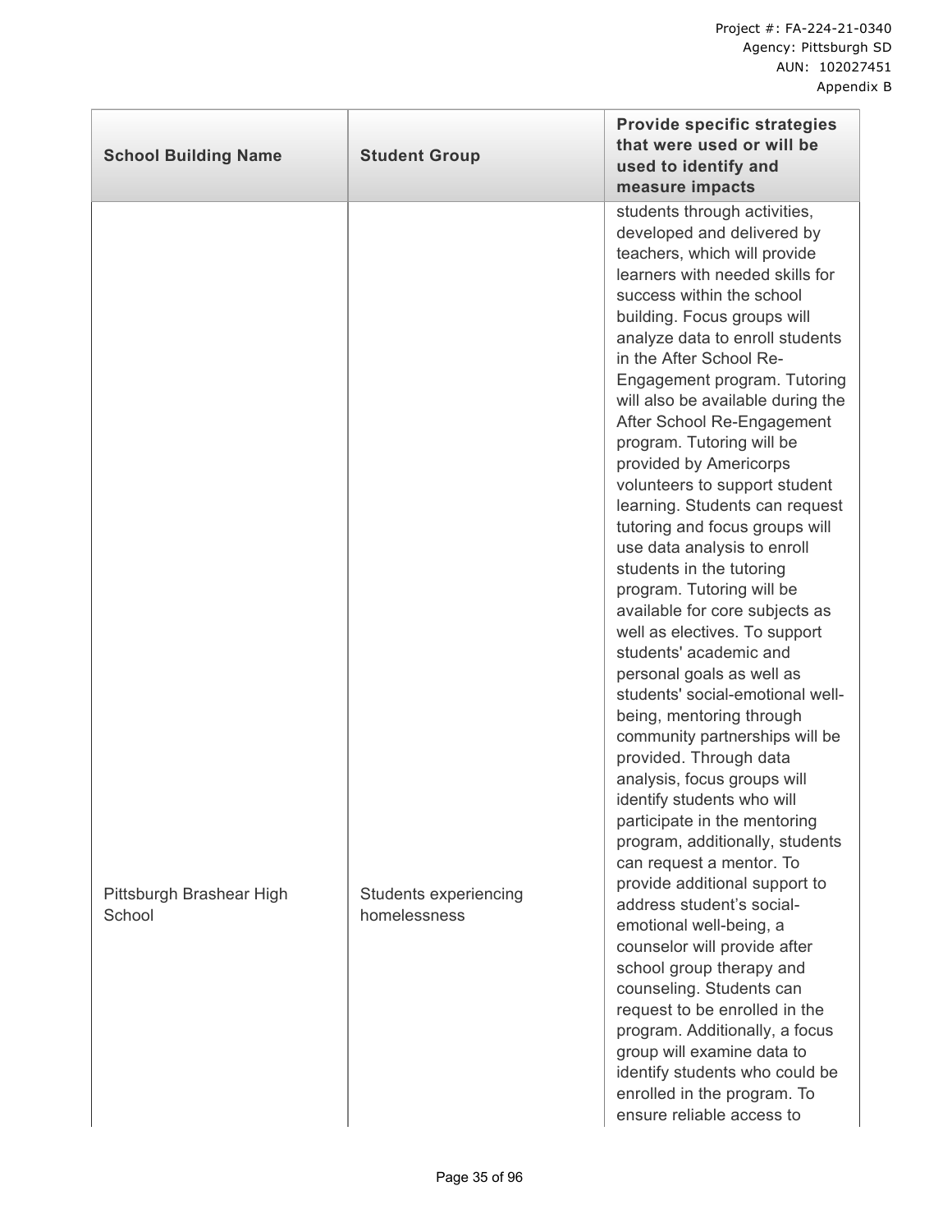| School Building Name | Student Group | Provide specific strategies that were used or will be used to identify and measure impacts |
|---|---|---|
| Pittsburgh Brashear High School | Students experiencing homelessness | students through activities, developed and delivered by teachers, which will provide learners with needed skills for success within the school building. Focus groups will analyze data to enroll students in the After School Re-Engagement program. Tutoring will also be available during the After School Re-Engagement program. Tutoring will be provided by Americorps volunteers to support student learning. Students can request tutoring and focus groups will use data analysis to enroll students in the tutoring program. Tutoring will be available for core subjects as well as electives. To support students' academic and personal goals as well as students' social-emotional well-being, mentoring through community partnerships will be provided. Through data analysis, focus groups will identify students who will participate in the mentoring program, additionally, students can request a mentor. To provide additional support to address student's social-emotional well-being, a counselor will provide after school group therapy and counseling. Students can request to be enrolled in the program. Additionally, a focus group will examine data to identify students who could be enrolled in the program. To ensure reliable access to |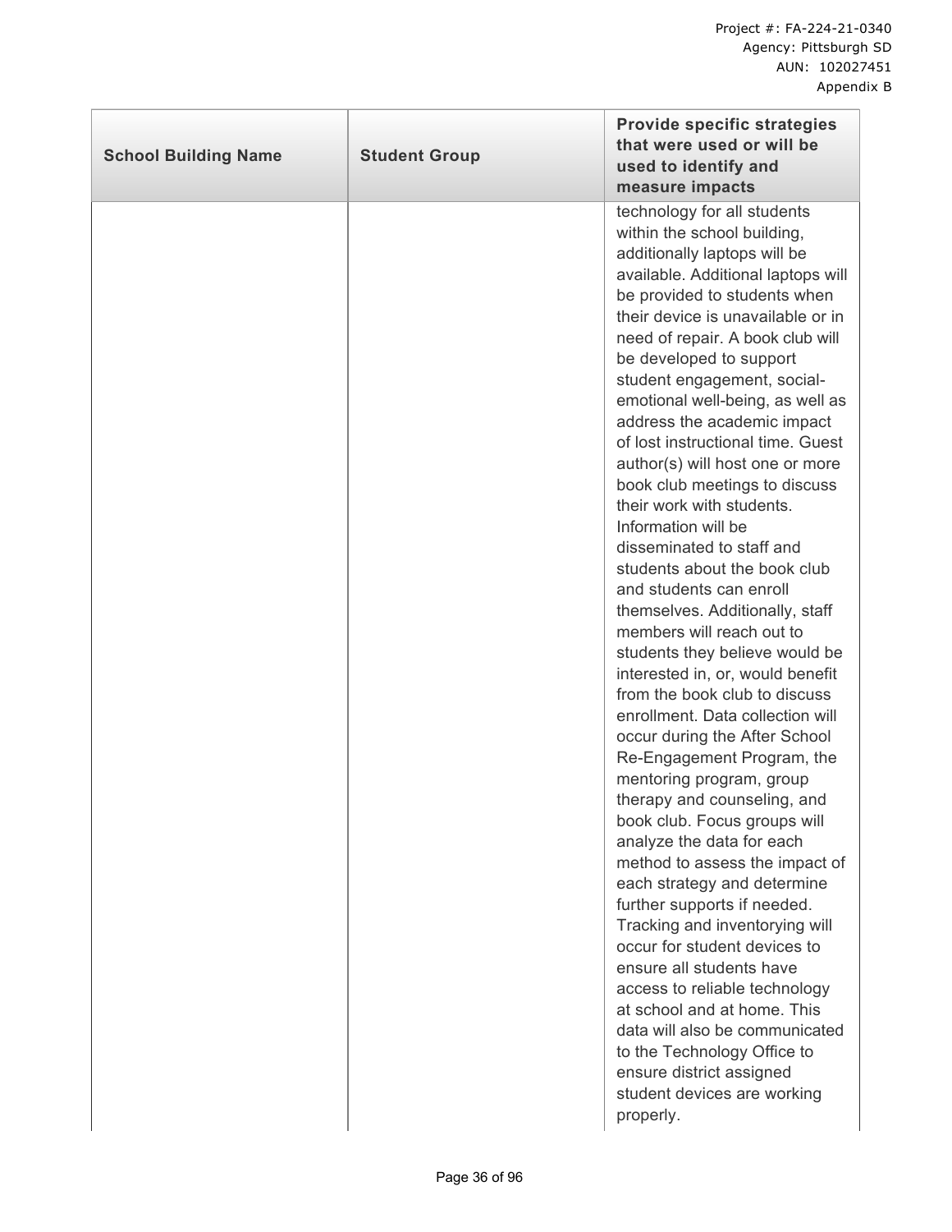| School Building Name | Student Group | Provide specific strategies that were used or will be used to identify and measure impacts |
|---|---|---|
| | | technology for all students within the school building, additionally laptops will be available. Additional laptops will be provided to students when their device is unavailable or in need of repair. A book club will be developed to support student engagement, social-emotional well-being, as well as address the academic impact of lost instructional time. Guest author(s) will host one or more book club meetings to discuss their work with students. Information will be disseminated to staff and students about the book club and students can enroll themselves. Additionally, staff members will reach out to students they believe would be interested in, or, would benefit from the book club to discuss enrollment. Data collection will occur during the After School Re-Engagement Program, the mentoring program, group therapy and counseling, and book club. Focus groups will analyze the data for each method to assess the impact of each strategy and determine further supports if needed. Tracking and inventorying will occur for student devices to ensure all students have access to reliable technology at school and at home. This data will also be communicated to the Technology Office to ensure district assigned student devices are working properly. |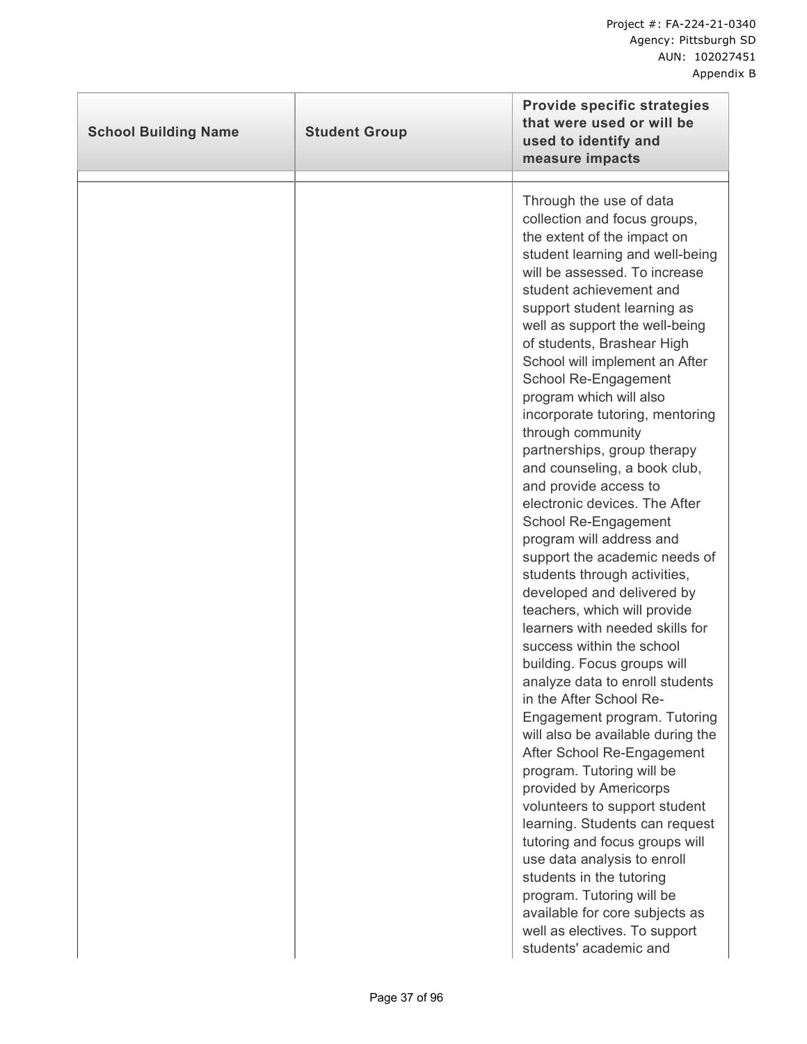| School Building Name | Student Group | Provide specific strategies that were used or will be used to identify and measure impacts |
|---|---|---|
| | | |
| | | Through the use of data collection and focus groups, the extent of the impact on student learning and well-being will be assessed. To increase student achievement and support student learning as well as support the well-being of students, Brashear High School will implement an After School Re-Engagement program which will also incorporate tutoring, mentoring through community partnerships, group therapy and counseling, a book club, and provide access to electronic devices. The After School Re-Engagement program will address and support the academic needs of students through activities, developed and delivered by teachers, which will provide learners with needed skills for success within the school building. Focus groups will analyze data to enroll students in the After School Re-Engagement program. Tutoring will also be available during the After School Re-Engagement program. Tutoring will be provided by Americorps volunteers to support student learning. Students can request tutoring and focus groups will use data analysis to enroll students in the tutoring program. Tutoring will be available for core subjects as well as electives. To support students' academic and |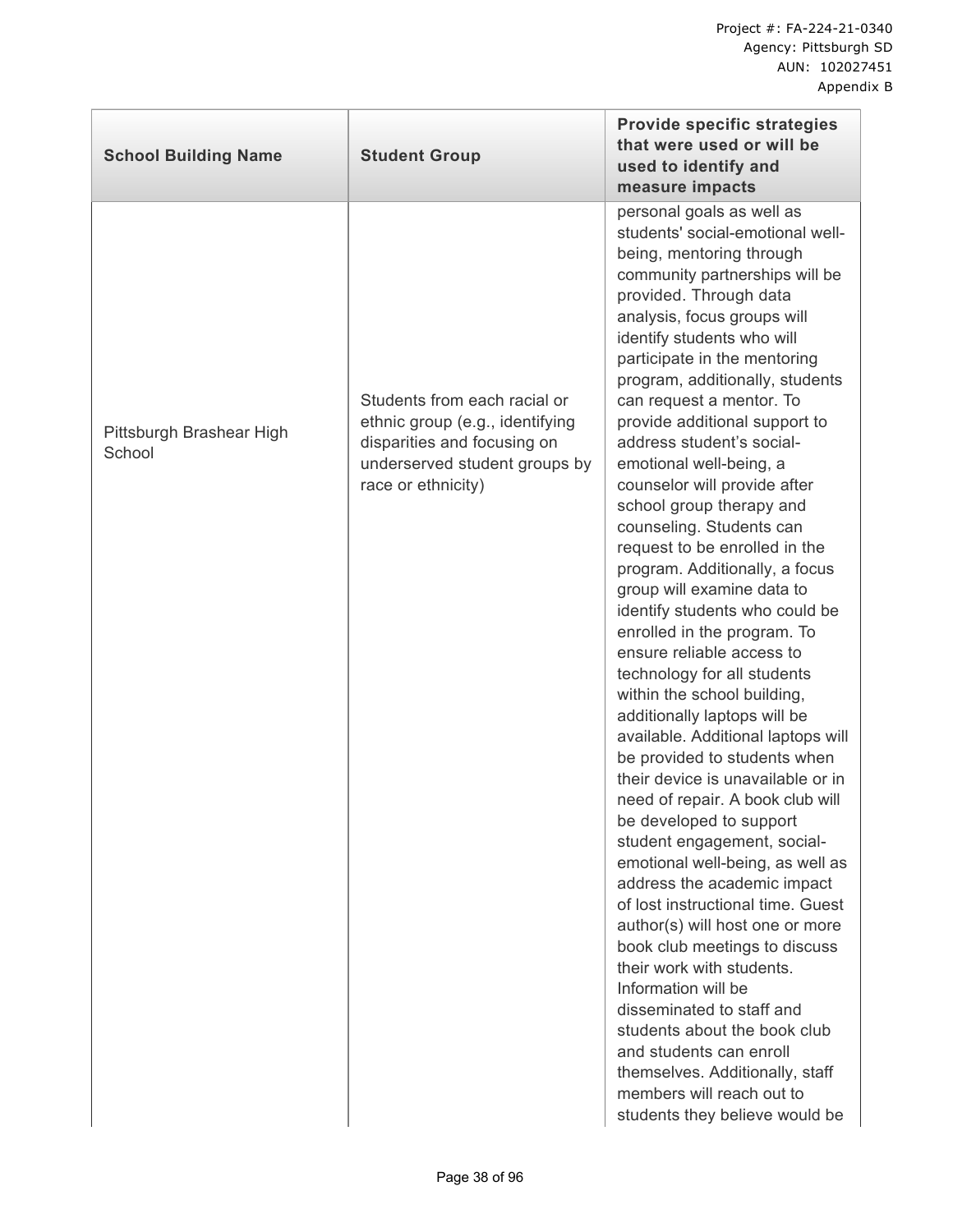| School Building Name | Student Group | Provide specific strategies that were used or will be used to identify and measure impacts |
|---|---|---|
| Pittsburgh Brashear High School | Students from each racial or ethnic group (e.g., identifying disparities and focusing on underserved student groups by race or ethnicity) | personal goals as well as students' social-emotional well-being, mentoring through community partnerships will be provided. Through data analysis, focus groups will identify students who will participate in the mentoring program, additionally, students can request a mentor. To provide additional support to address student's social-emotional well-being, a counselor will provide after school group therapy and counseling. Students can request to be enrolled in the program. Additionally, a focus group will examine data to identify students who could be enrolled in the program. To ensure reliable access to technology for all students within the school building, additionally laptops will be available. Additional laptops will be provided to students when their device is unavailable or in need of repair. A book club will be developed to support student engagement, social-emotional well-being, as well as address the academic impact of lost instructional time. Guest author(s) will host one or more book club meetings to discuss their work with students. Information will be disseminated to staff and students about the book club and students can enroll themselves. Additionally, staff members will reach out to students they believe would be |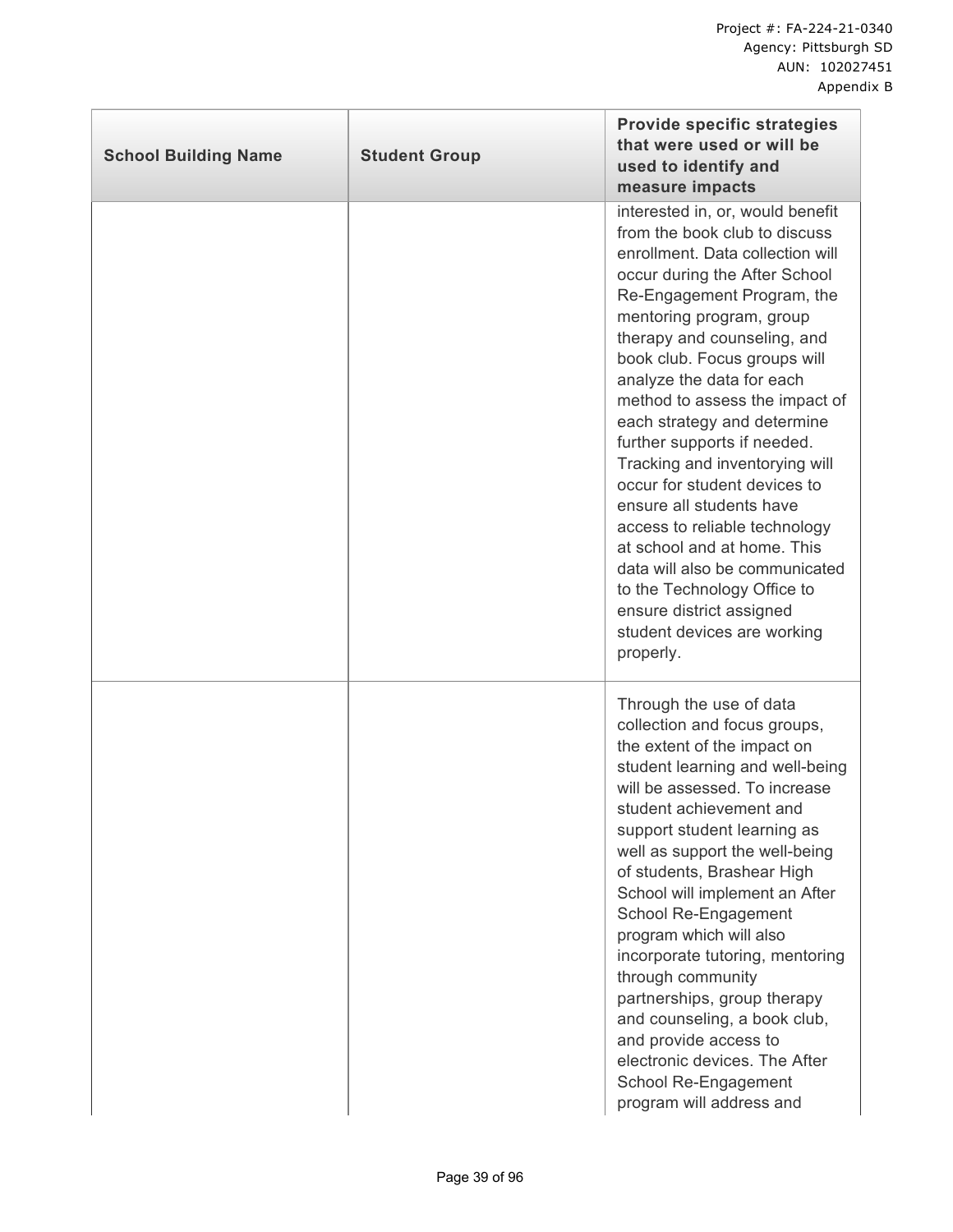| School Building Name | Student Group | Provide specific strategies that were used or will be used to identify and measure impacts |
|---|---|---|
| | | interested in, or, would benefit from the book club to discuss enrollment. Data collection will occur during the After School Re-Engagement Program, the mentoring program, group therapy and counseling, and book club. Focus groups will analyze the data for each method to assess the impact of each strategy and determine further supports if needed. Tracking and inventorying will occur for student devices to ensure all students have access to reliable technology at school and at home. This data will also be communicated to the Technology Office to ensure district assigned student devices are working properly. |
| | | Through the use of data collection and focus groups, the extent of the impact on student learning and well-being will be assessed. To increase student achievement and support student learning as well as support the well-being of students, Brashear High School will implement an After School Re-Engagement program which will also incorporate tutoring, mentoring through community partnerships, group therapy and counseling, a book club, and provide access to electronic devices. The After School Re-Engagement program will address and |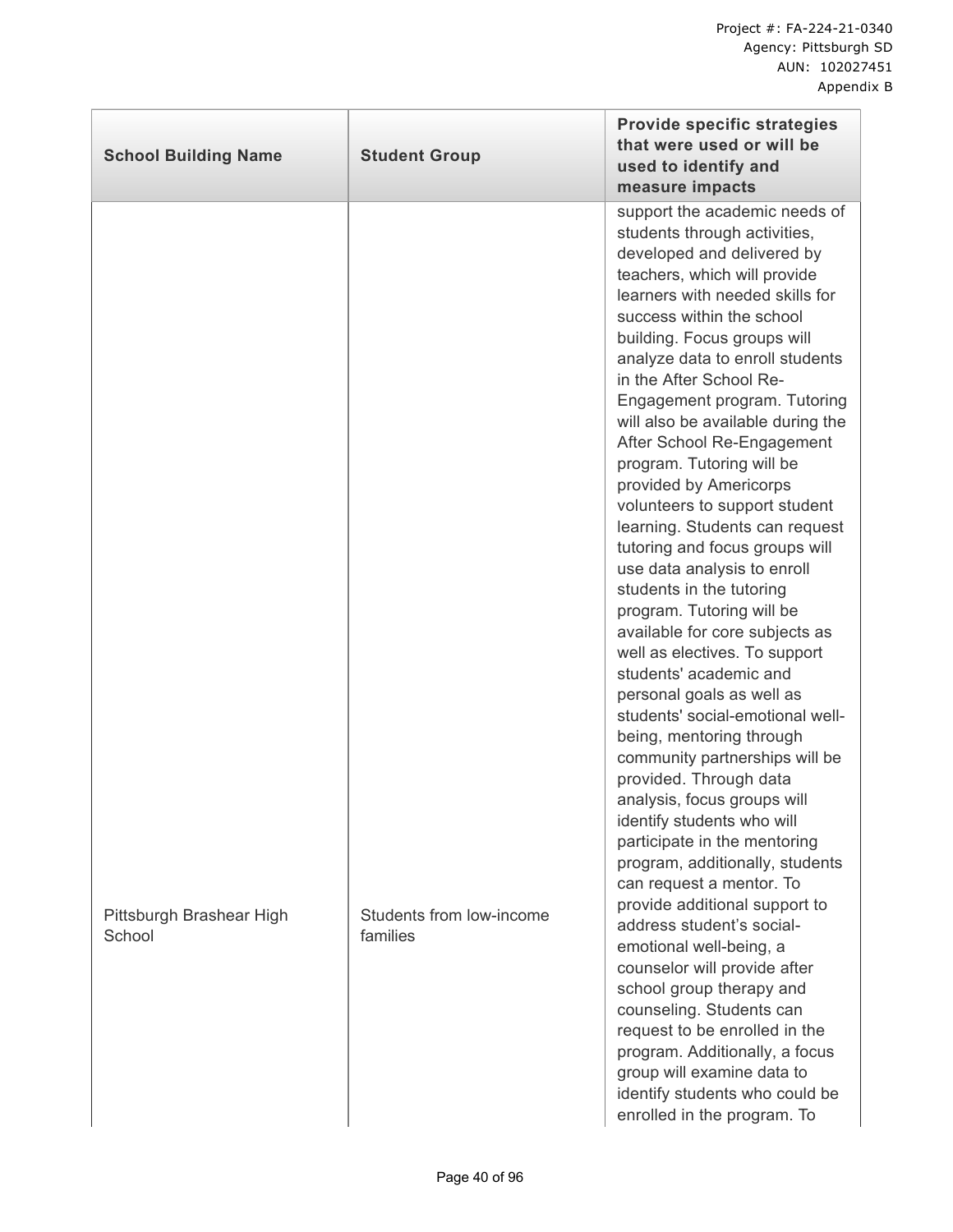| School Building Name | Student Group | Provide specific strategies that were used or will be used to identify and measure impacts |
|---|---|---|
| Pittsburgh Brashear High School | Students from low-income families | support the academic needs of students through activities, developed and delivered by teachers, which will provide learners with needed skills for success within the school building. Focus groups will analyze data to enroll students in the After School Re-Engagement program. Tutoring will also be available during the After School Re-Engagement program. Tutoring will be provided by Americorps volunteers to support student learning. Students can request tutoring and focus groups will use data analysis to enroll students in the tutoring program. Tutoring will be available for core subjects as well as electives. To support students' academic and personal goals as well as students' social-emotional well-being, mentoring through community partnerships will be provided. Through data analysis, focus groups will identify students who will participate in the mentoring program, additionally, students can request a mentor. To provide additional support to address student's social-emotional well-being, a counselor will provide after school group therapy and counseling. Students can request to be enrolled in the program. Additionally, a focus group will examine data to identify students who could be enrolled in the program. To |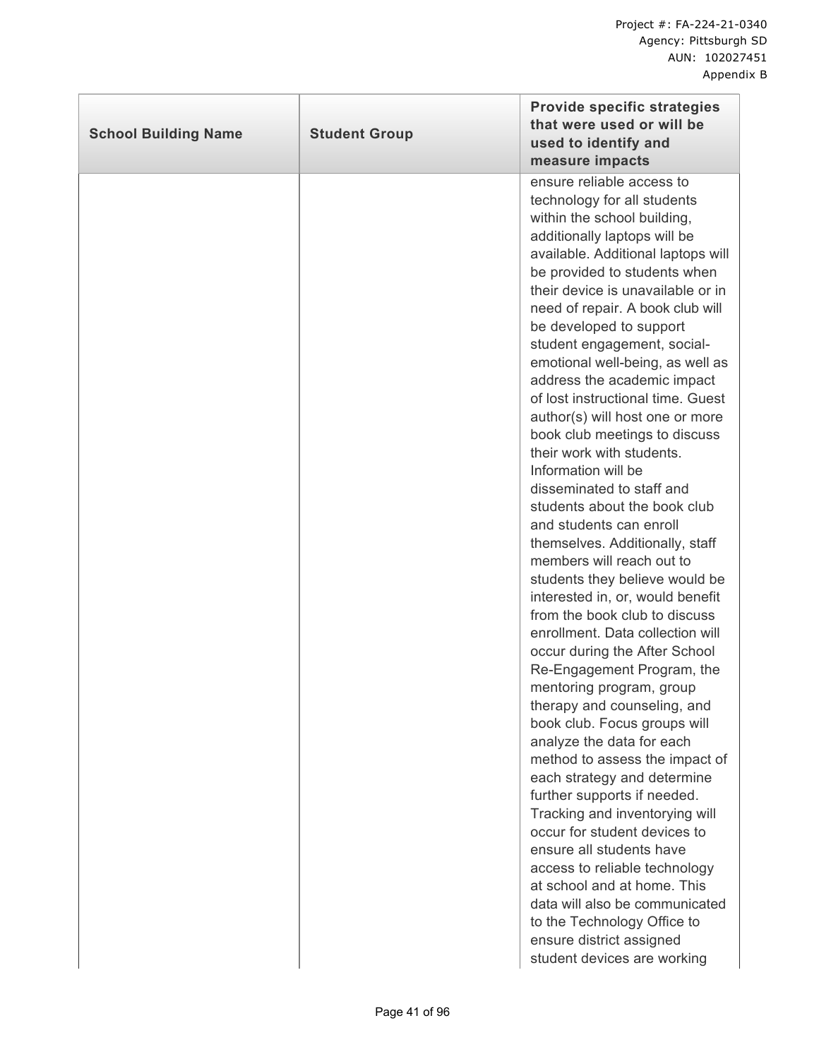| School Building Name | Student Group | Provide specific strategies that were used or will be used to identify and measure impacts |
|---|---|---|
| | | ensure reliable access to technology for all students within the school building, additionally laptops will be available. Additional laptops will be provided to students when their device is unavailable or in need of repair. A book club will be developed to support student engagement, social-emotional well-being, as well as address the academic impact of lost instructional time. Guest author(s) will host one or more book club meetings to discuss their work with students. Information will be disseminated to staff and students about the book club and students can enroll themselves. Additionally, staff members will reach out to students they believe would be interested in, or, would benefit from the book club to discuss enrollment. Data collection will occur during the After School Re-Engagement Program, the mentoring program, group therapy and counseling, and book club. Focus groups will analyze the data for each method to assess the impact of each strategy and determine further supports if needed. Tracking and inventorying will occur for student devices to ensure all students have access to reliable technology at school and at home. This data will also be communicated to the Technology Office to ensure district assigned student devices are working |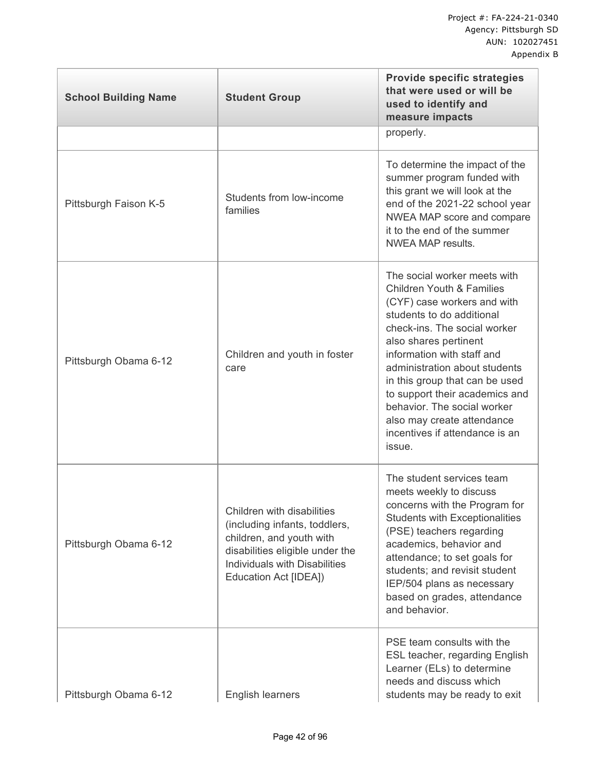| School Building Name | Student Group | Provide specific strategies that were used or will be used to identify and measure impacts |
|---|---|---|
| | | properly. |
| Pittsburgh Faison K-5 | Students from low-income families | To determine the impact of the summer program funded with this grant we will look at the end of the 2021-22 school year NWEA MAP score and compare it to the end of the summer NWEA MAP results. |
| Pittsburgh Obama 6-12 | Children and youth in foster care | The social worker meets with Children Youth & Families (CYF) case workers and with students to do additional check-ins. The social worker also shares pertinent information with staff and administration about students in this group that can be used to support their academics and behavior. The social worker also may create attendance incentives if attendance is an issue. |
| Pittsburgh Obama 6-12 | Children with disabilities (including infants, toddlers, children, and youth with disabilities eligible under the Individuals with Disabilities Education Act [IDEA]) | The student services team meets weekly to discuss concerns with the Program for Students with Exceptionalities (PSE) teachers regarding academics, behavior and attendance; to set goals for students; and revisit student IEP/504 plans as necessary based on grades, attendance and behavior. |
| Pittsburgh Obama 6-12 | English learners | PSE team consults with the ESL teacher, regarding English Learner (ELs) to determine needs and discuss which students may be ready to exit |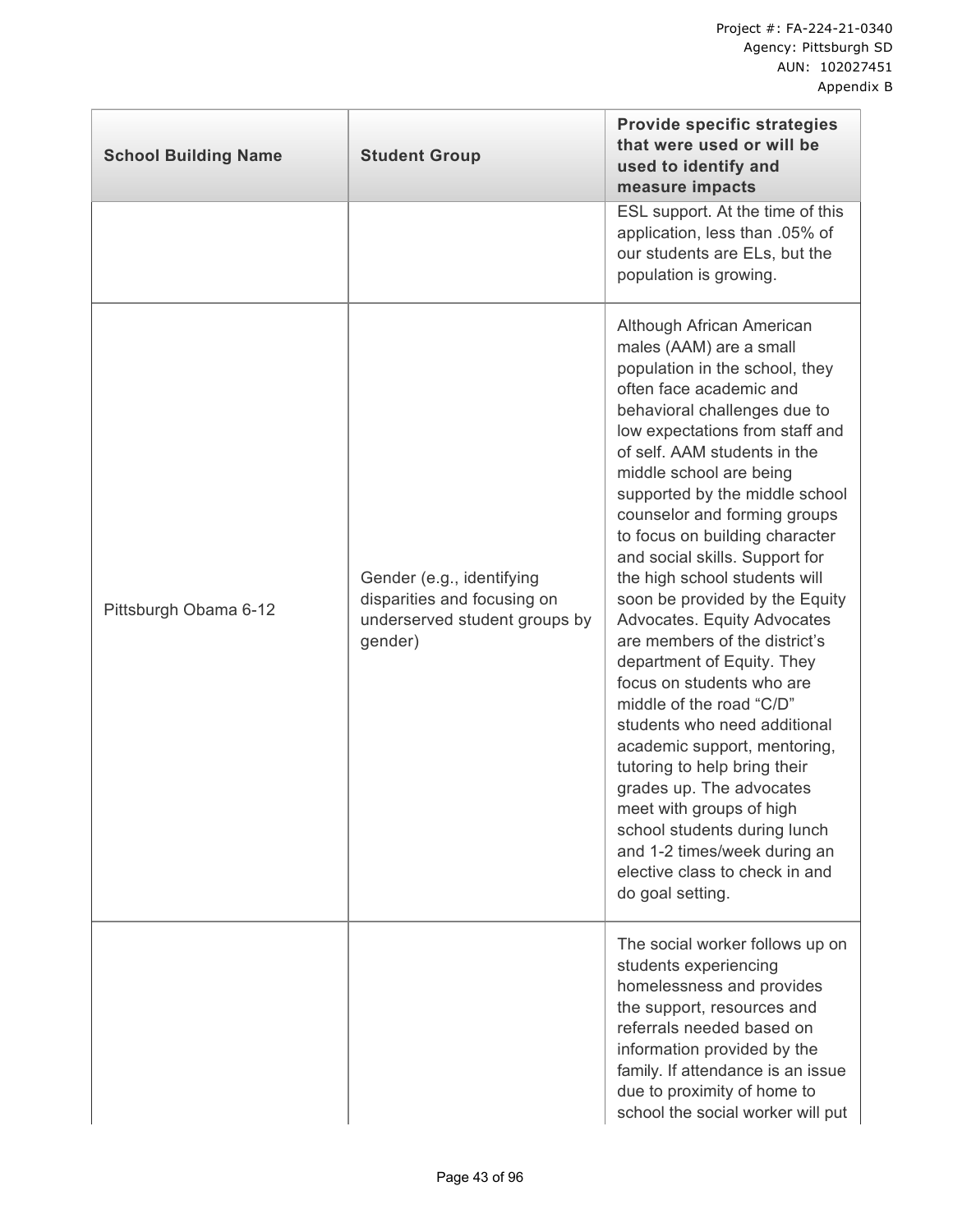| School Building Name | Student Group | Provide specific strategies that were used or will be used to identify and measure impacts |
|---|---|---|
| | | ESL support. At the time of this application, less than .05% of our students are ELs, but the population is growing. |
| Pittsburgh Obama 6-12 | Gender (e.g., identifying disparities and focusing on underserved student groups by gender) | Although African American males (AAM) are a small population in the school, they often face academic and behavioral challenges due to low expectations from staff and of self. AAM students in the middle school are being supported by the middle school counselor and forming groups to focus on building character and social skills. Support for the high school students will soon be provided by the Equity Advocates. Equity Advocates are members of the district's department of Equity. They focus on students who are middle of the road "C/D" students who need additional academic support, mentoring, tutoring to help bring their grades up. The advocates meet with groups of high school students during lunch and 1-2 times/week during an elective class to check in and do goal setting. |
| | | The social worker follows up on students experiencing homelessness and provides the support, resources and referrals needed based on information provided by the family. If attendance is an issue due to proximity of home to school the social worker will put |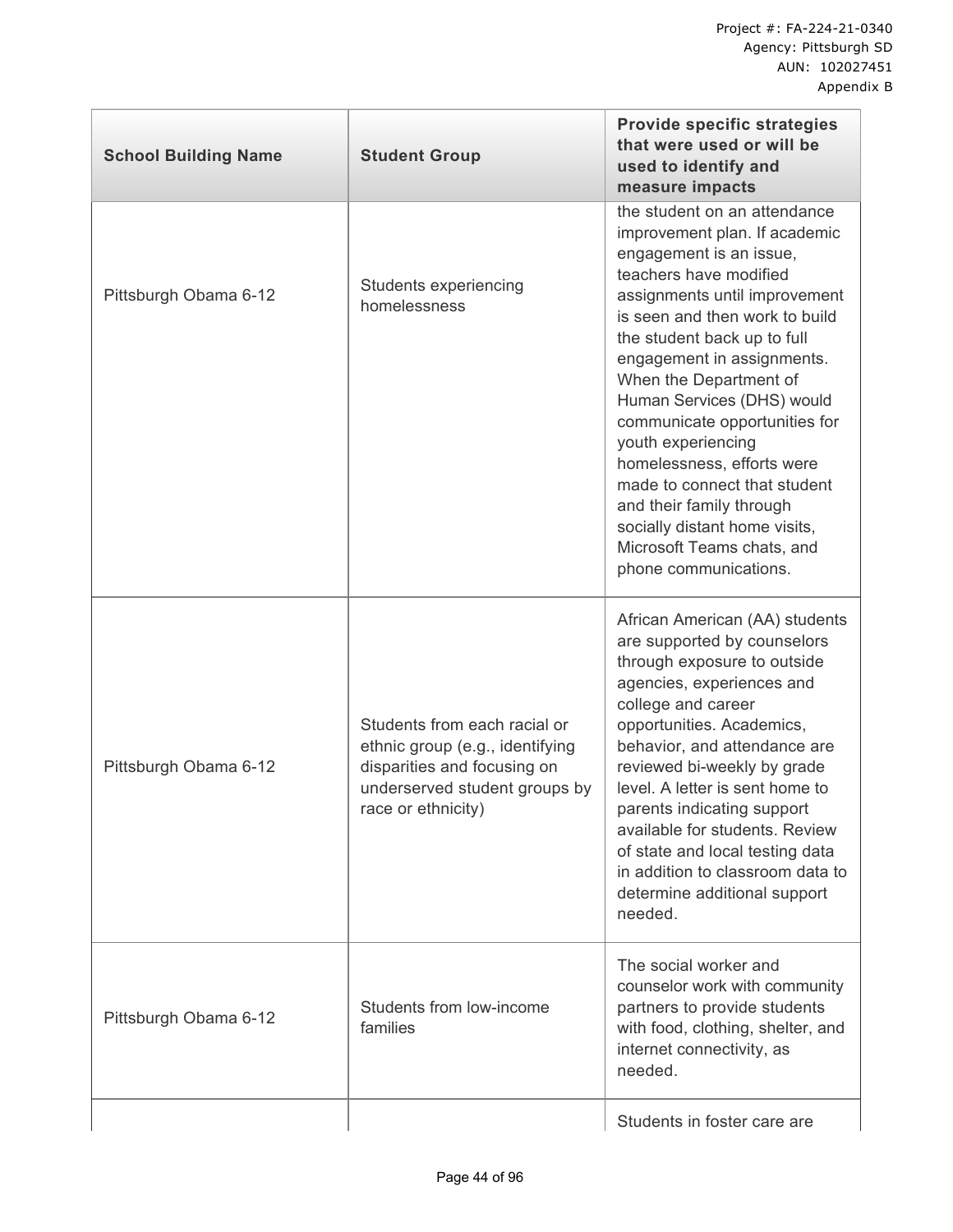| School Building Name | Student Group | Provide specific strategies that were used or will be used to identify and measure impacts |
|---|---|---|
| Pittsburgh Obama 6-12 | Students experiencing homelessness | the student on an attendance improvement plan. If academic engagement is an issue, teachers have modified assignments until improvement is seen and then work to build the student back up to full engagement in assignments. When the Department of Human Services (DHS) would communicate opportunities for youth experiencing homelessness, efforts were made to connect that student and their family through socially distant home visits, Microsoft Teams chats, and phone communications. |
| Pittsburgh Obama 6-12 | Students from each racial or ethnic group (e.g., identifying disparities and focusing on underserved student groups by race or ethnicity) | African American (AA) students are supported by counselors through exposure to outside agencies, experiences and college and career opportunities. Academics, behavior, and attendance are reviewed bi-weekly by grade level. A letter is sent home to parents indicating support available for students. Review of state and local testing data in addition to classroom data to determine additional support needed. |
| Pittsburgh Obama 6-12 | Students from low-income families | The social worker and counselor work with community partners to provide students with food, clothing, shelter, and internet connectivity, as needed. |
| | | Students in foster care are |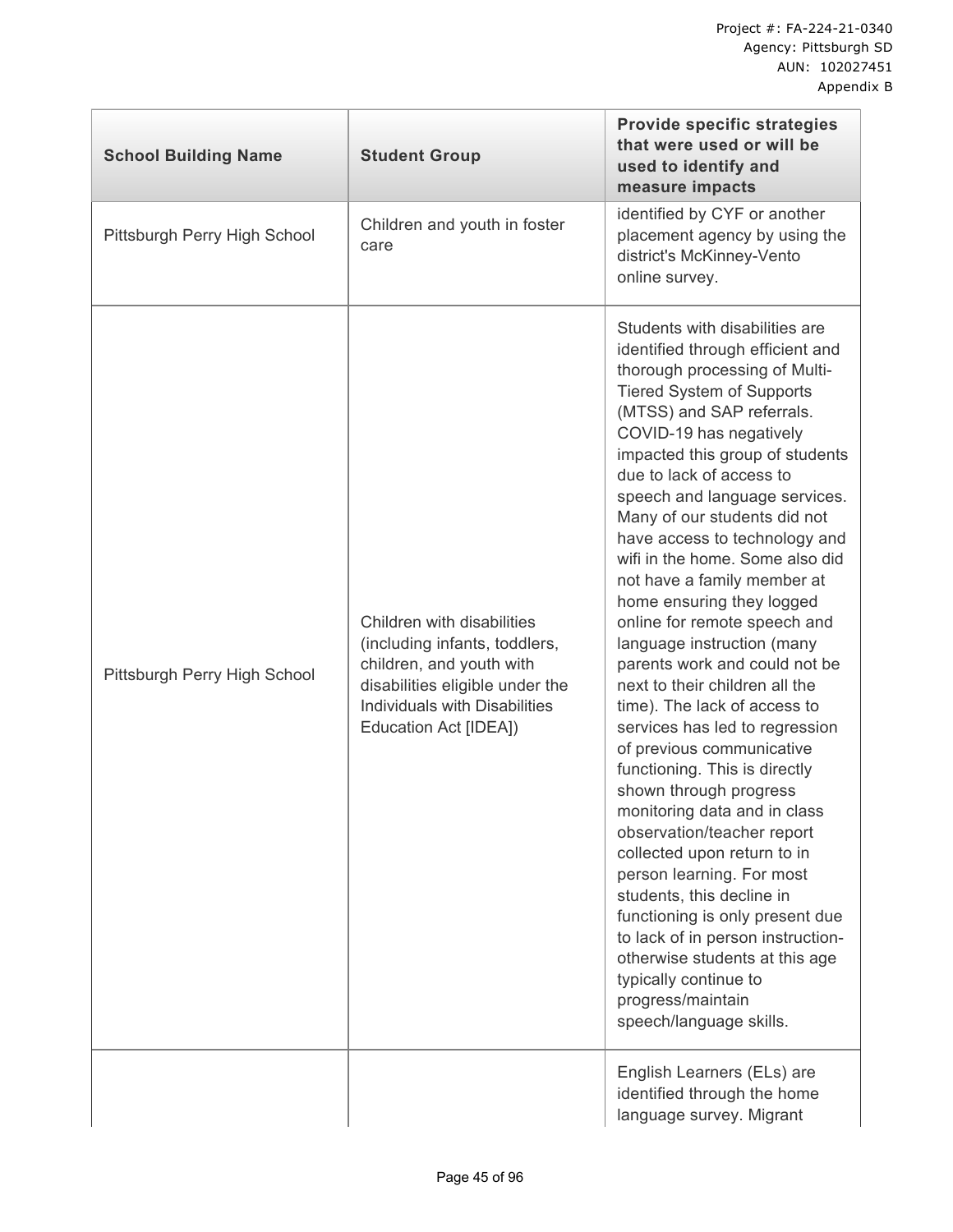| School Building Name | Student Group | Provide specific strategies that were used or will be used to identify and measure impacts |
|---|---|---|
| Pittsburgh Perry High School | Children and youth in foster care | identified by CYF or another placement agency by using the district's McKinney-Vento online survey. |
| Pittsburgh Perry High School | Children with disabilities (including infants, toddlers, children, and youth with disabilities eligible under the Individuals with Disabilities Education Act [IDEA]) | Students with disabilities are identified through efficient and thorough processing of Multi-Tiered System of Supports (MTSS) and SAP referrals. COVID-19 has negatively impacted this group of students due to lack of access to speech and language services. Many of our students did not have access to technology and wifi in the home. Some also did not have a family member at home ensuring they logged online for remote speech and language instruction (many parents work and could not be next to their children all the time). The lack of access to services has led to regression of previous communicative functioning. This is directly shown through progress monitoring data and in class observation/teacher report collected upon return to in person learning. For most students, this decline in functioning is only present due to lack of in person instruction- otherwise students at this age typically continue to progress/maintain speech/language skills. |
| | | English Learners (ELs) are identified through the home language survey. Migrant |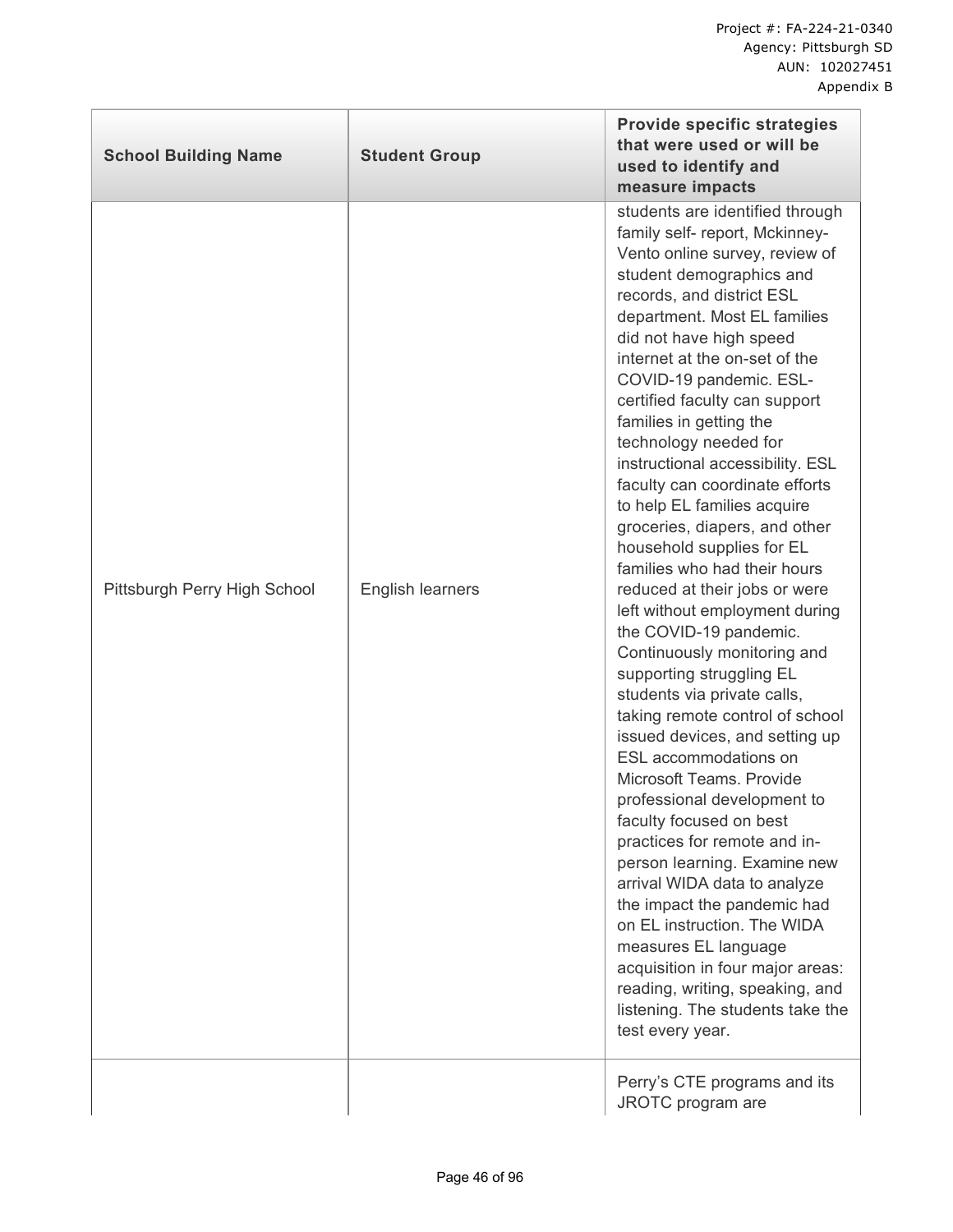| School Building Name | Student Group | Provide specific strategies that were used or will be used to identify and measure impacts |
| --- | --- | --- |
| Pittsburgh Perry High School | English learners | students are identified through family self- report, Mckinney-Vento online survey, review of student demographics and records, and district ESL department. Most EL families did not have high speed internet at the on-set of the COVID-19 pandemic. ESL-certified faculty can support families in getting the technology needed for instructional accessibility. ESL faculty can coordinate efforts to help EL families acquire groceries, diapers, and other household supplies for EL families who had their hours reduced at their jobs or were left without employment during the COVID-19 pandemic. Continuously monitoring and supporting struggling EL students via private calls, taking remote control of school issued devices, and setting up ESL accommodations on Microsoft Teams. Provide professional development to faculty focused on best practices for remote and in-person learning. Examine new arrival WIDA data to analyze the impact the pandemic had on EL instruction. The WIDA measures EL language acquisition in four major areas: reading, writing, speaking, and listening. The students take the test every year. |
| | | Perry's CTE programs and its JROTC program are |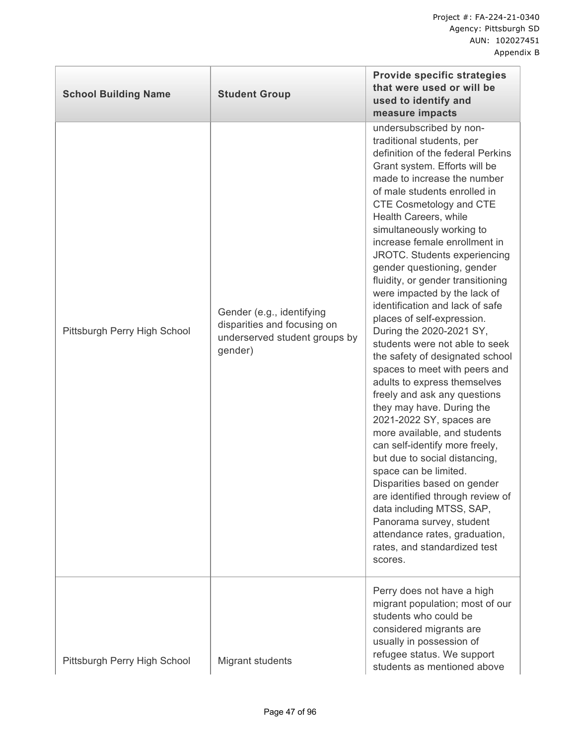| School Building Name | Student Group | Provide specific strategies that were used or will be used to identify and measure impacts |
|---|---|---|
| Pittsburgh Perry High School | Gender (e.g., identifying disparities and focusing on underserved student groups by gender) | undersubscribed by non-traditional students, per definition of the federal Perkins Grant system. Efforts will be made to increase the number of male students enrolled in CTE Cosmetology and CTE Health Careers, while simultaneously working to increase female enrollment in JROTC. Students experiencing gender questioning, gender fluidity, or gender transitioning were impacted by the lack of identification and lack of safe places of self-expression. During the 2020-2021 SY, students were not able to seek the safety of designated school spaces to meet with peers and adults to express themselves freely and ask any questions they may have. During the 2021-2022 SY, spaces are more available, and students can self-identify more freely, but due to social distancing, space can be limited. Disparities based on gender are identified through review of data including MTSS, SAP, Panorama survey, student attendance rates, graduation, rates, and standardized test scores. |
| Pittsburgh Perry High School | Migrant students | Perry does not have a high migrant population; most of our students who could be considered migrants are usually in possession of refugee status. We support students as mentioned above |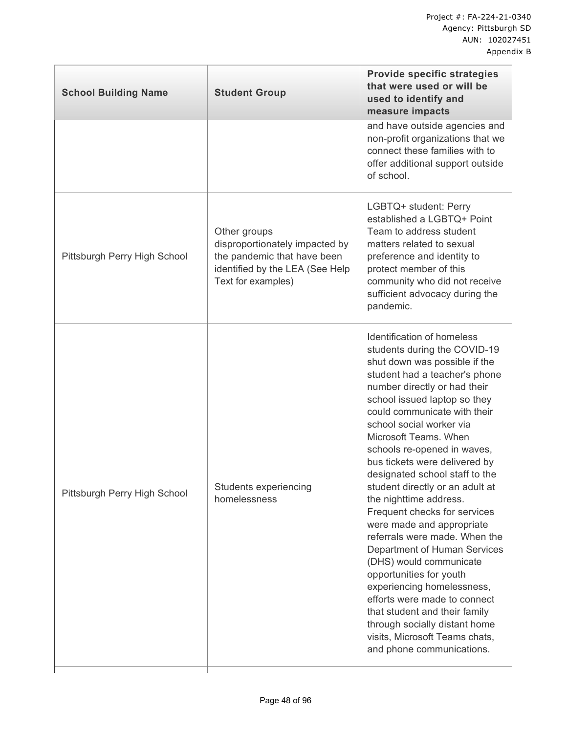| School Building Name | Student Group | Provide specific strategies that were used or will be used to identify and measure impacts |
|---|---|---|
| | | and have outside agencies and non-profit organizations that we connect these families with to offer additional support outside of school. |
| Pittsburgh Perry High School | Other groups disproportionately impacted by the pandemic that have been identified by the LEA (See Help Text for examples) | LGBTQ+ student: Perry established a LGBTQ+ Point Team to address student matters related to sexual preference and identity to protect member of this community who did not receive sufficient advocacy during the pandemic. |
| Pittsburgh Perry High School | Students experiencing homelessness | Identification of homeless students during the COVID-19 shut down was possible if the student had a teacher's phone number directly or had their school issued laptop so they could communicate with their school social worker via Microsoft Teams. When schools re-opened in waves, bus tickets were delivered by designated school staff to the student directly or an adult at the nighttime address. Frequent checks for services were made and appropriate referrals were made. When the Department of Human Services (DHS) would communicate opportunities for youth experiencing homelessness, efforts were made to connect that student and their family through socially distant home visits, Microsoft Teams chats, and phone communications. |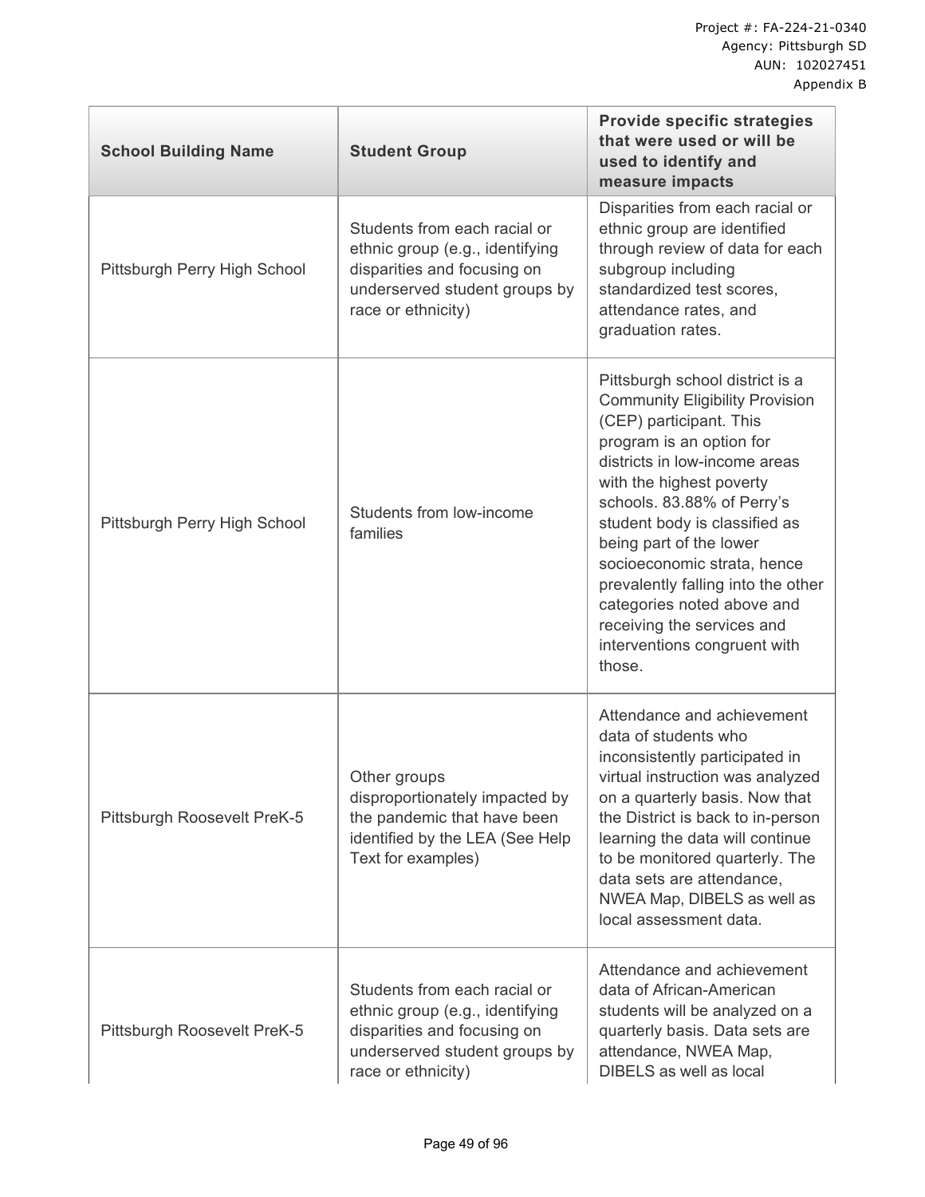| School Building Name | Student Group | Provide specific strategies that were used or will be used to identify and measure impacts |
|---|---|---|
| Pittsburgh Perry High School | Students from each racial or ethnic group (e.g., identifying disparities and focusing on underserved student groups by race or ethnicity) | Disparities from each racial or ethnic group are identified through review of data for each subgroup including standardized test scores, attendance rates, and graduation rates. |
| Pittsburgh Perry High School | Students from low-income families | Pittsburgh school district is a Community Eligibility Provision (CEP) participant. This program is an option for districts in low-income areas with the highest poverty schools. 83.88% of Perry's student body is classified as being part of the lower socioeconomic strata, hence prevalently falling into the other categories noted above and receiving the services and interventions congruent with those. |
| Pittsburgh Roosevelt PreK-5 | Other groups disproportionately impacted by the pandemic that have been identified by the LEA (See Help Text for examples) | Attendance and achievement data of students who inconsistently participated in virtual instruction was analyzed on a quarterly basis. Now that the District is back to in-person learning the data will continue to be monitored quarterly. The data sets are attendance, NWEA Map, DIBELS as well as local assessment data. |
| Pittsburgh Roosevelt PreK-5 | Students from each racial or ethnic group (e.g., identifying disparities and focusing on underserved student groups by race or ethnicity) | Attendance and achievement data of African-American students will be analyzed on a quarterly basis. Data sets are attendance, NWEA Map, DIBELS as well as local |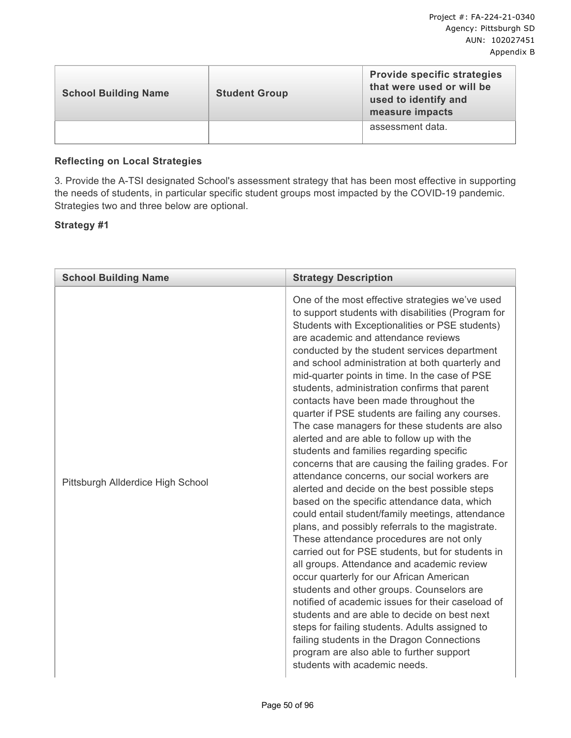| School Building Name | Student Group | Provide specific strategies that were used or will be used to identify and measure impacts |
|---|---|---|
| | | assessment data. |

**Reflecting on Local Strategies**

3. Provide the A-TSI designated School's assessment strategy that has been most effective in supporting the needs of students, in particular specific student groups most impacted by the COVID-19 pandemic. Strategies two and three below are optional.

**Strategy #1**

| School Building Name | Strategy Description |
|---|---|
| Pittsburgh Allderdice High School | One of the most effective strategies we've used to support students with disabilities (Program for Students with Exceptionalities or PSE students) are academic and attendance reviews conducted by the student services department and school administration at both quarterly and mid-quarter points in time. In the case of PSE students, administration confirms that parent contacts have been made throughout the quarter if PSE students are failing any courses. The case managers for these students are also alerted and are able to follow up with the students and families regarding specific concerns that are causing the failing grades. For attendance concerns, our social workers are alerted and decide on the best possible steps based on the specific attendance data, which could entail student/family meetings, attendance plans, and possibly referrals to the magistrate. These attendance procedures are not only carried out for PSE students, but for students in all groups. Attendance and academic review occur quarterly for our African American students and other groups. Counselors are notified of academic issues for their caseload of students and are able to decide on best next steps for failing students. Adults assigned to failing students in the Dragon Connections program are also able to further support students with academic needs. |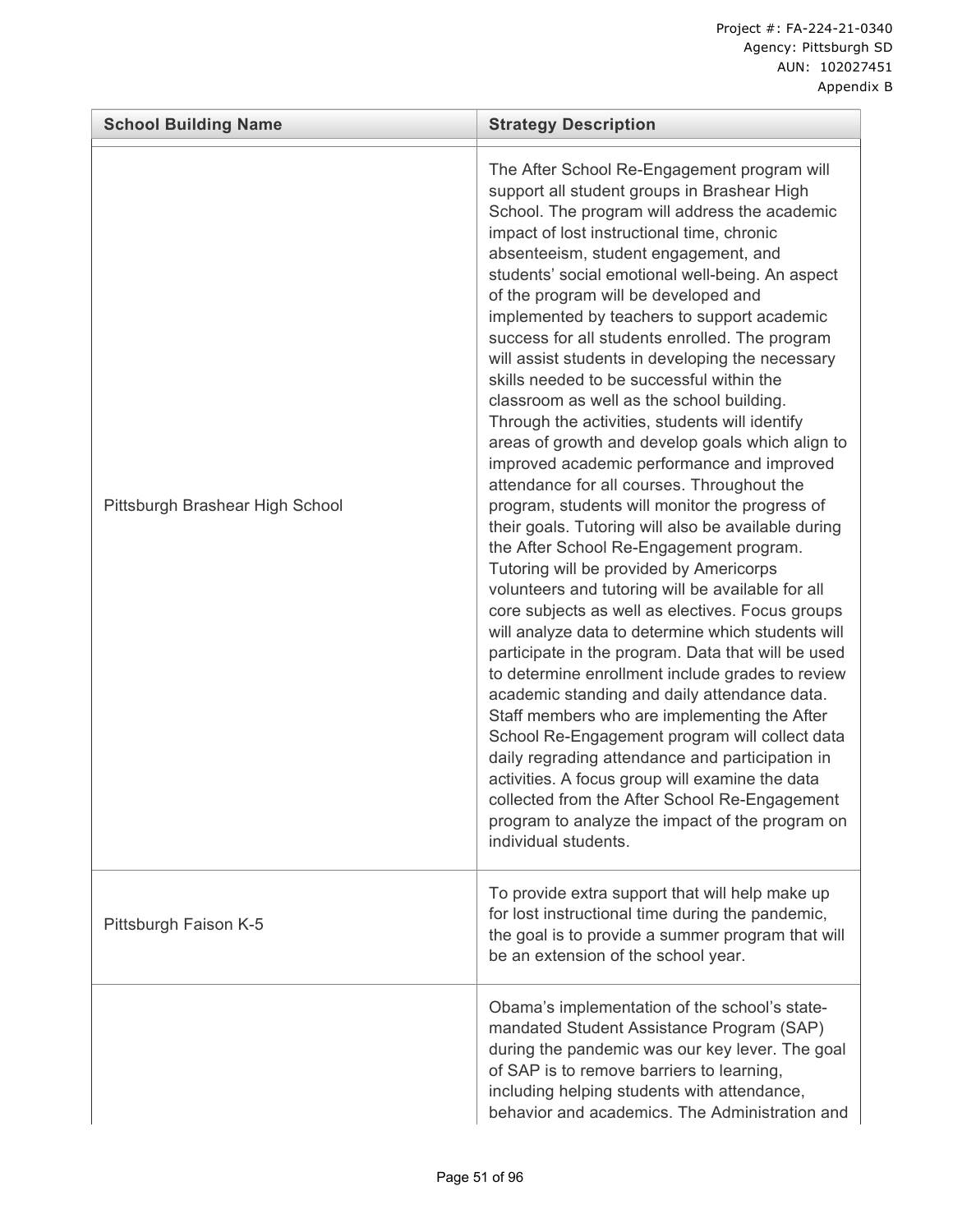| School Building Name | Strategy Description |
| --- | --- |
| Pittsburgh Brashear High School | The After School Re-Engagement program will support all student groups in Brashear High School. The program will address the academic impact of lost instructional time, chronic absenteeism, student engagement, and students' social emotional well-being. An aspect of the program will be developed and implemented by teachers to support academic success for all students enrolled. The program will assist students in developing the necessary skills needed to be successful within the classroom as well as the school building. Through the activities, students will identify areas of growth and develop goals which align to improved academic performance and improved attendance for all courses. Throughout the program, students will monitor the progress of their goals. Tutoring will also be available during the After School Re-Engagement program. Tutoring will be provided by Americorps volunteers and tutoring will be available for all core subjects as well as electives. Focus groups will analyze data to determine which students will participate in the program. Data that will be used to determine enrollment include grades to review academic standing and daily attendance data. Staff members who are implementing the After School Re-Engagement program will collect data daily regrading attendance and participation in activities. A focus group will examine the data collected from the After School Re-Engagement program to analyze the impact of the program on individual students. |
| Pittsburgh Faison K-5 | To provide extra support that will help make up for lost instructional time during the pandemic, the goal is to provide a summer program that will be an extension of the school year. |
| | Obama's implementation of the school's state-mandated Student Assistance Program (SAP) during the pandemic was our key lever. The goal of SAP is to remove barriers to learning, including helping students with attendance, behavior and academics. The Administration and |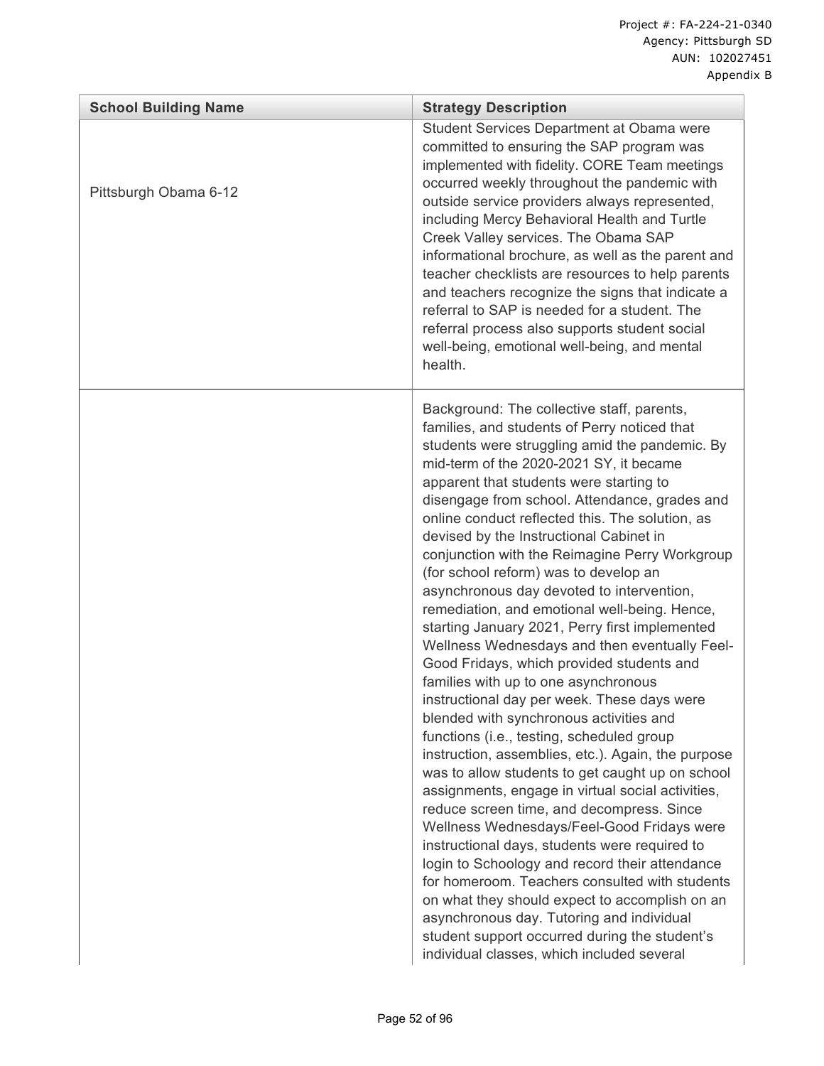| School Building Name | Strategy Description |
|---|---|
| Pittsburgh Obama 6-12 | Student Services Department at Obama were committed to ensuring the SAP program was implemented with fidelity. CORE Team meetings occurred weekly throughout the pandemic with outside service providers always represented, including Mercy Behavioral Health and Turtle Creek Valley services. The Obama SAP informational brochure, as well as the parent and teacher checklists are resources to help parents and teachers recognize the signs that indicate a referral to SAP is needed for a student. The referral process also supports student social well-being, emotional well-being, and mental health. |
| | Background: The collective staff, parents, families, and students of Perry noticed that students were struggling amid the pandemic. By mid-term of the 2020-2021 SY, it became apparent that students were starting to disengage from school. Attendance, grades and online conduct reflected this. The solution, as devised by the Instructional Cabinet in conjunction with the Reimagine Perry Workgroup (for school reform) was to develop an asynchronous day devoted to intervention, remediation, and emotional well-being. Hence, starting January 2021, Perry first implemented Wellness Wednesdays and then eventually Feel-Good Fridays, which provided students and families with up to one asynchronous instructional day per week. These days were blended with synchronous activities and functions (i.e., testing, scheduled group instruction, assemblies, etc.). Again, the purpose was to allow students to get caught up on school assignments, engage in virtual social activities, reduce screen time, and decompress. Since Wellness Wednesdays/Feel-Good Fridays were instructional days, students were required to login to Schoology and record their attendance for homeroom. Teachers consulted with students on what they should expect to accomplish on an asynchronous day. Tutoring and individual student support occurred during the student's individual classes, which included several |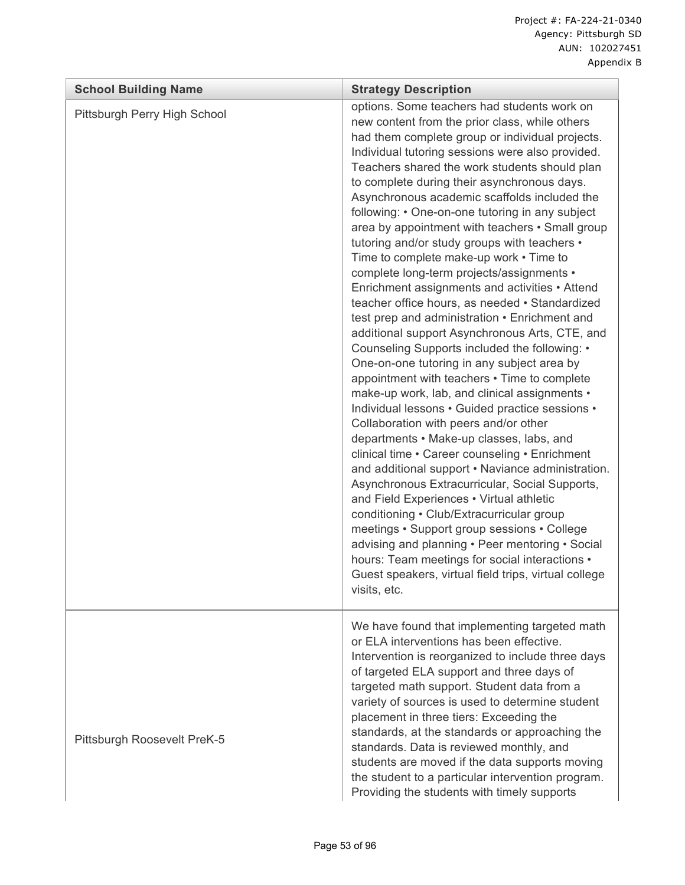| School Building Name | Strategy Description |
| --- | --- |
| Pittsburgh Perry High School | options. Some teachers had students work on new content from the prior class, while others had them complete group or individual projects. Individual tutoring sessions were also provided. Teachers shared the work students should plan to complete during their asynchronous days. Asynchronous academic scaffolds included the following: • One-on-one tutoring in any subject area by appointment with teachers • Small group tutoring and/or study groups with teachers • Time to complete make-up work • Time to complete long-term projects/assignments • Enrichment assignments and activities • Attend teacher office hours, as needed • Standardized test prep and administration • Enrichment and additional support Asynchronous Arts, CTE, and Counseling Supports included the following: • One-on-one tutoring in any subject area by appointment with teachers • Time to complete make-up work, lab, and clinical assignments • Individual lessons • Guided practice sessions • Collaboration with peers and/or other departments • Make-up classes, labs, and clinical time • Career counseling • Enrichment and additional support • Naviance administration. Asynchronous Extracurricular, Social Supports, and Field Experiences • Virtual athletic conditioning • Club/Extracurricular group meetings • Support group sessions • College advising and planning • Peer mentoring • Social hours: Team meetings for social interactions • Guest speakers, virtual field trips, virtual college visits, etc. |
| Pittsburgh Roosevelt PreK-5 | We have found that implementing targeted math or ELA interventions has been effective. Intervention is reorganized to include three days of targeted ELA support and three days of targeted math support. Student data from a variety of sources is used to determine student placement in three tiers: Exceeding the standards, at the standards or approaching the standards. Data is reviewed monthly, and students are moved if the data supports moving the student to a particular intervention program. Providing the students with timely supports |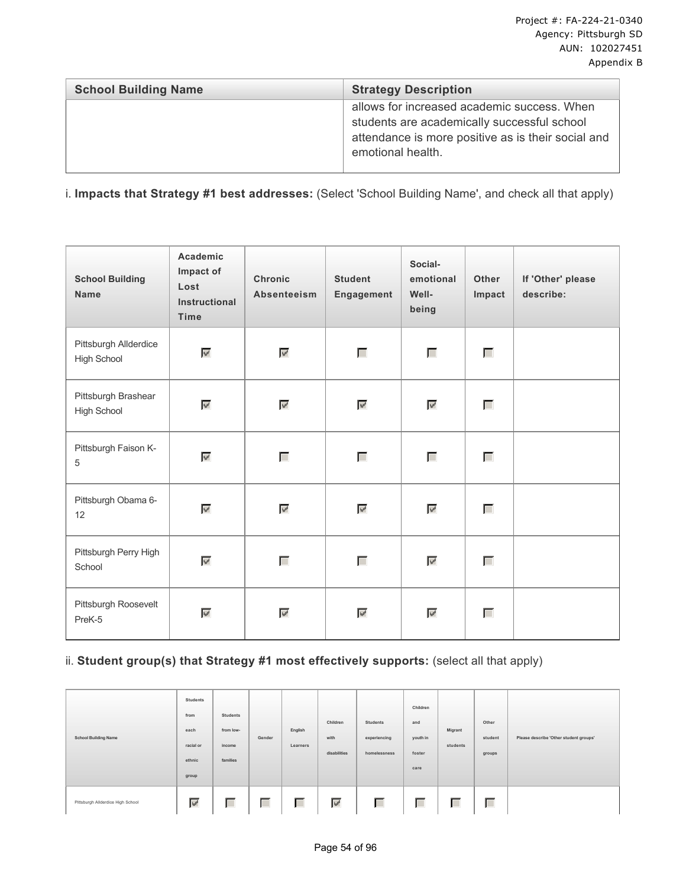| School Building Name | Strategy Description |
|---|---|
| | allows for increased academic success. When students are academically successful school attendance is more positive as is their social and emotional health. |

i. **Impacts that Strategy #1 best addresses:** (Select 'School Building Name', and check all that apply)

| School Building Name | Academic Impact of Lost Instructional Time | Chronic Absenteeism | Student Engagement | Social-emotional Well-being | Other Impact | If 'Other' please describe: |
|---|---|---|---|---|---|---|
| Pittsburgh Allderdice High School | ☑ | ☑ | ☐ | ☐ | ☐ | |
| Pittsburgh Brashear High School | ☑ | ☑ | ☑ | ☑ | ☐ | |
| Pittsburgh Faison K-5 | ☑ | ☐ | ☐ | ☐ | ☐ | |
| Pittsburgh Obama 6-12 | ☑ | ☑ | ☑ | ☑ | ☐ | |
| Pittsburgh Perry High School | ☑ | ☐ | ☐ | ☑ | ☐ | |
| Pittsburgh Roosevelt PreK-5 | ☑ | ☑ | ☑ | ☑ | ☐ | |

ii. **Student group(s) that Strategy #1 most effectively supports:** (select all that apply)

| School Building Name | Students from each racial or ethnic group | Students from low-income families | Gender | English Learners | Children with disabilities | Students experiencing homelessness | Children and youth in foster care | Migrant students | Other student groups | Please describe 'Other student groups' |
|---|---|---|---|---|---|---|---|---|---|---|
| Pittsburgh Allderdice High School | ☑ | ☐ | ☐ | ☐ | ☑ | ☐ | ☐ | ☐ | ☐ | |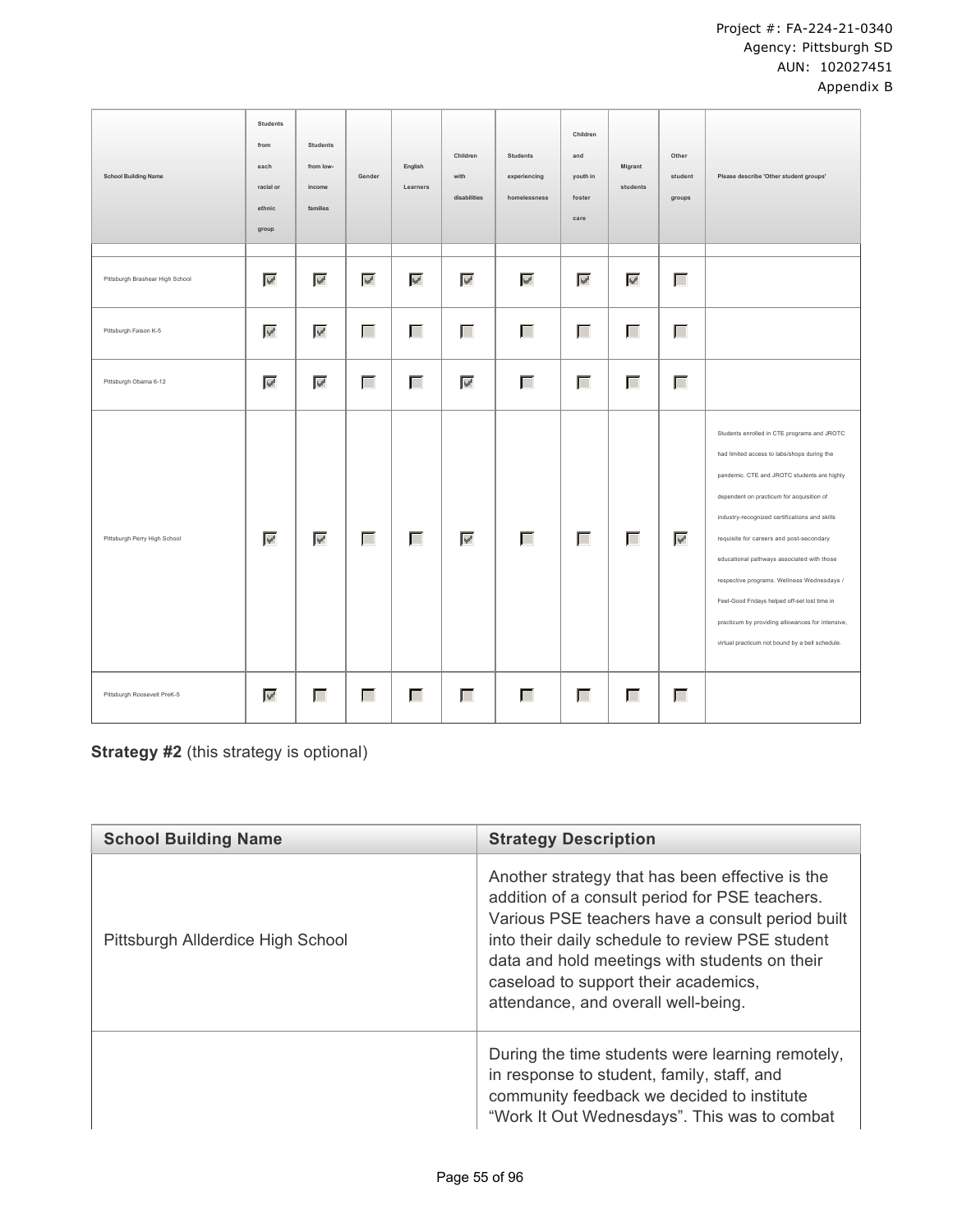| School Building Name | Students from each racial or ethnic group | Students from low-income families | Gender | English Learners | Children with disabilities | Students experiencing homelessness | Children and youth in foster care | Migrant students | Other student groups | Please describe 'Other student groups' |
|---|---|---|---|---|---|---|---|---|---|---|
| | | | | | | | | | | |
| Pittsburgh Brashear High School | ☑ | ☑ | ☑ | ☑ | ☑ | ☑ | ☑ | ☑ | ☐ | |
| Pittsburgh Faison K-5 | ☑ | ☑ | ☐ | ☐ | ☐ | ☐ | ☐ | ☐ | ☐ | |
| Pittsburgh Obama 6-12 | ☑ | ☑ | ☐ | ☐ | ☑ | ☐ | ☐ | ☐ | ☐ | |
| Pittsburgh Perry High School | ☑ | ☑ | ☐ | ☐ | ☑ | ☐ | ☐ | ☐ | ☑ | Students enrolled in CTE programs and JROTC had limited access to labs/shops during the pandemic. CTE and JROTC students are highly dependent on practicum for acquisition of industry-recognized certifications and skills requisite for careers and post-secondary educational pathways associated with those respective programs. Wellness Wednesdays / Feel-Good Fridays helped off-set lost time in practicum by providing allowances for intensive, virtual practicum not bound by a bell schedule. |
| Pittsburgh Roosevelt PreK-5 | ☑ | ☐ | ☐ | ☐ | ☐ | ☐ | ☐ | ☐ | ☐ | |

**Strategy #2** (this strategy is optional)

| School Building Name | Strategy Description |
|---|---|
| Pittsburgh Allderdice High School | Another strategy that has been effective is the addition of a consult period for PSE teachers. Various PSE teachers have a consult period built into their daily schedule to review PSE student data and hold meetings with students on their caseload to support their academics, attendance, and overall well-being. |
| | During the time students were learning remotely, in response to student, family, staff, and community feedback we decided to institute "Work It Out Wednesdays". This was to combat |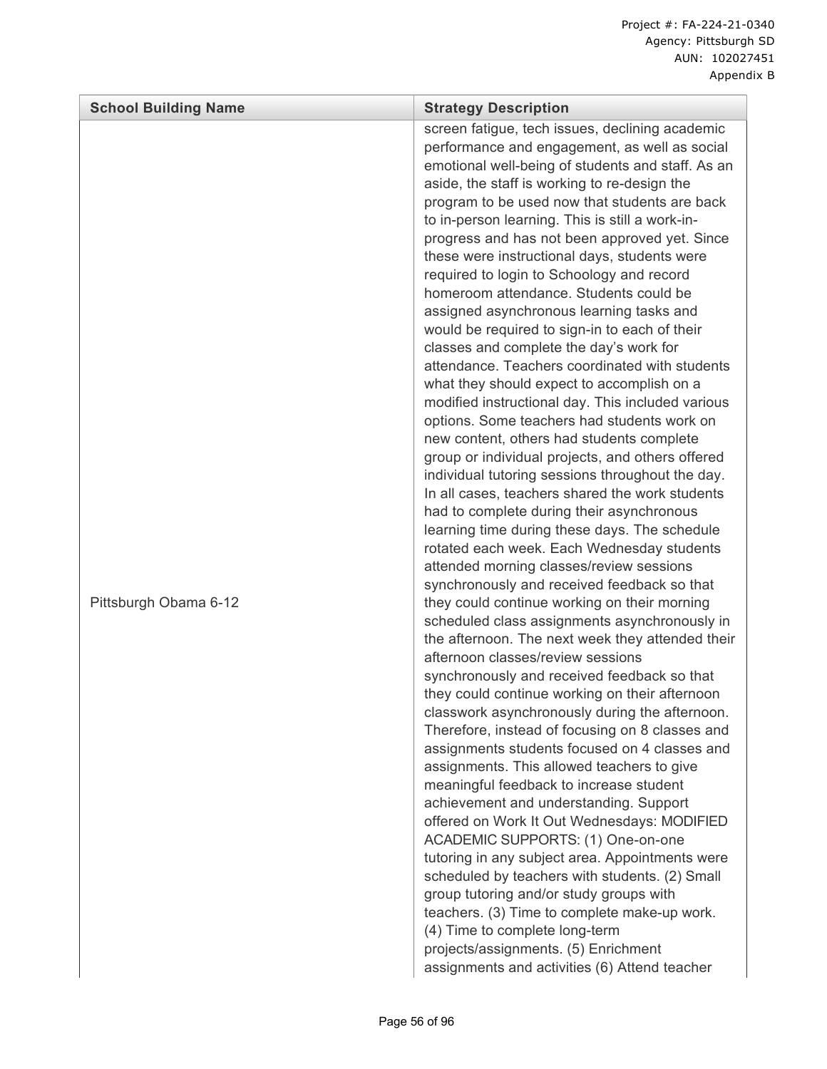| School Building Name | Strategy Description |
|---|---|
| Pittsburgh Obama 6-12 | screen fatigue, tech issues, declining academic performance and engagement, as well as social emotional well-being of students and staff. As an aside, the staff is working to re-design the program to be used now that students are back to in-person learning. This is still a work-in-progress and has not been approved yet. Since these were instructional days, students were required to login to Schoology and record homeroom attendance. Students could be assigned asynchronous learning tasks and would be required to sign-in to each of their classes and complete the day's work for attendance. Teachers coordinated with students what they should expect to accomplish on a modified instructional day. This included various options. Some teachers had students work on new content, others had students complete group or individual projects, and others offered individual tutoring sessions throughout the day. In all cases, teachers shared the work students had to complete during their asynchronous learning time during these days. The schedule rotated each week. Each Wednesday students attended morning classes/review sessions synchronously and received feedback so that they could continue working on their morning scheduled class assignments asynchronously in the afternoon. The next week they attended their afternoon classes/review sessions synchronously and received feedback so that they could continue working on their afternoon classwork asynchronously during the afternoon. Therefore, instead of focusing on 8 classes and assignments students focused on 4 classes and assignments. This allowed teachers to give meaningful feedback to increase student achievement and understanding. Support offered on Work It Out Wednesdays: MODIFIED ACADEMIC SUPPORTS: (1) One-on-one tutoring in any subject area. Appointments were scheduled by teachers with students. (2) Small group tutoring and/or study groups with teachers. (3) Time to complete make-up work. (4) Time to complete long-term projects/assignments. (5) Enrichment assignments and activities (6) Attend teacher |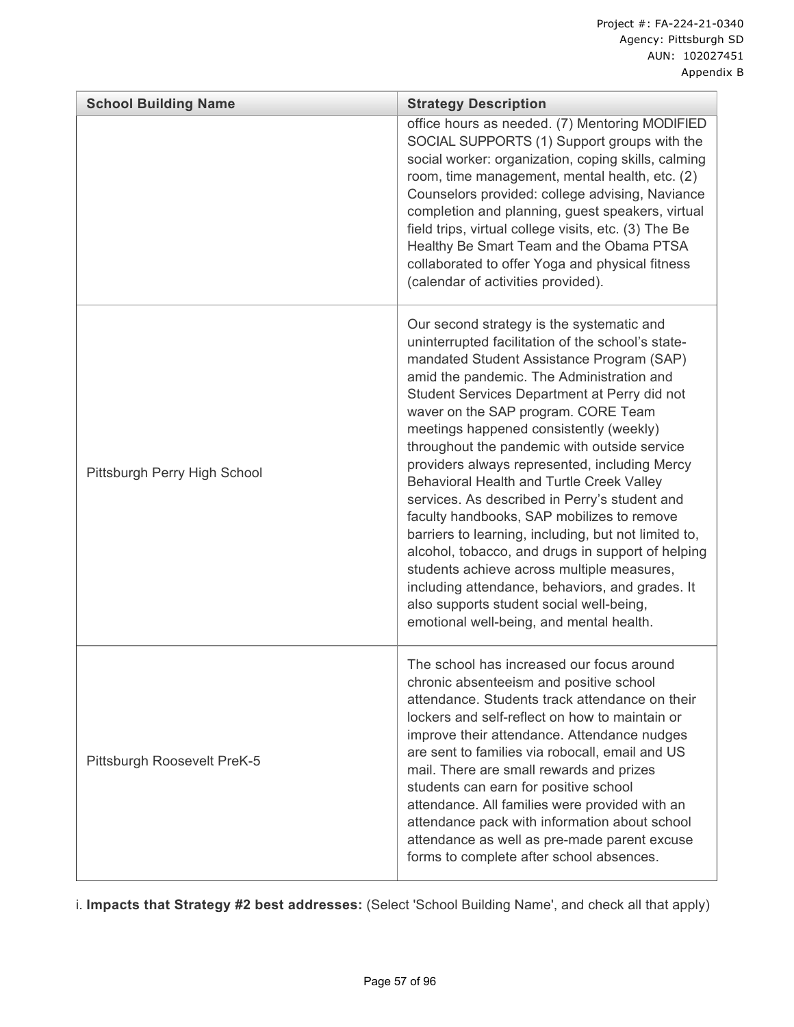| School Building Name | Strategy Description |
|---|---|
| | office hours as needed. (7) Mentoring MODIFIED SOCIAL SUPPORTS (1) Support groups with the social worker: organization, coping skills, calming room, time management, mental health, etc. (2) Counselors provided: college advising, Naviance completion and planning, guest speakers, virtual field trips, virtual college visits, etc. (3) The Be Healthy Be Smart Team and the Obama PTSA collaborated to offer Yoga and physical fitness (calendar of activities provided). |
| Pittsburgh Perry High School | Our second strategy is the systematic and uninterrupted facilitation of the school's state-mandated Student Assistance Program (SAP) amid the pandemic. The Administration and Student Services Department at Perry did not waver on the SAP program. CORE Team meetings happened consistently (weekly) throughout the pandemic with outside service providers always represented, including Mercy Behavioral Health and Turtle Creek Valley services. As described in Perry's student and faculty handbooks, SAP mobilizes to remove barriers to learning, including, but not limited to, alcohol, tobacco, and drugs in support of helping students achieve across multiple measures, including attendance, behaviors, and grades. It also supports student social well-being, emotional well-being, and mental health. |
| Pittsburgh Roosevelt PreK-5 | The school has increased our focus around chronic absenteeism and positive school attendance. Students track attendance on their lockers and self-reflect on how to maintain or improve their attendance. Attendance nudges are sent to families via robocall, email and US mail. There are small rewards and prizes students can earn for positive school attendance. All families were provided with an attendance pack with information about school attendance as well as pre-made parent excuse forms to complete after school absences. |

i. **Impacts that Strategy #2 best addresses:** (Select 'School Building Name', and check all that apply)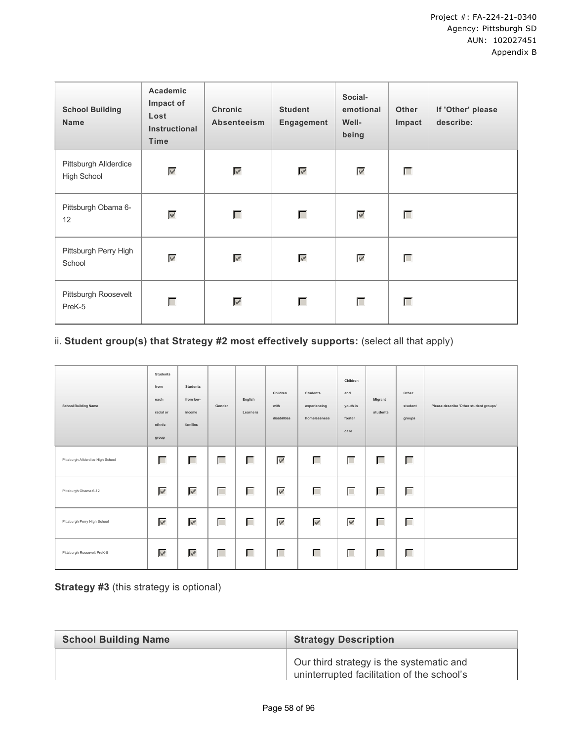| School Building Name | Academic Impact of Lost Instructional Time | Chronic Absenteeism | Student Engagement | Social-emotional Well-being | Other Impact | If 'Other' please describe: |
|---|---|---|---|---|---|---|
| Pittsburgh Allderdice High School | ☑ | ☑ | ☑ | ☑ | ☐ | |
| Pittsburgh Obama 6-12 | ☑ | ☐ | ☐ | ☑ | ☐ | |
| Pittsburgh Perry High School | ☑ | ☑ | ☑ | ☑ | ☐ | |
| Pittsburgh Roosevelt PreK-5 | ☐ | ☑ | ☐ | ☐ | ☐ | |

ii. **Student group(s) that Strategy #2 most effectively supports:** (select all that apply)

| School Building Name | Students from each racial or ethnic group | Students from low-income families | Gender | English Learners | Children with disabilities | Students experiencing homelessness | Children and youth in foster care | Migrant students | Other student groups | Please describe 'Other student groups' |
|---|---|---|---|---|---|---|---|---|---|---|
| Pittsburgh Allderdice High School | ☐ | ☐ | ☐ | ☐ | ☑ | ☐ | ☐ | ☐ | ☐ | |
| Pittsburgh Obama 6-12 | ☑ | ☑ | ☐ | ☐ | ☑ | ☐ | ☐ | ☐ | ☐ | |
| Pittsburgh Perry High School | ☑ | ☑ | ☐ | ☐ | ☑ | ☑ | ☑ | ☐ | ☐ | |
| Pittsburgh Roosevelt PreK-5 | ☑ | ☑ | ☐ | ☐ | ☐ | ☐ | ☐ | ☐ | ☐ | |

**Strategy #3** (this strategy is optional)

| School Building Name | Strategy Description |
|---|---|
| | Our third strategy is the systematic and uninterrupted facilitation of the school's |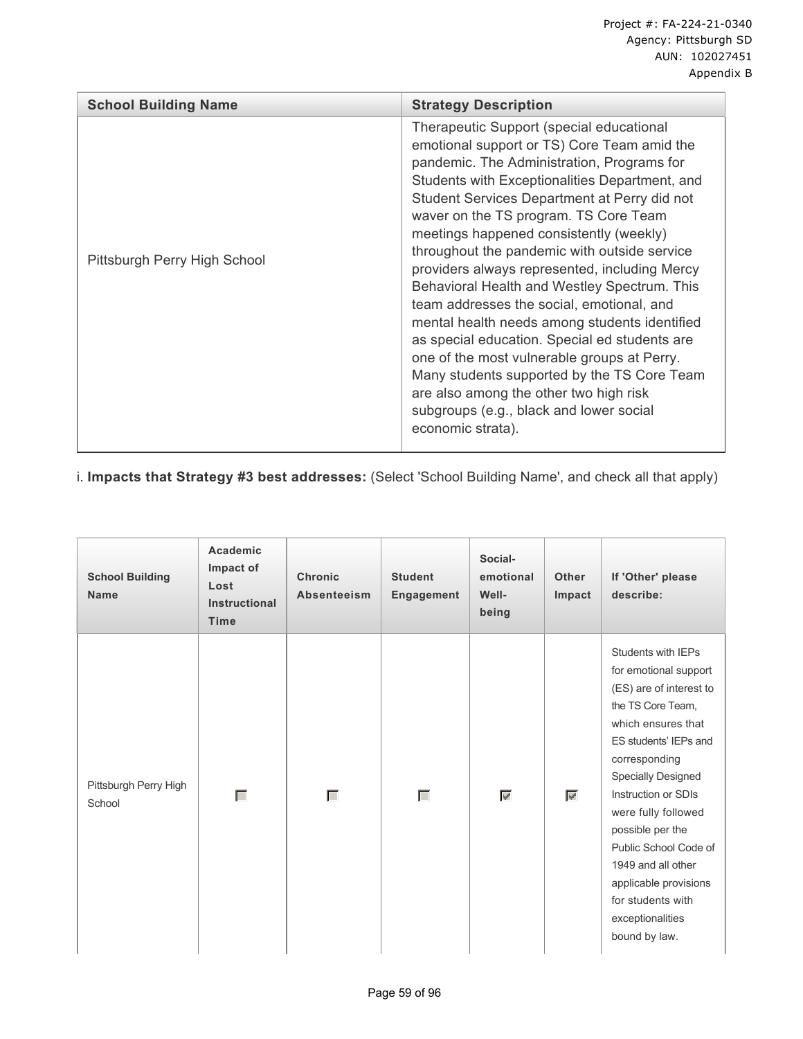| School Building Name | Strategy Description |
| --- | --- |
| Pittsburgh Perry High School | Therapeutic Support (special educational emotional support or TS) Core Team amid the pandemic. The Administration, Programs for Students with Exceptionalities Department, and Student Services Department at Perry did not waver on the TS program. TS Core Team meetings happened consistently (weekly) throughout the pandemic with outside service providers always represented, including Mercy Behavioral Health and Westley Spectrum. This team addresses the social, emotional, and mental health needs among students identified as special education. Special ed students are one of the most vulnerable groups at Perry. Many students supported by the TS Core Team are also among the other two high risk subgroups (e.g., black and lower social economic strata). |

i. **Impacts that Strategy #3 best addresses:** (Select 'School Building Name', and check all that apply)

| School Building Name | Academic Impact of Lost Instructional Time | Chronic Absenteeism | Student Engagement | Social-emotional Well-being | Other Impact | If 'Other' please describe: |
| --- | --- | --- | --- | --- | --- | --- |
| Pittsburgh Perry High School | ☐ | ☐ | ☐ | ☑ | ☑ | Students with IEPs for emotional support (ES) are of interest to the TS Core Team, which ensures that ES students' IEPs and corresponding Specially Designed Instruction or SDIs were fully followed possible per the Public School Code of 1949 and all other applicable provisions for students with exceptionalities bound by law. |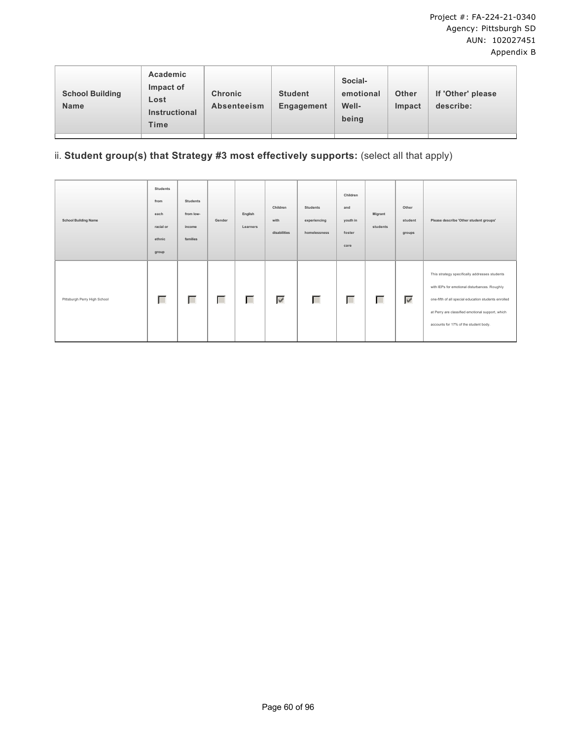| School Building Name | Academic Impact of Lost Instructional Time | Chronic Absenteeism | Student Engagement | Social-emotional Well-being | Other Impact | If 'Other' please describe: |
|---|---|---|---|---|---|---|
| | | | | | | |

ii. **Student group(s) that Strategy #3 most effectively supports:** (select all that apply)

| School Building Name | Students from each racial or ethnic group | Students from low-income families | Gender | English Learners | Children with disabilities | Students experiencing homelessness | Children and youth in foster care | Migrant students | Other student groups | Please describe 'Other student groups' |
|---|---|---|---|---|---|---|---|---|---|---|
| Pittsburgh Perry High School | ☐ | ☐ | ☐ | ☐ | ☑ | ☐ | ☐ | ☐ | ☑ | This strategy specifically addresses students with IEPs for emotional disturbances. Roughly one-fifth of all special education students enrolled at Perry are classified emotional support, which accounts for 17% of the student body. |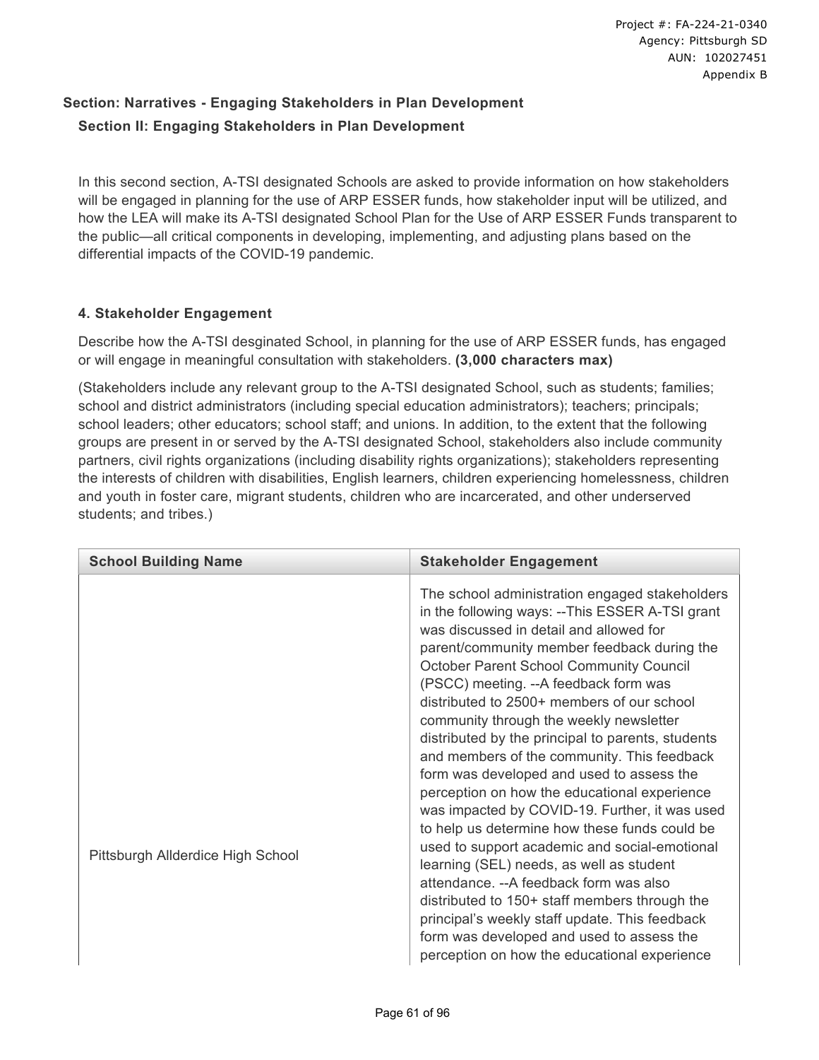## Section: Narratives - Engaging Stakeholders in Plan Development

### Section II: Engaging Stakeholders in Plan Development

In this second section, A-TSI designated Schools are asked to provide information on how stakeholders will be engaged in planning for the use of ARP ESSER funds, how stakeholder input will be utilized, and how the LEA will make its A-TSI designated School Plan for the Use of ARP ESSER Funds transparent to the public—all critical components in developing, implementing, and adjusting plans based on the differential impacts of the COVID-19 pandemic.

#### 4. Stakeholder Engagement

Describe how the A-TSI desginated School, in planning for the use of ARP ESSER funds, has engaged or will engage in meaningful consultation with stakeholders. **(3,000 characters max)**

(Stakeholders include any relevant group to the A-TSI designated School, such as students; families; school and district administrators (including special education administrators); teachers; principals; school leaders; other educators; school staff; and unions. In addition, to the extent that the following groups are present in or served by the A-TSI designated School, stakeholders also include community partners, civil rights organizations (including disability rights organizations); stakeholders representing the interests of children with disabilities, English learners, children experiencing homelessness, children and youth in foster care, migrant students, children who are incarcerated, and other underserved students; and tribes.)

| School Building Name | Stakeholder Engagement |
| --- | --- |
| Pittsburgh Allderdice High School | The school administration engaged stakeholders in the following ways: --This ESSER A-TSI grant was discussed in detail and allowed for parent/community member feedback during the October Parent School Community Council (PSCC) meeting. --A feedback form was distributed to 2500+ members of our school community through the weekly newsletter distributed by the principal to parents, students and members of the community. This feedback form was developed and used to assess the perception on how the educational experience was impacted by COVID-19. Further, it was used to help us determine how these funds could be used to support academic and social-emotional learning (SEL) needs, as well as student attendance. --A feedback form was also distributed to 150+ staff members through the principal's weekly staff update. This feedback form was developed and used to assess the perception on how the educational experience |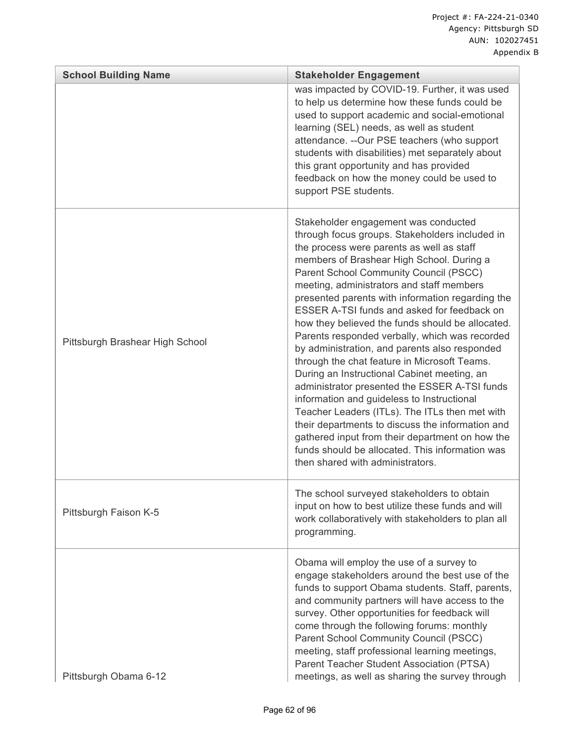| School Building Name | Stakeholder Engagement |
|---|---|
| | was impacted by COVID-19. Further, it was used to help us determine how these funds could be used to support academic and social-emotional learning (SEL) needs, as well as student attendance. --Our PSE teachers (who support students with disabilities) met separately about this grant opportunity and has provided feedback on how the money could be used to support PSE students. |
| Pittsburgh Brashear High School | Stakeholder engagement was conducted through focus groups. Stakeholders included in the process were parents as well as staff members of Brashear High School. During a Parent School Community Council (PSCC) meeting, administrators and staff members presented parents with information regarding the ESSER A-TSI funds and asked for feedback on how they believed the funds should be allocated. Parents responded verbally, which was recorded by administration, and parents also responded through the chat feature in Microsoft Teams. During an Instructional Cabinet meeting, an administrator presented the ESSER A-TSI funds information and guideless to Instructional Teacher Leaders (ITLs). The ITLs then met with their departments to discuss the information and gathered input from their department on how the funds should be allocated. This information was then shared with administrators. |
| Pittsburgh Faison K-5 | The school surveyed stakeholders to obtain input on how to best utilize these funds and will work collaboratively with stakeholders to plan all programming. |
| Pittsburgh Obama 6-12 | Obama will employ the use of a survey to engage stakeholders around the best use of the funds to support Obama students. Staff, parents, and community partners will have access to the survey. Other opportunities for feedback will come through the following forums: monthly Parent School Community Council (PSCC) meeting, staff professional learning meetings, Parent Teacher Student Association (PTSA) meetings, as well as sharing the survey through |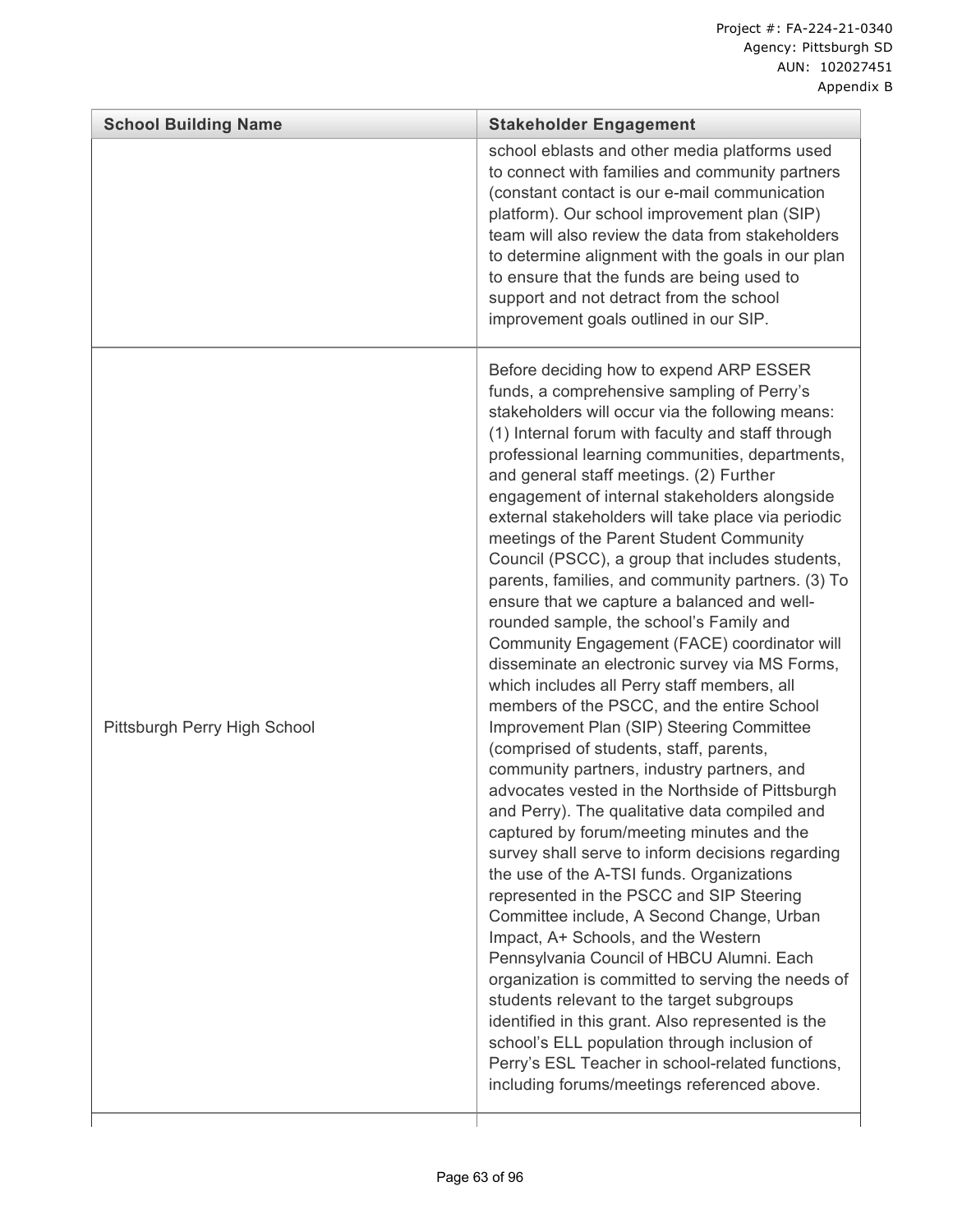| School Building Name | Stakeholder Engagement |
|---|---|
| | school eblasts and other media platforms used to connect with families and community partners (constant contact is our e-mail communication platform). Our school improvement plan (SIP) team will also review the data from stakeholders to determine alignment with the goals in our plan to ensure that the funds are being used to support and not detract from the school improvement goals outlined in our SIP. |
| Pittsburgh Perry High School | Before deciding how to expend ARP ESSER funds, a comprehensive sampling of Perry's stakeholders will occur via the following means: (1) Internal forum with faculty and staff through professional learning communities, departments, and general staff meetings. (2) Further engagement of internal stakeholders alongside external stakeholders will take place via periodic meetings of the Parent Student Community Council (PSCC), a group that includes students, parents, families, and community partners. (3) To ensure that we capture a balanced and well-rounded sample, the school's Family and Community Engagement (FACE) coordinator will disseminate an electronic survey via MS Forms, which includes all Perry staff members, all members of the PSCC, and the entire School Improvement Plan (SIP) Steering Committee (comprised of students, staff, parents, community partners, industry partners, and advocates vested in the Northside of Pittsburgh and Perry). The qualitative data compiled and captured by forum/meeting minutes and the survey shall serve to inform decisions regarding the use of the A-TSI funds. Organizations represented in the PSCC and SIP Steering Committee include, A Second Change, Urban Impact, A+ Schools, and the Western Pennsylvania Council of HBCU Alumni. Each organization is committed to serving the needs of students relevant to the target subgroups identified in this grant. Also represented is the school's ELL population through inclusion of Perry's ESL Teacher in school-related functions, including forums/meetings referenced above. |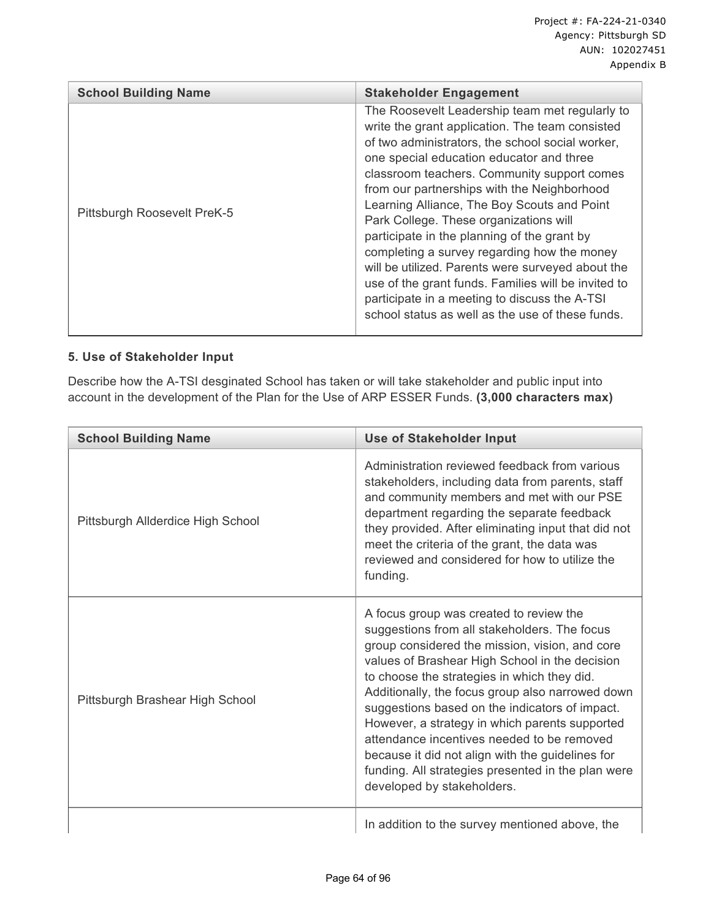| School Building Name | Stakeholder Engagement |
| --- | --- |
| Pittsburgh Roosevelt PreK-5 | The Roosevelt Leadership team met regularly to write the grant application. The team consisted of two administrators, the school social worker, one special education educator and three classroom teachers. Community support comes from our partnerships with the Neighborhood Learning Alliance, The Boy Scouts and Point Park College. These organizations will participate in the planning of the grant by completing a survey regarding how the money will be utilized. Parents were surveyed about the use of the grant funds. Families will be invited to participate in a meeting to discuss the A-TSI school status as well as the use of these funds. |

**5. Use of Stakeholder Input**

Describe how the A-TSI desginated School has taken or will take stakeholder and public input into account in the development of the Plan for the Use of ARP ESSER Funds. **(3,000 characters max)**

| School Building Name | Use of Stakeholder Input |
| --- | --- |
| Pittsburgh Allderdice High School | Administration reviewed feedback from various stakeholders, including data from parents, staff and community members and met with our PSE department regarding the separate feedback they provided. After eliminating input that did not meet the criteria of the grant, the data was reviewed and considered for how to utilize the funding. |
| Pittsburgh Brashear High School | A focus group was created to review the suggestions from all stakeholders. The focus group considered the mission, vision, and core values of Brashear High School in the decision to choose the strategies in which they did. Additionally, the focus group also narrowed down suggestions based on the indicators of impact. However, a strategy in which parents supported attendance incentives needed to be removed because it did not align with the guidelines for funding. All strategies presented in the plan were developed by stakeholders. |
| | In addition to the survey mentioned above, the |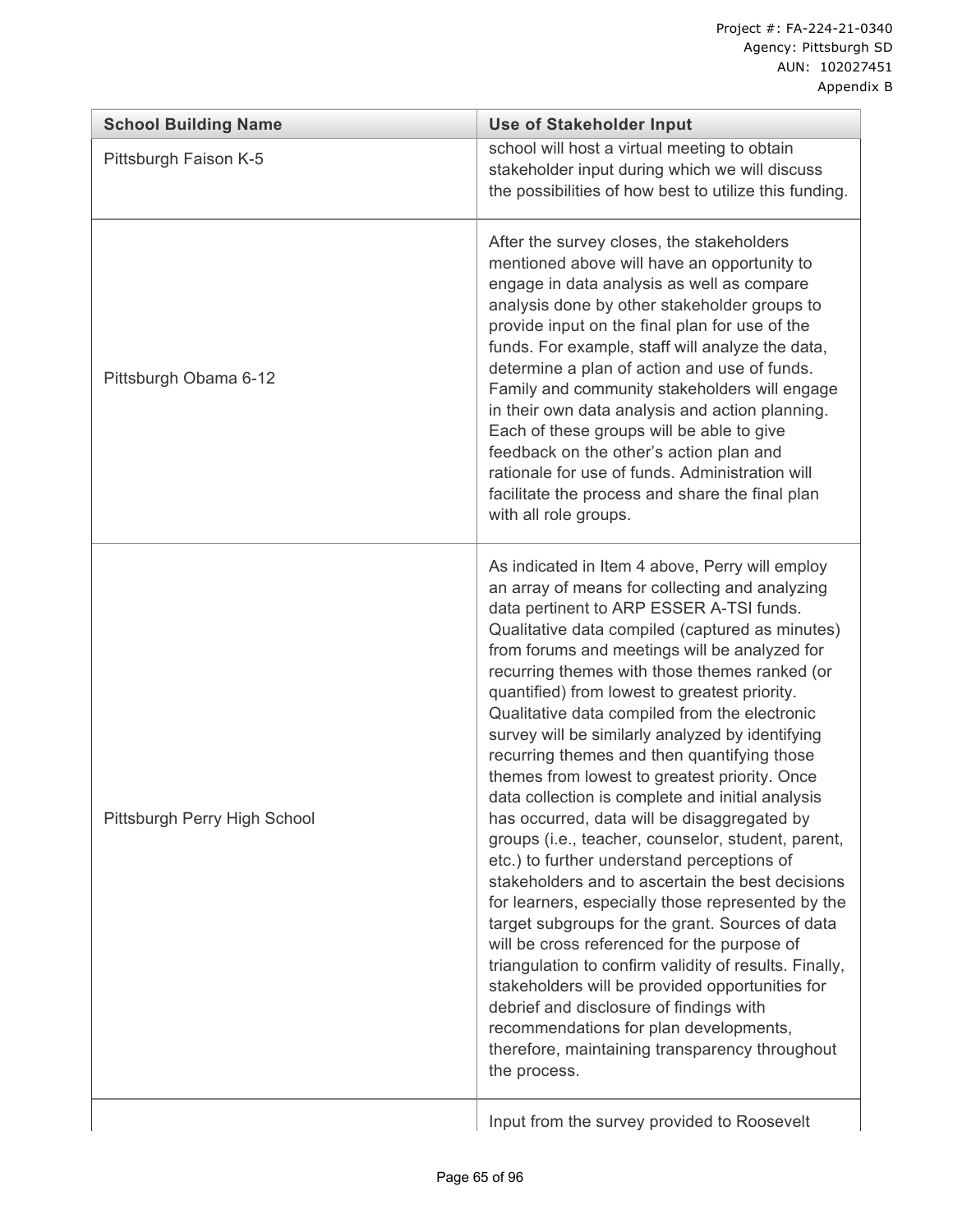| School Building Name | Use of Stakeholder Input |
|---|---|
| Pittsburgh Faison K-5 | school will host a virtual meeting to obtain stakeholder input during which we will discuss the possibilities of how best to utilize this funding. |
| Pittsburgh Obama 6-12 | After the survey closes, the stakeholders mentioned above will have an opportunity to engage in data analysis as well as compare analysis done by other stakeholder groups to provide input on the final plan for use of the funds. For example, staff will analyze the data, determine a plan of action and use of funds. Family and community stakeholders will engage in their own data analysis and action planning. Each of these groups will be able to give feedback on the other's action plan and rationale for use of funds. Administration will facilitate the process and share the final plan with all role groups. |
| Pittsburgh Perry High School | As indicated in Item 4 above, Perry will employ an array of means for collecting and analyzing data pertinent to ARP ESSER A-TSI funds. Qualitative data compiled (captured as minutes) from forums and meetings will be analyzed for recurring themes with those themes ranked (or quantified) from lowest to greatest priority. Qualitative data compiled from the electronic survey will be similarly analyzed by identifying recurring themes and then quantifying those themes from lowest to greatest priority. Once data collection is complete and initial analysis has occurred, data will be disaggregated by groups (i.e., teacher, counselor, student, parent, etc.) to further understand perceptions of stakeholders and to ascertain the best decisions for learners, especially those represented by the target subgroups for the grant. Sources of data will be cross referenced for the purpose of triangulation to confirm validity of results. Finally, stakeholders will be provided opportunities for debrief and disclosure of findings with recommendations for plan developments, therefore, maintaining transparency throughout the process. |
| | Input from the survey provided to Roosevelt |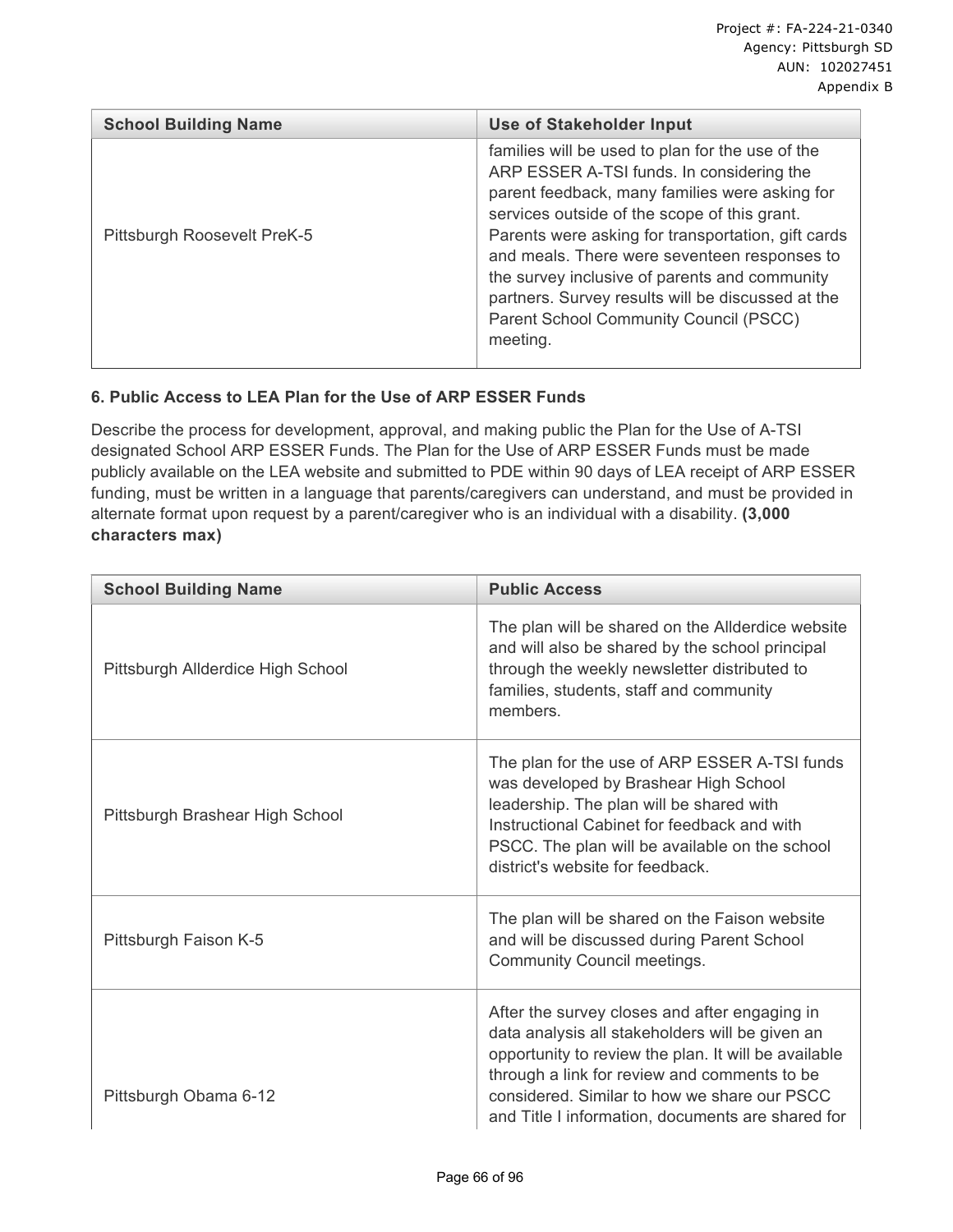| School Building Name | Use of Stakeholder Input |
| --- | --- |
| Pittsburgh Roosevelt PreK-5 | families will be used to plan for the use of the ARP ESSER A-TSI funds. In considering the parent feedback, many families were asking for services outside of the scope of this grant. Parents were asking for transportation, gift cards and meals. There were seventeen responses to the survey inclusive of parents and community partners. Survey results will be discussed at the Parent School Community Council (PSCC) meeting. |

**6. Public Access to LEA Plan for the Use of ARP ESSER Funds**

Describe the process for development, approval, and making public the Plan for the Use of A-TSI designated School ARP ESSER Funds. The Plan for the Use of ARP ESSER Funds must be made publicly available on the LEA website and submitted to PDE within 90 days of LEA receipt of ARP ESSER funding, must be written in a language that parents/caregivers can understand, and must be provided in alternate format upon request by a parent/caregiver who is an individual with a disability. **(3,000 characters max)**

| School Building Name | Public Access |
| --- | --- |
| Pittsburgh Allderdice High School | The plan will be shared on the Allderdice website and will also be shared by the school principal through the weekly newsletter distributed to families, students, staff and community members. |
| Pittsburgh Brashear High School | The plan for the use of ARP ESSER A-TSI funds was developed by Brashear High School leadership. The plan will be shared with Instructional Cabinet for feedback and with PSCC. The plan will be available on the school district's website for feedback. |
| Pittsburgh Faison K-5 | The plan will be shared on the Faison website and will be discussed during Parent School Community Council meetings. |
| Pittsburgh Obama 6-12 | After the survey closes and after engaging in data analysis all stakeholders will be given an opportunity to review the plan. It will be available through a link for review and comments to be considered. Similar to how we share our PSCC and Title I information, documents are shared for |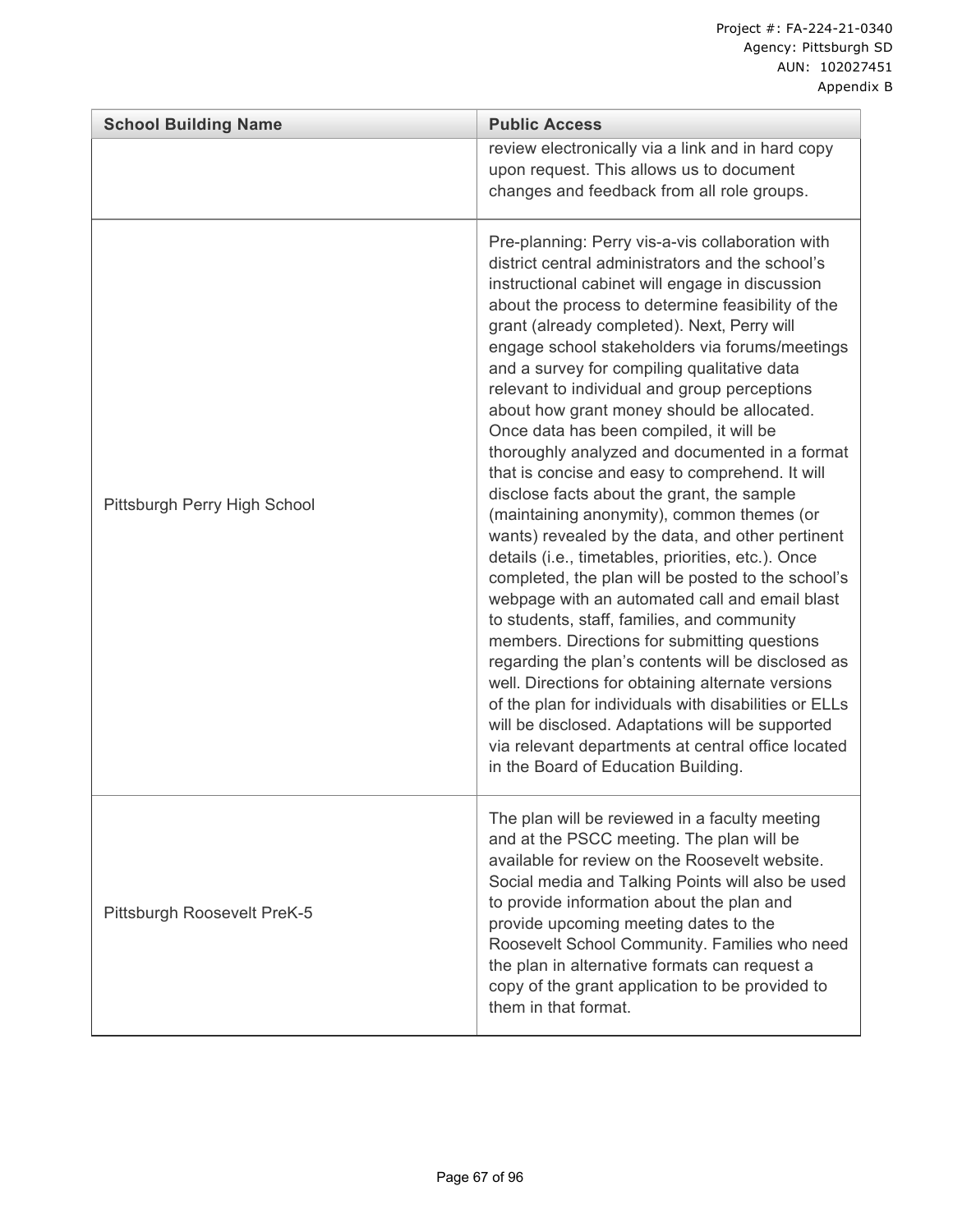| School Building Name | Public Access |
|---|---|
| | review electronically via a link and in hard copy upon request. This allows us to document changes and feedback from all role groups. |
| Pittsburgh Perry High School | Pre-planning: Perry vis-a-vis collaboration with district central administrators and the school's instructional cabinet will engage in discussion about the process to determine feasibility of the grant (already completed). Next, Perry will engage school stakeholders via forums/meetings and a survey for compiling qualitative data relevant to individual and group perceptions about how grant money should be allocated. Once data has been compiled, it will be thoroughly analyzed and documented in a format that is concise and easy to comprehend. It will disclose facts about the grant, the sample (maintaining anonymity), common themes (or wants) revealed by the data, and other pertinent details (i.e., timetables, priorities, etc.). Once completed, the plan will be posted to the school's webpage with an automated call and email blast to students, staff, families, and community members. Directions for submitting questions regarding the plan's contents will be disclosed as well. Directions for obtaining alternate versions of the plan for individuals with disabilities or ELLs will be disclosed. Adaptations will be supported via relevant departments at central office located in the Board of Education Building. |
| Pittsburgh Roosevelt PreK-5 | The plan will be reviewed in a faculty meeting and at the PSCC meeting. The plan will be available for review on the Roosevelt website. Social media and Talking Points will also be used to provide information about the plan and provide upcoming meeting dates to the Roosevelt School Community. Families who need the plan in alternative formats can request a copy of the grant application to be provided to them in that format. |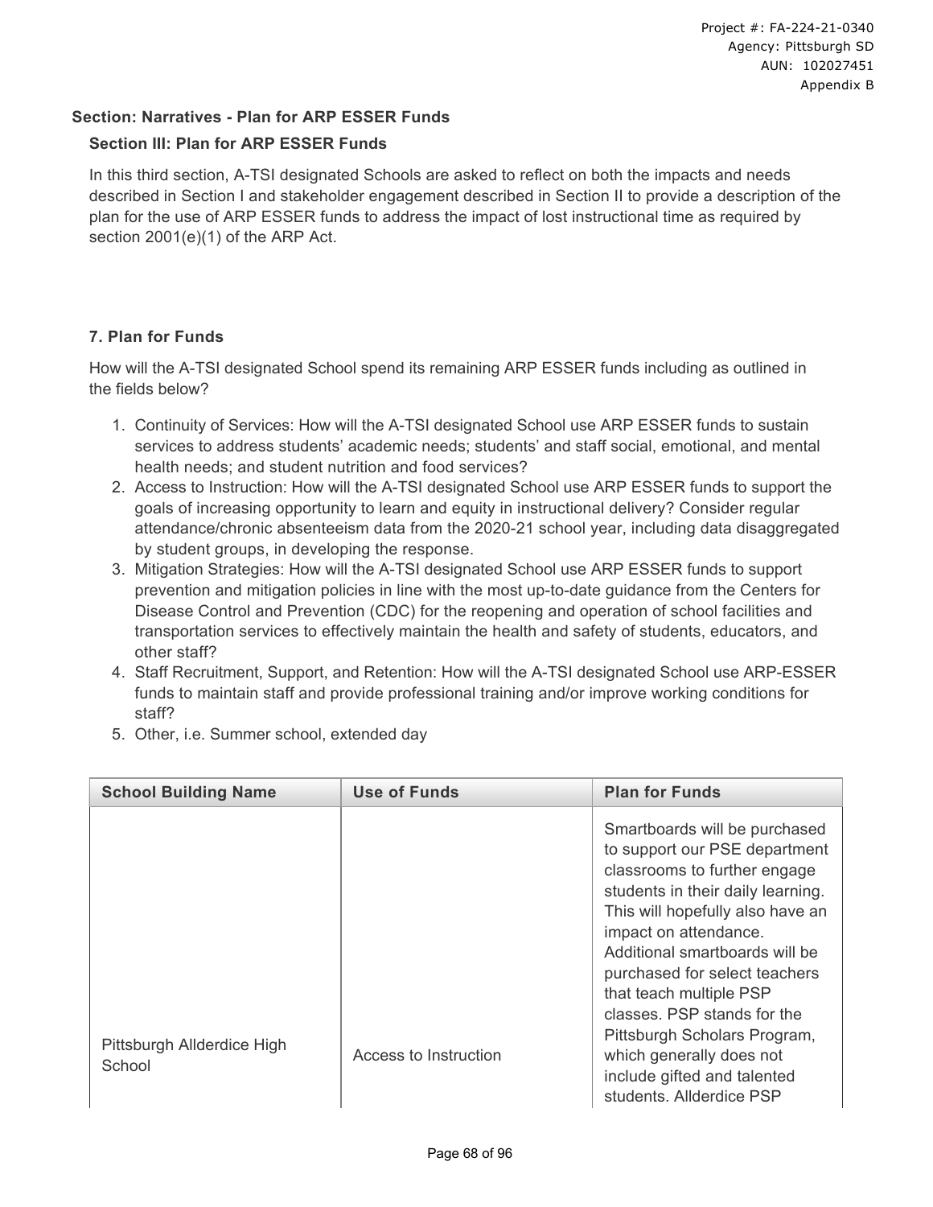## Section: Narratives - Plan for ARP ESSER Funds

### Section III: Plan for ARP ESSER Funds

In this third section, A-TSI designated Schools are asked to reflect on both the impacts and needs described in Section I and stakeholder engagement described in Section II to provide a description of the plan for the use of ARP ESSER funds to address the impact of lost instructional time as required by section 2001(e)(1) of the ARP Act.

### 7. Plan for Funds

How will the A-TSI designated School spend its remaining ARP ESSER funds including as outlined in the fields below?

1. Continuity of Services: How will the A-TSI designated School use ARP ESSER funds to sustain services to address students' academic needs; students' and staff social, emotional, and mental health needs; and student nutrition and food services?
2. Access to Instruction: How will the A-TSI designated School use ARP ESSER funds to support the goals of increasing opportunity to learn and equity in instructional delivery? Consider regular attendance/chronic absenteeism data from the 2020-21 school year, including data disaggregated by student groups, in developing the response.
3. Mitigation Strategies: How will the A-TSI designated School use ARP ESSER funds to support prevention and mitigation policies in line with the most up-to-date guidance from the Centers for Disease Control and Prevention (CDC) for the reopening and operation of school facilities and transportation services to effectively maintain the health and safety of students, educators, and other staff?
4. Staff Recruitment, Support, and Retention: How will the A-TSI designated School use ARP-ESSER funds to maintain staff and provide professional training and/or improve working conditions for staff?
5. Other, i.e. Summer school, extended day

| School Building Name | Use of Funds | Plan for Funds |
|---|---|---|
| Pittsburgh Allderdice High School | Access to Instruction | Smartboards will be purchased to support our PSE department classrooms to further engage students in their daily learning. This will hopefully also have an impact on attendance. Additional smartboards will be purchased for select teachers that teach multiple PSP classes. PSP stands for the Pittsburgh Scholars Program, which generally does not include gifted and talented students. Allderdice PSP |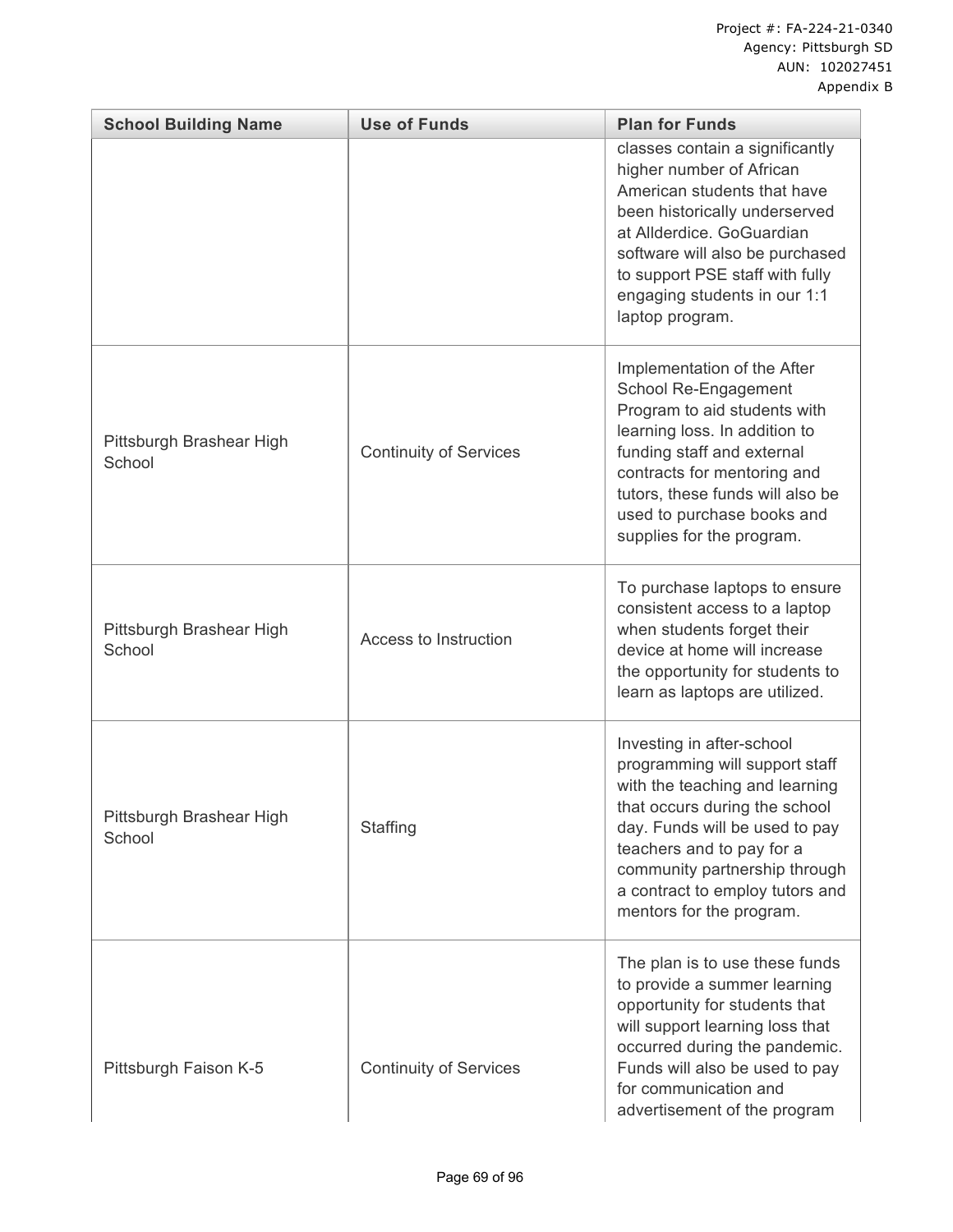| School Building Name | Use of Funds | Plan for Funds |
| --- | --- | --- |
| | | classes contain a significantly higher number of African American students that have been historically underserved at Allderdice. GoGuardian software will also be purchased to support PSE staff with fully engaging students in our 1:1 laptop program. |
| Pittsburgh Brashear High School | Continuity of Services | Implementation of the After School Re-Engagement Program to aid students with learning loss. In addition to funding staff and external contracts for mentoring and tutors, these funds will also be used to purchase books and supplies for the program. |
| Pittsburgh Brashear High School | Access to Instruction | To purchase laptops to ensure consistent access to a laptop when students forget their device at home will increase the opportunity for students to learn as laptops are utilized. |
| Pittsburgh Brashear High School | Staffing | Investing in after-school programming will support staff with the teaching and learning that occurs during the school day. Funds will be used to pay teachers and to pay for a community partnership through a contract to employ tutors and mentors for the program. |
| Pittsburgh Faison K-5 | Continuity of Services | The plan is to use these funds to provide a summer learning opportunity for students that will support learning loss that occurred during the pandemic. Funds will also be used to pay for communication and advertisement of the program |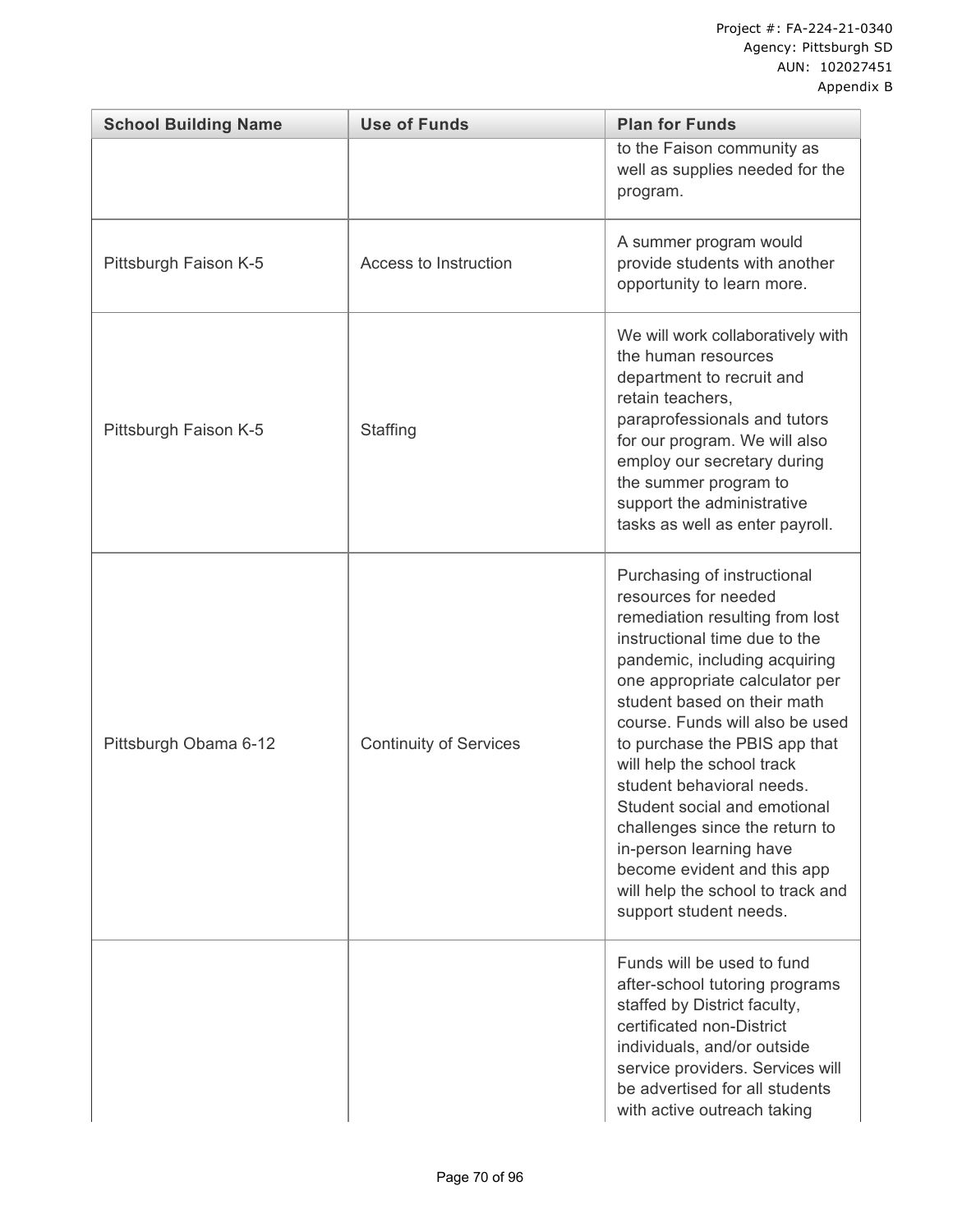| School Building Name | Use of Funds | Plan for Funds |
| --- | --- | --- |
| | | to the Faison community as well as supplies needed for the program. |
| Pittsburgh Faison K-5 | Access to Instruction | A summer program would provide students with another opportunity to learn more. |
| Pittsburgh Faison K-5 | Staffing | We will work collaboratively with the human resources department to recruit and retain teachers, paraprofessionals and tutors for our program. We will also employ our secretary during the summer program to support the administrative tasks as well as enter payroll. |
| Pittsburgh Obama 6-12 | Continuity of Services | Purchasing of instructional resources for needed remediation resulting from lost instructional time due to the pandemic, including acquiring one appropriate calculator per student based on their math course. Funds will also be used to purchase the PBIS app that will help the school track student behavioral needs. Student social and emotional challenges since the return to in-person learning have become evident and this app will help the school to track and support student needs. |
| | | Funds will be used to fund after-school tutoring programs staffed by District faculty, certificated non-District individuals, and/or outside service providers. Services will be advertised for all students with active outreach taking |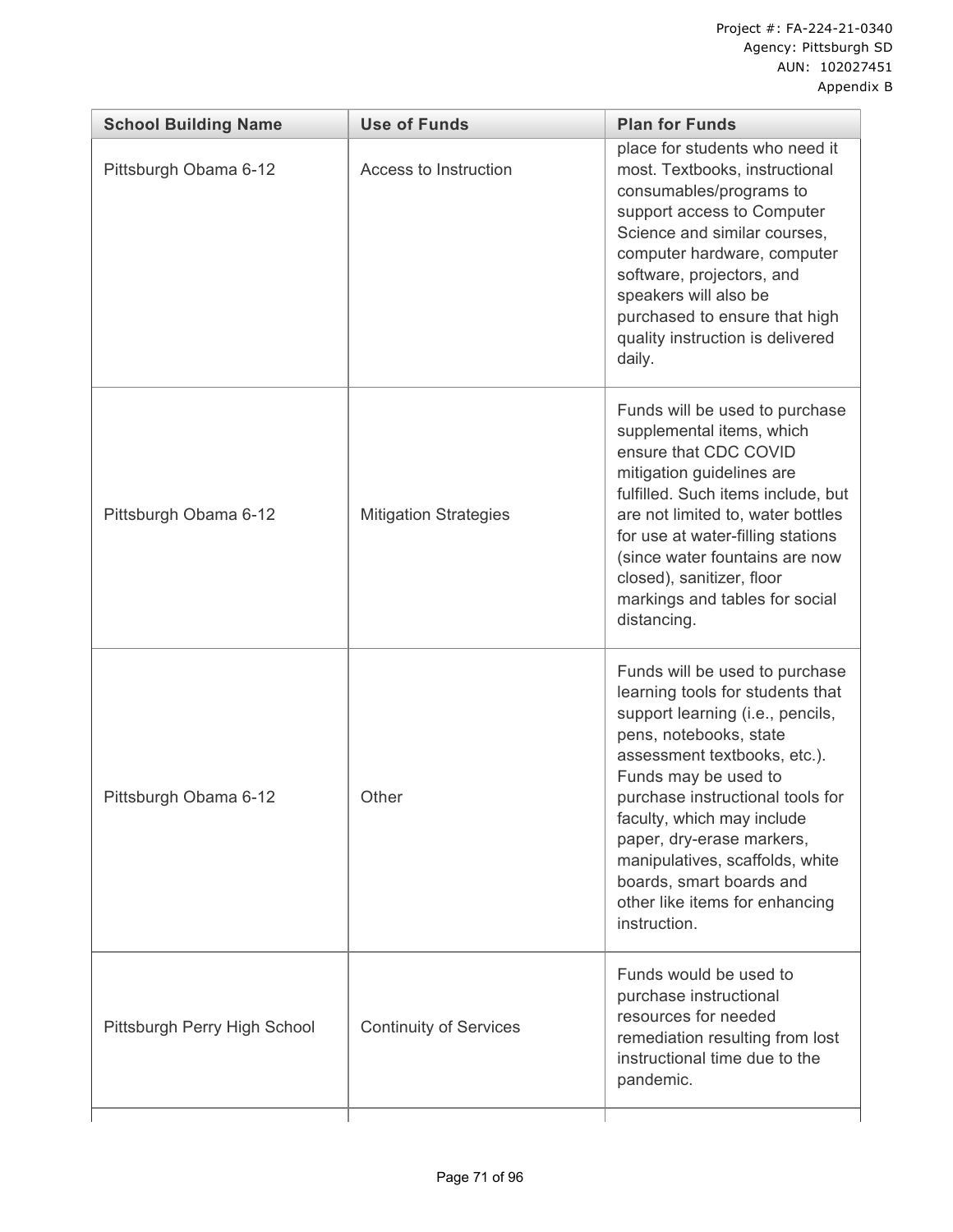| School Building Name | Use of Funds | Plan for Funds |
|---|---|---|
| Pittsburgh Obama 6-12 | Access to Instruction | place for students who need it most. Textbooks, instructional consumables/programs to support access to Computer Science and similar courses, computer hardware, computer software, projectors, and speakers will also be purchased to ensure that high quality instruction is delivered daily. |
| Pittsburgh Obama 6-12 | Mitigation Strategies | Funds will be used to purchase supplemental items, which ensure that CDC COVID mitigation guidelines are fulfilled. Such items include, but are not limited to, water bottles for use at water-filling stations (since water fountains are now closed), sanitizer, floor markings and tables for social distancing. |
| Pittsburgh Obama 6-12 | Other | Funds will be used to purchase learning tools for students that support learning (i.e., pencils, pens, notebooks, state assessment textbooks, etc.). Funds may be used to purchase instructional tools for faculty, which may include paper, dry-erase markers, manipulatives, scaffolds, white boards, smart boards and other like items for enhancing instruction. |
| Pittsburgh Perry High School | Continuity of Services | Funds would be used to purchase instructional resources for needed remediation resulting from lost instructional time due to the pandemic. |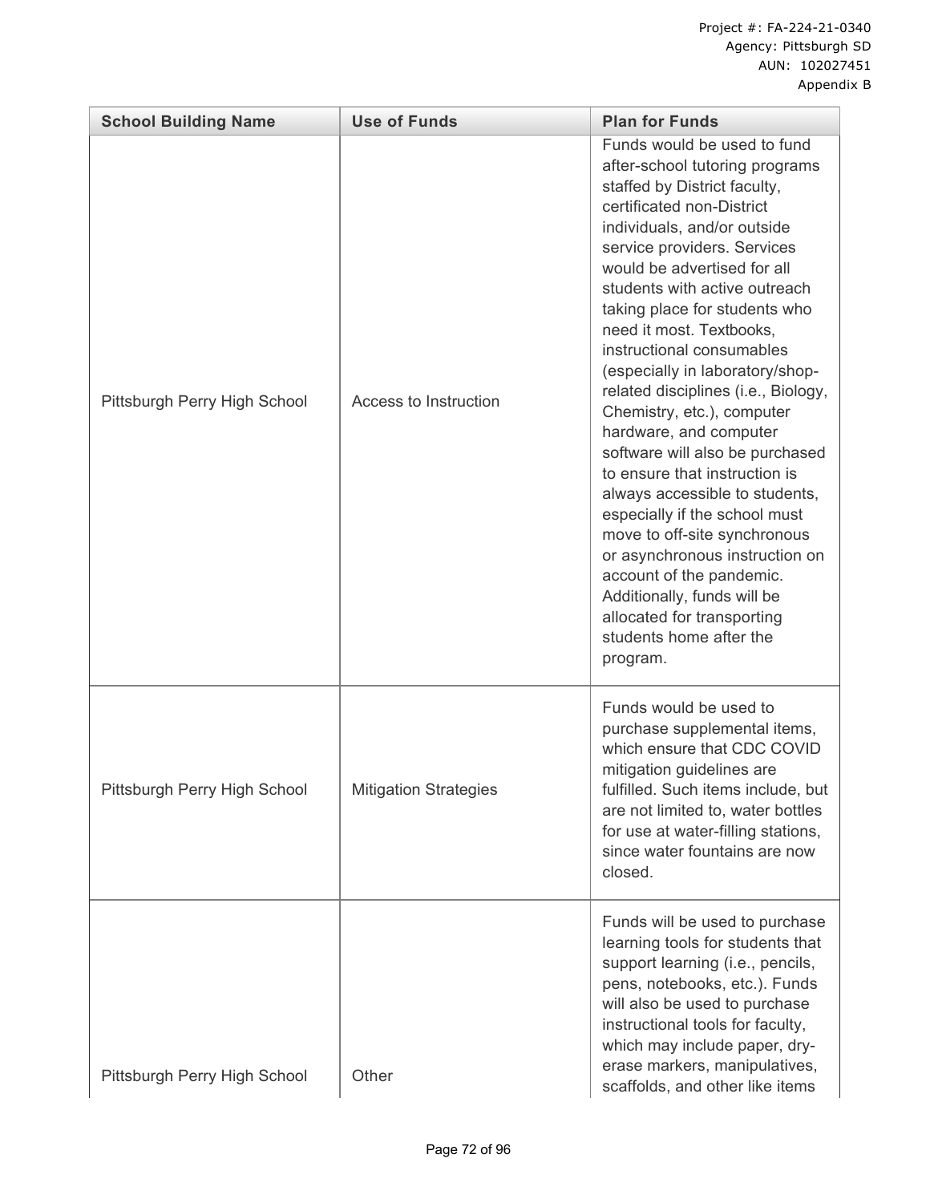| School Building Name | Use of Funds | Plan for Funds |
|---|---|---|
| Pittsburgh Perry High School | Access to Instruction | Funds would be used to fund after-school tutoring programs staffed by District faculty, certificated non-District individuals, and/or outside service providers. Services would be advertised for all students with active outreach taking place for students who need it most. Textbooks, instructional consumables (especially in laboratory/shop-related disciplines (i.e., Biology, Chemistry, etc.), computer hardware, and computer software will also be purchased to ensure that instruction is always accessible to students, especially if the school must move to off-site synchronous or asynchronous instruction on account of the pandemic. Additionally, funds will be allocated for transporting students home after the program. |
| Pittsburgh Perry High School | Mitigation Strategies | Funds would be used to purchase supplemental items, which ensure that CDC COVID mitigation guidelines are fulfilled. Such items include, but are not limited to, water bottles for use at water-filling stations, since water fountains are now closed. |
| Pittsburgh Perry High School | Other | Funds will be used to purchase learning tools for students that support learning (i.e., pencils, pens, notebooks, etc.). Funds will also be used to purchase instructional tools for faculty, which may include paper, dry-erase markers, manipulatives, scaffolds, and other like items |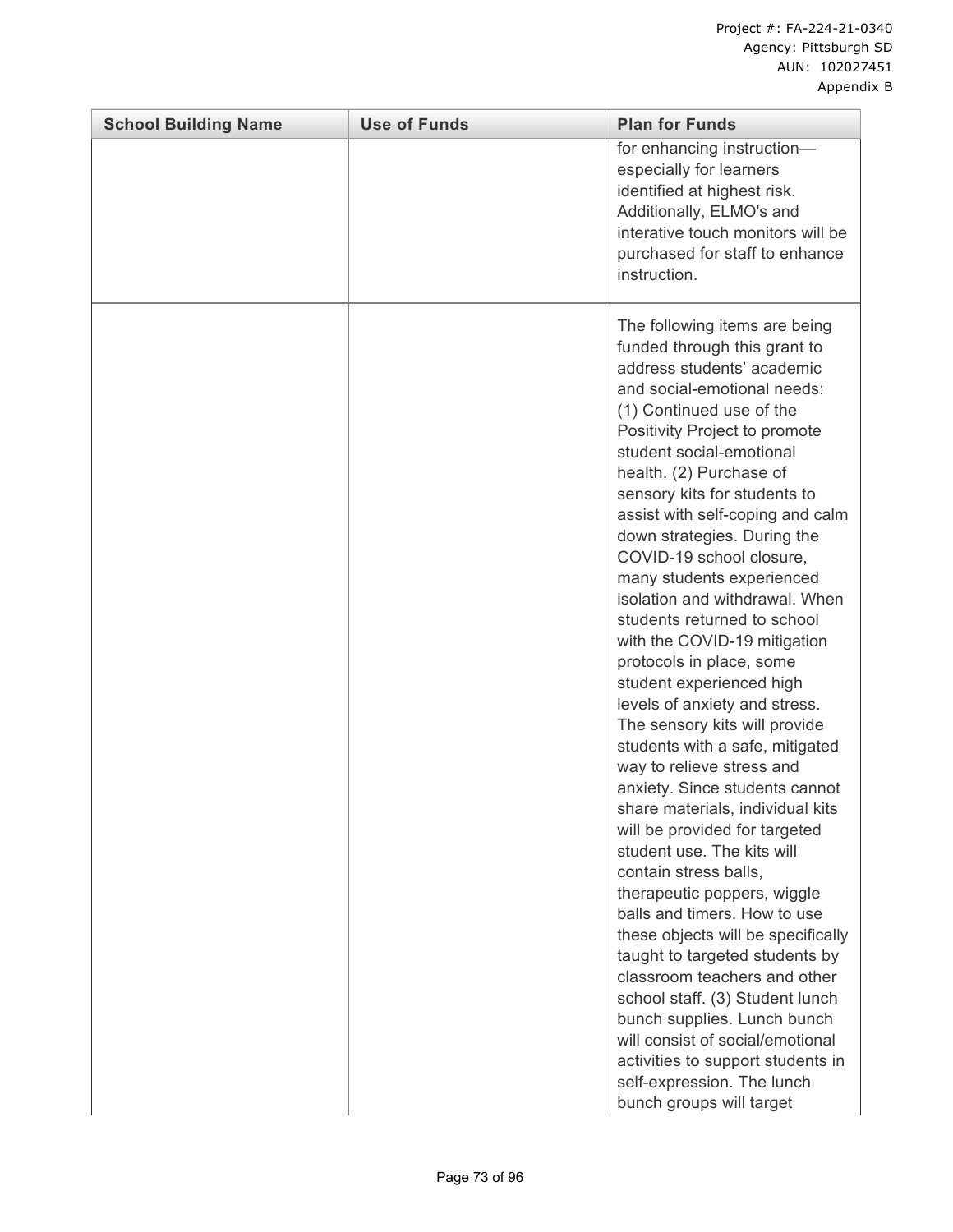| School Building Name | Use of Funds | Plan for Funds |
| --- | --- | --- |
| | | for enhancing instruction—especially for learners identified at highest risk. Additionally, ELMO's and interative touch monitors will be purchased for staff to enhance instruction. |
| | | The following items are being funded through this grant to address students' academic and social-emotional needs: (1) Continued use of the Positivity Project to promote student social-emotional health. (2) Purchase of sensory kits for students to assist with self-coping and calm down strategies. During the COVID-19 school closure, many students experienced isolation and withdrawal. When students returned to school with the COVID-19 mitigation protocols in place, some student experienced high levels of anxiety and stress. The sensory kits will provide students with a safe, mitigated way to relieve stress and anxiety. Since students cannot share materials, individual kits will be provided for targeted student use. The kits will contain stress balls, therapeutic poppers, wiggle balls and timers. How to use these objects will be specifically taught to targeted students by classroom teachers and other school staff. (3) Student lunch bunch supplies. Lunch bunch will consist of social/emotional activities to support students in self-expression. The lunch bunch groups will target |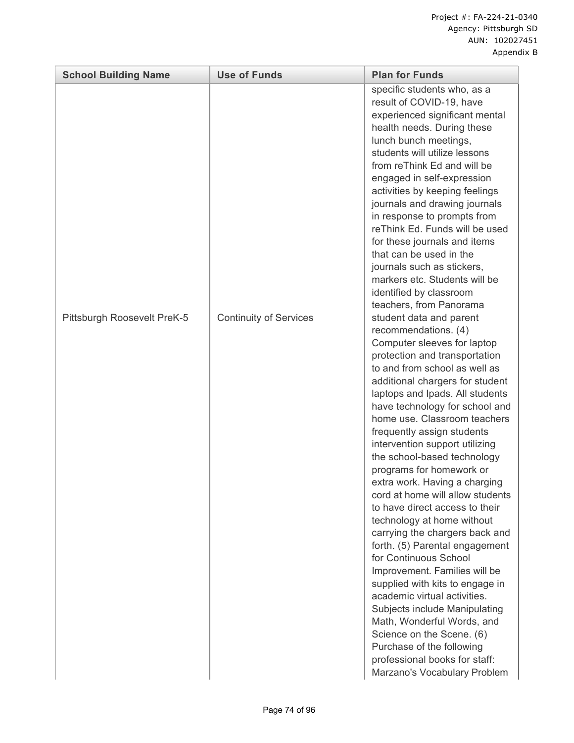| School Building Name | Use of Funds | Plan for Funds |
| --- | --- | --- |
| Pittsburgh Roosevelt PreK-5 | Continuity of Services | specific students who, as a result of COVID-19, have experienced significant mental health needs. During these lunch bunch meetings, students will utilize lessons from reThink Ed and will be engaged in self-expression activities by keeping feelings journals and drawing journals in response to prompts from reThink Ed. Funds will be used for these journals and items that can be used in the journals such as stickers, markers etc. Students will be identified by classroom teachers, from Panorama student data and parent recommendations. (4) Computer sleeves for laptop protection and transportation to and from school as well as additional chargers for student laptops and Ipads. All students have technology for school and home use. Classroom teachers frequently assign students intervention support utilizing the school-based technology programs for homework or extra work. Having a charging cord at home will allow students to have direct access to their technology at home without carrying the chargers back and forth. (5) Parental engagement for Continuous School Improvement. Families will be supplied with kits to engage in academic virtual activities. Subjects include Manipulating Math, Wonderful Words, and Science on the Scene. (6) Purchase of the following professional books for staff: Marzano's Vocabulary Problem |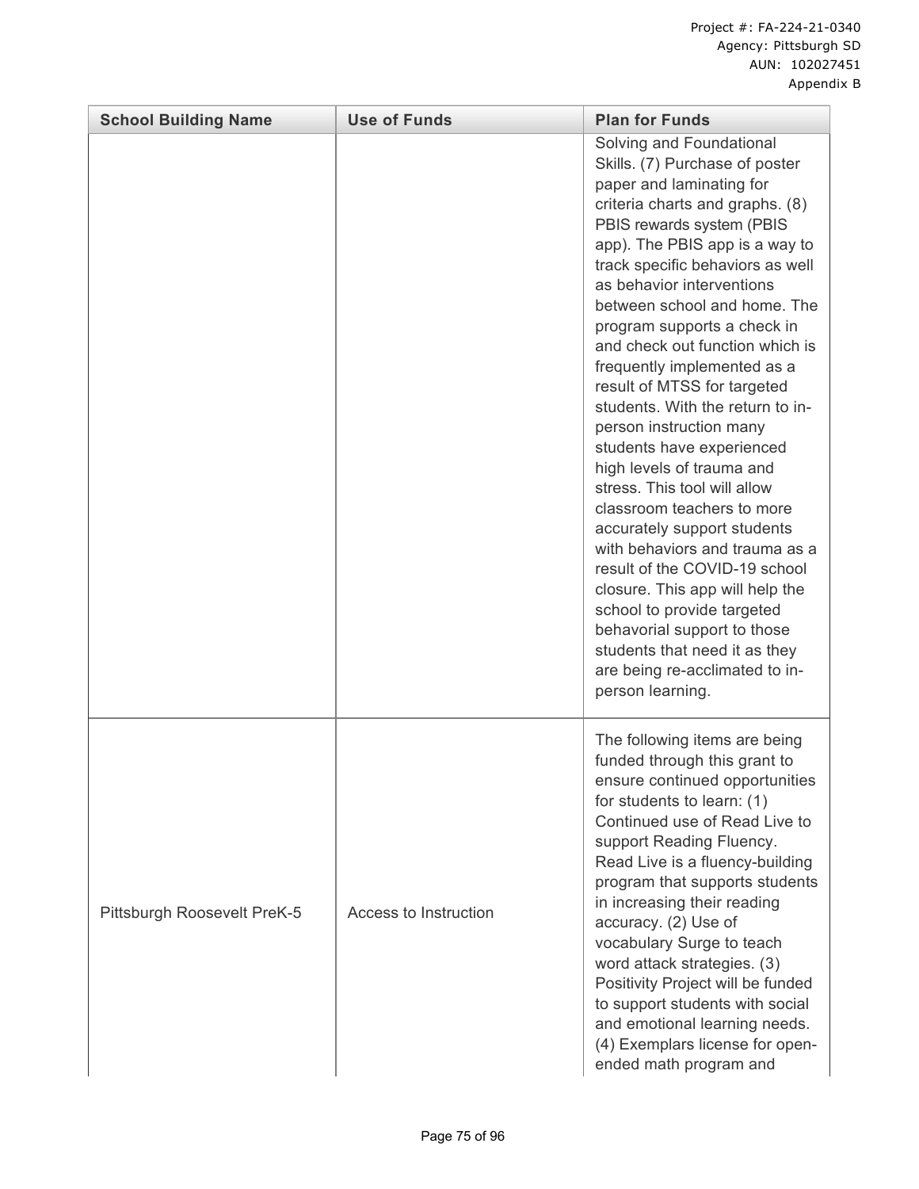| School Building Name | Use of Funds | Plan for Funds |
|---|---|---|
| | | Solving and Foundational Skills. (7) Purchase of poster paper and laminating for criteria charts and graphs. (8) PBIS rewards system (PBIS app). The PBIS app is a way to track specific behaviors as well as behavior interventions between school and home. The program supports a check in and check out function which is frequently implemented as a result of MTSS for targeted students. With the return to in-person instruction many students have experienced high levels of trauma and stress. This tool will allow classroom teachers to more accurately support students with behaviors and trauma as a result of the COVID-19 school closure. This app will help the school to provide targeted behavorial support to those students that need it as they are being re-acclimated to in-person learning. |
| Pittsburgh Roosevelt PreK-5 | Access to Instruction | The following items are being funded through this grant to ensure continued opportunities for students to learn: (1) Continued use of Read Live to support Reading Fluency. Read Live is a fluency-building program that supports students in increasing their reading accuracy. (2) Use of vocabulary Surge to teach word attack strategies. (3) Positivity Project will be funded to support students with social and emotional learning needs. (4) Exemplars license for open-ended math program and |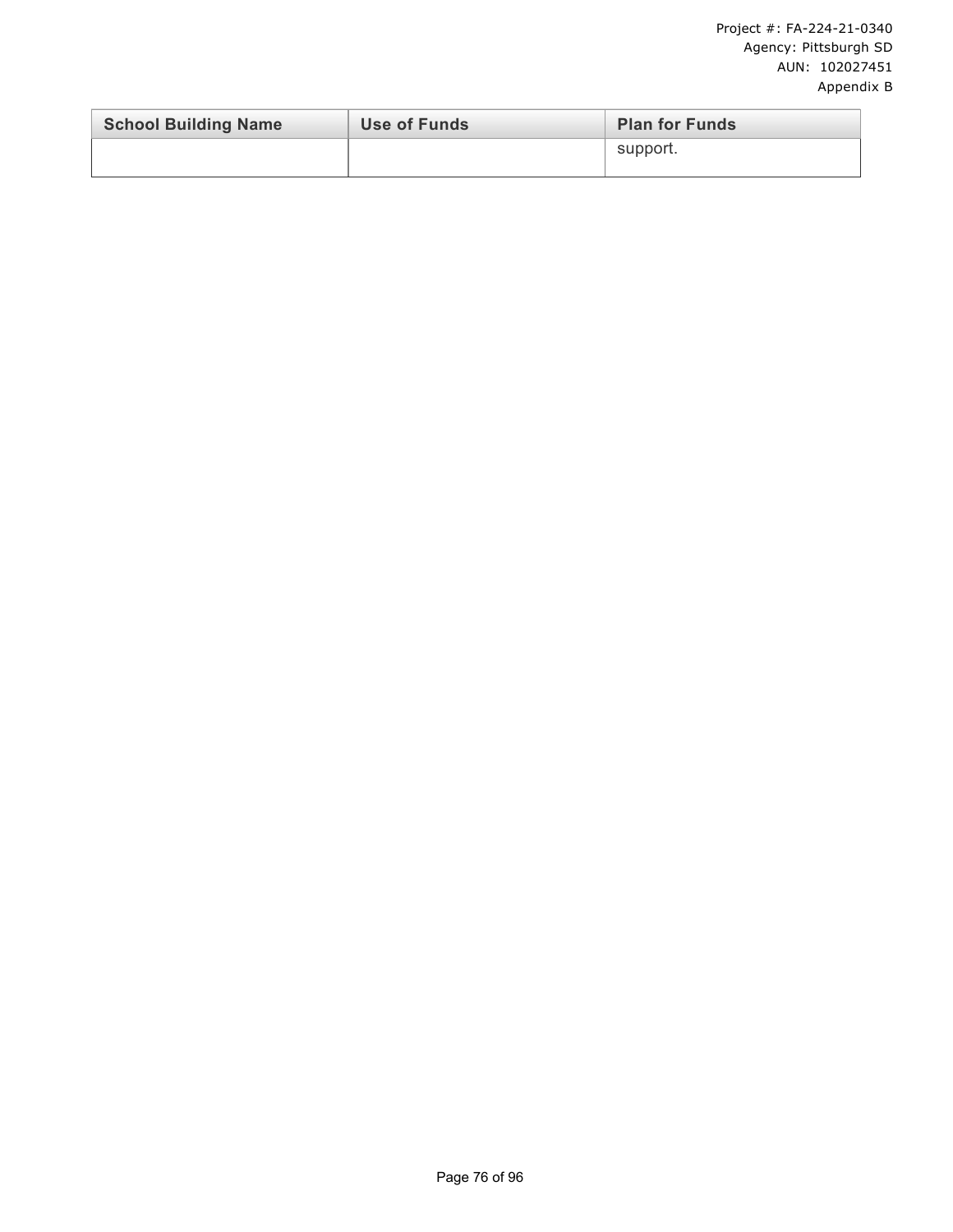| School Building Name | Use of Funds | Plan for Funds |
|---|---|---|
| | | support. |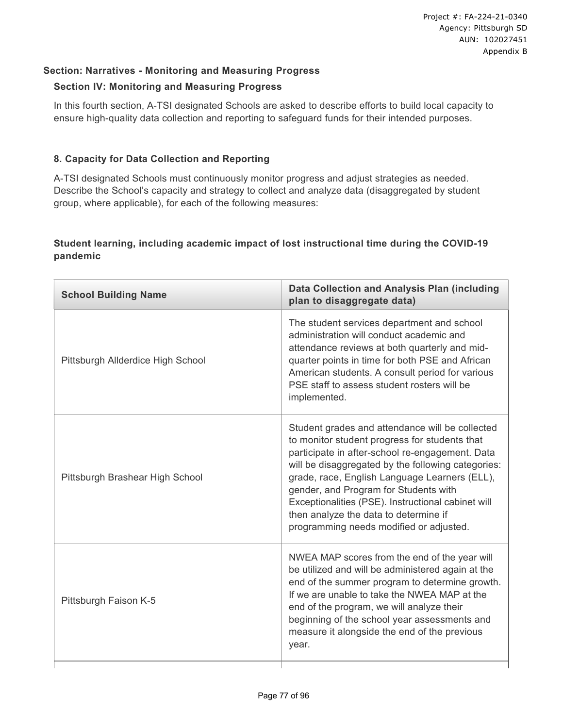## Section: Narratives - Monitoring and Measuring Progress

### Section IV: Monitoring and Measuring Progress

In this fourth section, A-TSI designated Schools are asked to describe efforts to build local capacity to ensure high-quality data collection and reporting to safeguard funds for their intended purposes.

### 8. Capacity for Data Collection and Reporting

A-TSI designated Schools must continuously monitor progress and adjust strategies as needed. Describe the School's capacity and strategy to collect and analyze data (disaggregated by student group, where applicable), for each of the following measures:

#### Student learning, including academic impact of lost instructional time during the COVID-19 pandemic

| School Building Name | Data Collection and Analysis Plan (including plan to disaggregate data) |
|---|---|
| Pittsburgh Allderdice High School | The student services department and school administration will conduct academic and attendance reviews at both quarterly and mid-quarter points in time for both PSE and African American students. A consult period for various PSE staff to assess student rosters will be implemented. |
| Pittsburgh Brashear High School | Student grades and attendance will be collected to monitor student progress for students that participate in after-school re-engagement. Data will be disaggregated by the following categories: grade, race, English Language Learners (ELL), gender, and Program for Students with Exceptionalities (PSE). Instructional cabinet will then analyze the data to determine if programming needs modified or adjusted. |
| Pittsburgh Faison K-5 | NWEA MAP scores from the end of the year will be utilized and will be administered again at the end of the summer program to determine growth. If we are unable to take the NWEA MAP at the end of the program, we will analyze their beginning of the school year assessments and measure it alongside the end of the previous year. |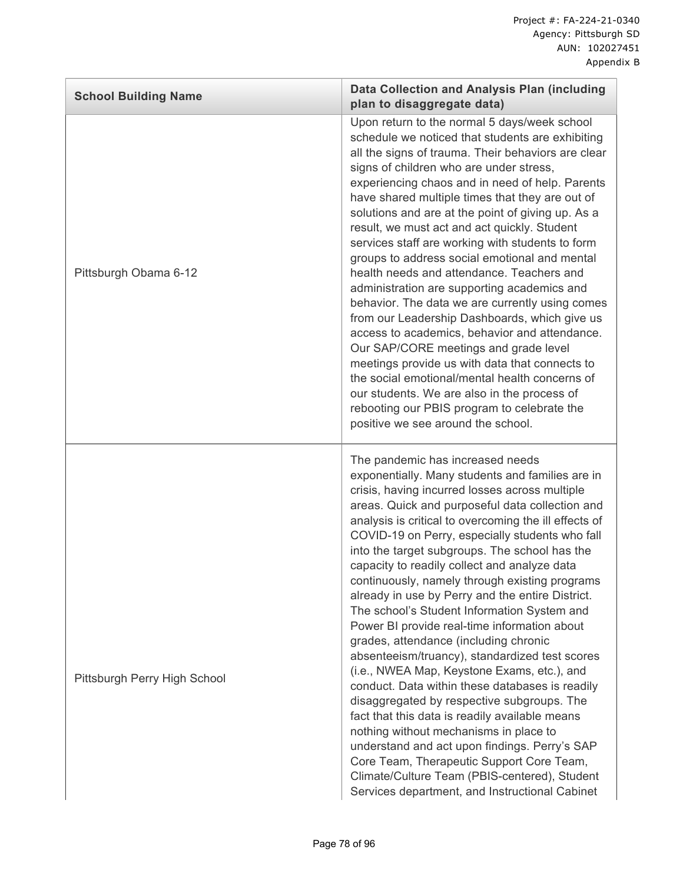| School Building Name | Data Collection and Analysis Plan (including plan to disaggregate data) |
|---|---|
| Pittsburgh Obama 6-12 | Upon return to the normal 5 days/week school schedule we noticed that students are exhibiting all the signs of trauma. Their behaviors are clear signs of children who are under stress, experiencing chaos and in need of help. Parents have shared multiple times that they are out of solutions and are at the point of giving up. As a result, we must act and act quickly. Student services staff are working with students to form groups to address social emotional and mental health needs and attendance. Teachers and administration are supporting academics and behavior. The data we are currently using comes from our Leadership Dashboards, which give us access to academics, behavior and attendance. Our SAP/CORE meetings and grade level meetings provide us with data that connects to the social emotional/mental health concerns of our students. We are also in the process of rebooting our PBIS program to celebrate the positive we see around the school. |
| Pittsburgh Perry High School | The pandemic has increased needs exponentially. Many students and families are in crisis, having incurred losses across multiple areas. Quick and purposeful data collection and analysis is critical to overcoming the ill effects of COVID-19 on Perry, especially students who fall into the target subgroups. The school has the capacity to readily collect and analyze data continuously, namely through existing programs already in use by Perry and the entire District. The school's Student Information System and Power BI provide real-time information about grades, attendance (including chronic absenteeism/truancy), standardized test scores (i.e., NWEA Map, Keystone Exams, etc.), and conduct. Data within these databases is readily disaggregated by respective subgroups. The fact that this data is readily available means nothing without mechanisms in place to understand and act upon findings. Perry's SAP Core Team, Therapeutic Support Core Team, Climate/Culture Team (PBIS-centered), Student Services department, and Instructional Cabinet |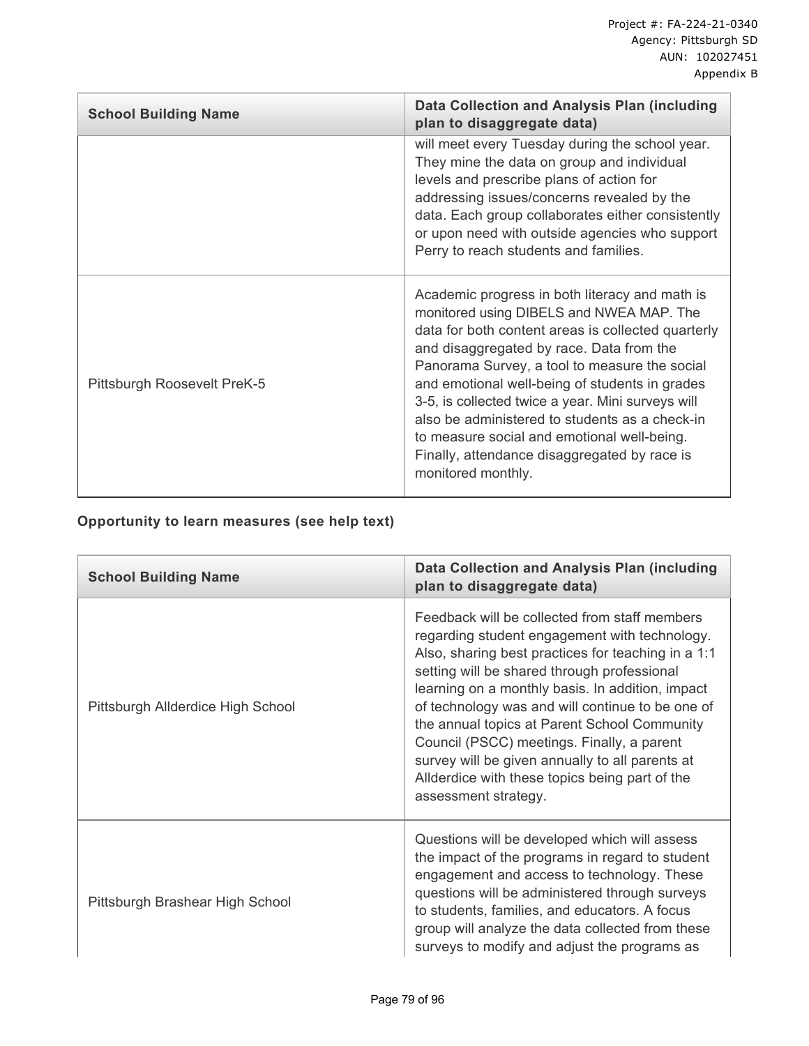| School Building Name | Data Collection and Analysis Plan (including plan to disaggregate data) |
|---|---|
| | will meet every Tuesday during the school year. They mine the data on group and individual levels and prescribe plans of action for addressing issues/concerns revealed by the data. Each group collaborates either consistently or upon need with outside agencies who support Perry to reach students and families. |
| Pittsburgh Roosevelt PreK-5 | Academic progress in both literacy and math is monitored using DIBELS and NWEA MAP. The data for both content areas is collected quarterly and disaggregated by race. Data from the Panorama Survey, a tool to measure the social and emotional well-being of students in grades 3-5, is collected twice a year. Mini surveys will also be administered to students as a check-in to measure social and emotional well-being. Finally, attendance disaggregated by race is monitored monthly. |

**Opportunity to learn measures (see help text)**

| School Building Name | Data Collection and Analysis Plan (including plan to disaggregate data) |
|---|---|
| Pittsburgh Allderdice High School | Feedback will be collected from staff members regarding student engagement with technology. Also, sharing best practices for teaching in a 1:1 setting will be shared through professional learning on a monthly basis. In addition, impact of technology was and will continue to be one of the annual topics at Parent School Community Council (PSCC) meetings. Finally, a parent survey will be given annually to all parents at Allderdice with these topics being part of the assessment strategy. |
| Pittsburgh Brashear High School | Questions will be developed which will assess the impact of the programs in regard to student engagement and access to technology. These questions will be administered through surveys to students, families, and educators. A focus group will analyze the data collected from these surveys to modify and adjust the programs as |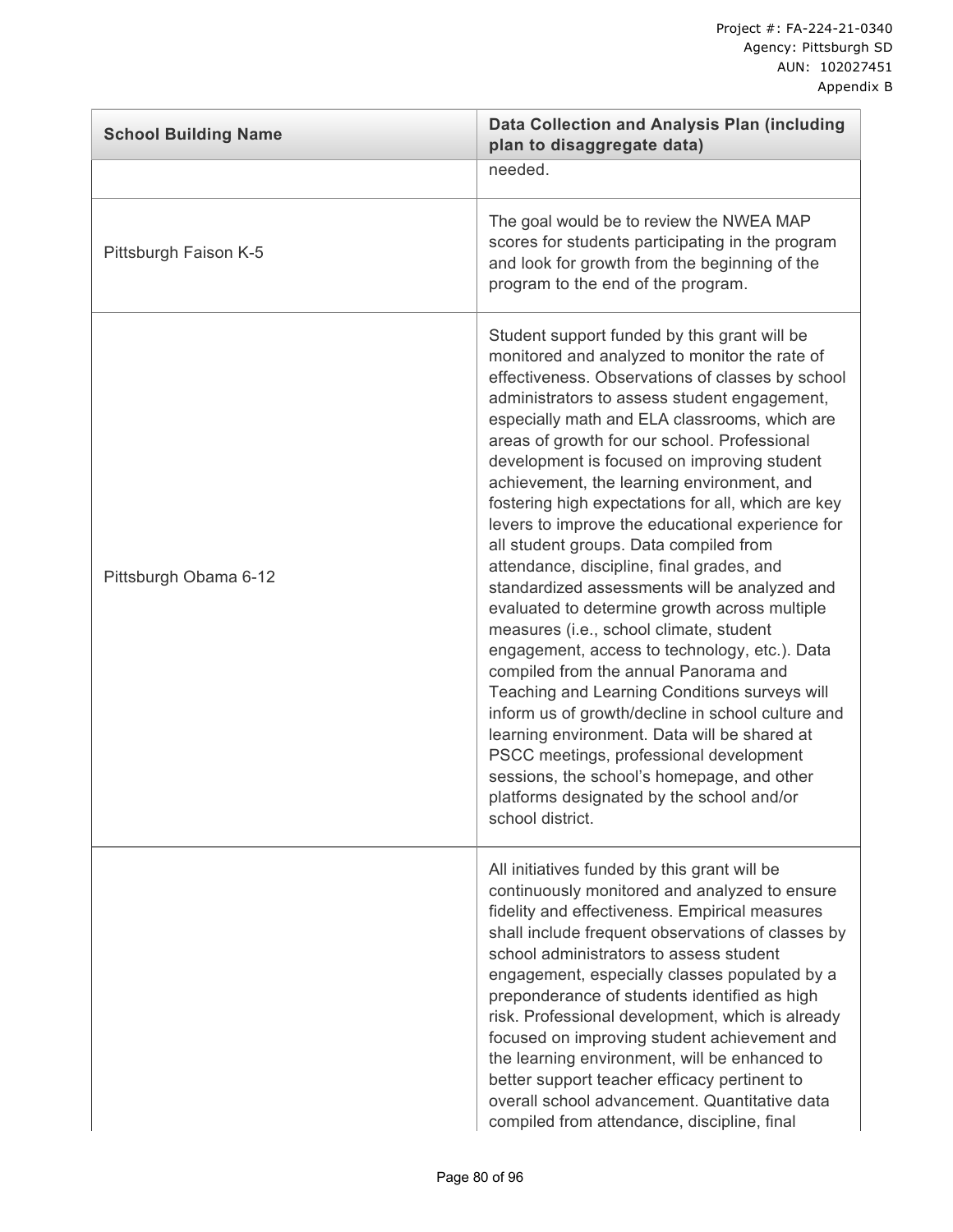| School Building Name | Data Collection and Analysis Plan (including plan to disaggregate data) |
|---|---|
| | needed. |
| Pittsburgh Faison K-5 | The goal would be to review the NWEA MAP scores for students participating in the program and look for growth from the beginning of the program to the end of the program. |
| Pittsburgh Obama 6-12 | Student support funded by this grant will be monitored and analyzed to monitor the rate of effectiveness. Observations of classes by school administrators to assess student engagement, especially math and ELA classrooms, which are areas of growth for our school. Professional development is focused on improving student achievement, the learning environment, and fostering high expectations for all, which are key levers to improve the educational experience for all student groups. Data compiled from attendance, discipline, final grades, and standardized assessments will be analyzed and evaluated to determine growth across multiple measures (i.e., school climate, student engagement, access to technology, etc.). Data compiled from the annual Panorama and Teaching and Learning Conditions surveys will inform us of growth/decline in school culture and learning environment. Data will be shared at PSCC meetings, professional development sessions, the school's homepage, and other platforms designated by the school and/or school district. |
| | All initiatives funded by this grant will be continuously monitored and analyzed to ensure fidelity and effectiveness. Empirical measures shall include frequent observations of classes by school administrators to assess student engagement, especially classes populated by a preponderance of students identified as high risk. Professional development, which is already focused on improving student achievement and the learning environment, will be enhanced to better support teacher efficacy pertinent to overall school advancement. Quantitative data compiled from attendance, discipline, final |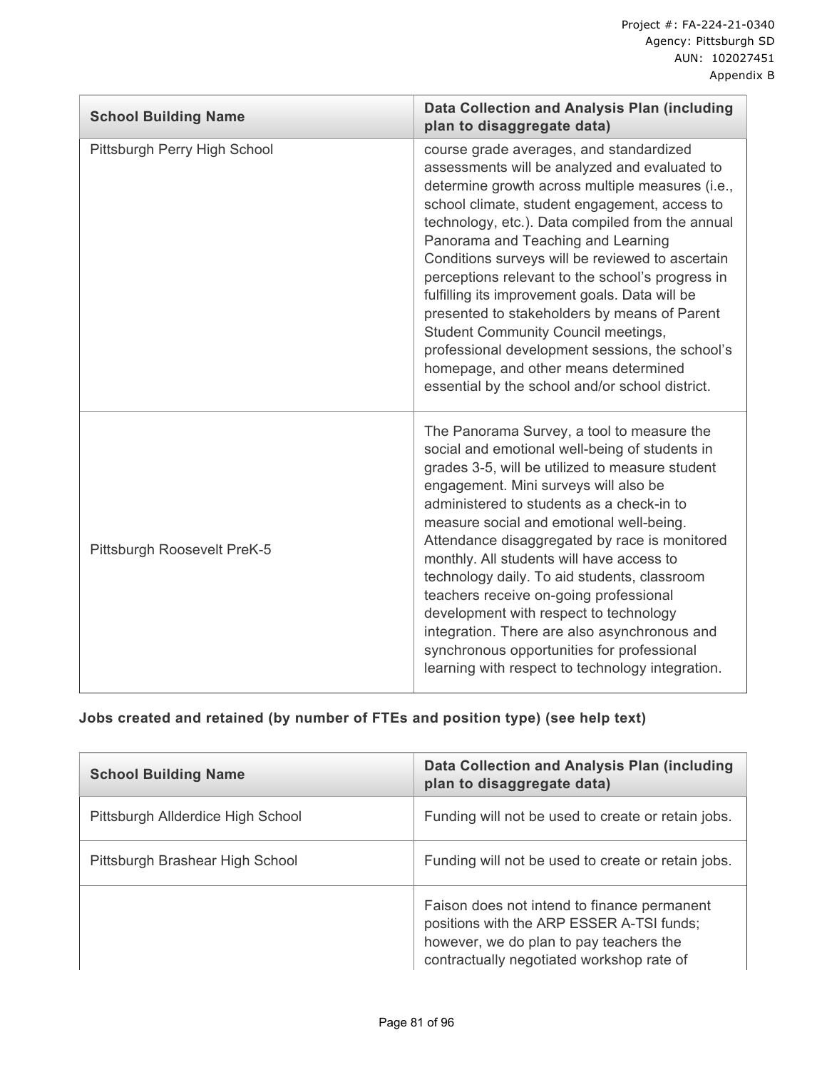| School Building Name | Data Collection and Analysis Plan (including plan to disaggregate data) |
|---|---|
| Pittsburgh Perry High School | course grade averages, and standardized assessments will be analyzed and evaluated to determine growth across multiple measures (i.e., school climate, student engagement, access to technology, etc.). Data compiled from the annual Panorama and Teaching and Learning Conditions surveys will be reviewed to ascertain perceptions relevant to the school's progress in fulfilling its improvement goals. Data will be presented to stakeholders by means of Parent Student Community Council meetings, professional development sessions, the school's homepage, and other means determined essential by the school and/or school district. |
| Pittsburgh Roosevelt PreK-5 | The Panorama Survey, a tool to measure the social and emotional well-being of students in grades 3-5, will be utilized to measure student engagement. Mini surveys will also be administered to students as a check-in to measure social and emotional well-being. Attendance disaggregated by race is monitored monthly. All students will have access to technology daily. To aid students, classroom teachers receive on-going professional development with respect to technology integration. There are also asynchronous and synchronous opportunities for professional learning with respect to technology integration. |

**Jobs created and retained (by number of FTEs and position type) (see help text)**

| School Building Name | Data Collection and Analysis Plan (including plan to disaggregate data) |
|---|---|
| Pittsburgh Allderdice High School | Funding will not be used to create or retain jobs. |
| Pittsburgh Brashear High School | Funding will not be used to create or retain jobs. |
| | Faison does not intend to finance permanent positions with the ARP ESSER A-TSI funds; however, we do plan to pay teachers the contractually negotiated workshop rate of |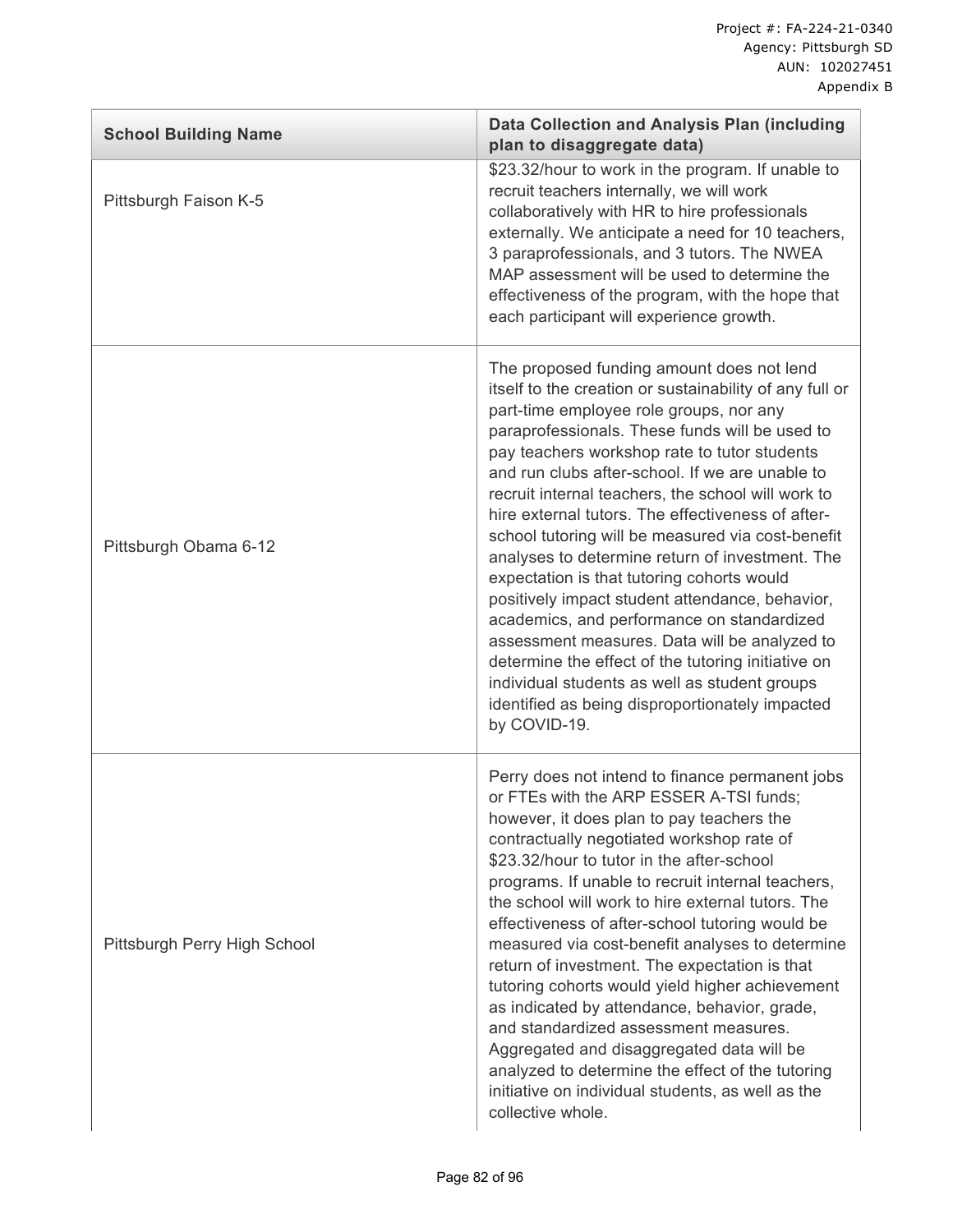| School Building Name | Data Collection and Analysis Plan (including plan to disaggregate data) |
|---|---|
| Pittsburgh Faison K-5 | $23.32/hour to work in the program. If unable to recruit teachers internally, we will work collaboratively with HR to hire professionals externally. We anticipate a need for 10 teachers, 3 paraprofessionals, and 3 tutors. The NWEA MAP assessment will be used to determine the effectiveness of the program, with the hope that each participant will experience growth. |
| Pittsburgh Obama 6-12 | The proposed funding amount does not lend itself to the creation or sustainability of any full or part-time employee role groups, nor any paraprofessionals. These funds will be used to pay teachers workshop rate to tutor students and run clubs after-school. If we are unable to recruit internal teachers, the school will work to hire external tutors. The effectiveness of after-school tutoring will be measured via cost-benefit analyses to determine return of investment. The expectation is that tutoring cohorts would positively impact student attendance, behavior, academics, and performance on standardized assessment measures. Data will be analyzed to determine the effect of the tutoring initiative on individual students as well as student groups identified as being disproportionately impacted by COVID-19. |
| Pittsburgh Perry High School | Perry does not intend to finance permanent jobs or FTEs with the ARP ESSER A-TSI funds; however, it does plan to pay teachers the contractually negotiated workshop rate of $23.32/hour to tutor in the after-school programs. If unable to recruit internal teachers, the school will work to hire external tutors. The effectiveness of after-school tutoring would be measured via cost-benefit analyses to determine return of investment. The expectation is that tutoring cohorts would yield higher achievement as indicated by attendance, behavior, grade, and standardized assessment measures. Aggregated and disaggregated data will be analyzed to determine the effect of the tutoring initiative on individual students, as well as the collective whole. |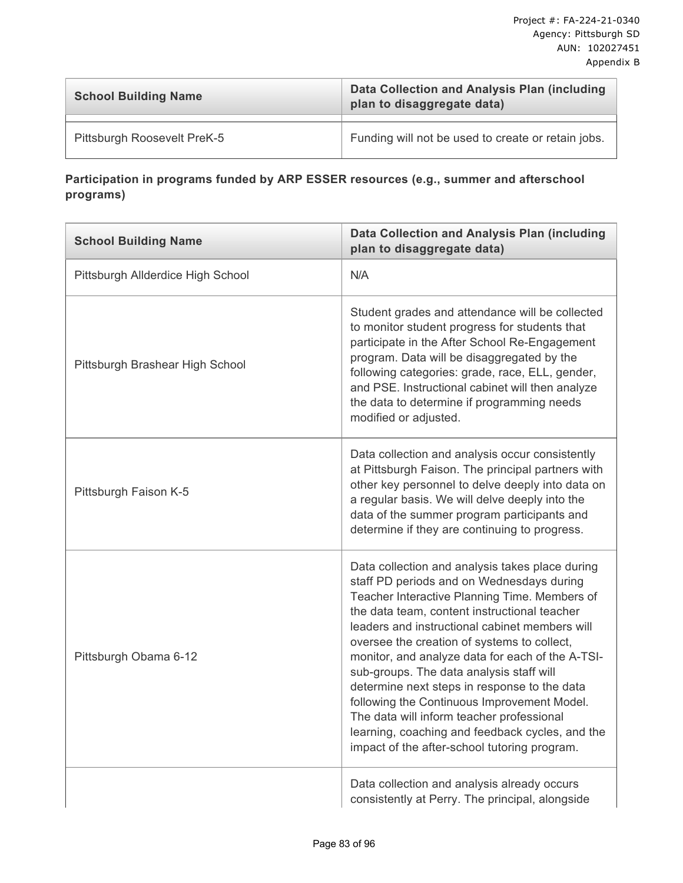| School Building Name | Data Collection and Analysis Plan (including plan to disaggregate data) |
|---|---|
| Pittsburgh Roosevelt PreK-5 | Funding will not be used to create or retain jobs. |

**Participation in programs funded by ARP ESSER resources (e.g., summer and afterschool programs)**

| School Building Name | Data Collection and Analysis Plan (including plan to disaggregate data) |
|---|---|
| Pittsburgh Allderdice High School | N/A |
| Pittsburgh Brashear High School | Student grades and attendance will be collected to monitor student progress for students that participate in the After School Re-Engagement program. Data will be disaggregated by the following categories: grade, race, ELL, gender, and PSE. Instructional cabinet will then analyze the data to determine if programming needs modified or adjusted. |
| Pittsburgh Faison K-5 | Data collection and analysis occur consistently at Pittsburgh Faison. The principal partners with other key personnel to delve deeply into data on a regular basis. We will delve deeply into the data of the summer program participants and determine if they are continuing to progress. |
| Pittsburgh Obama 6-12 | Data collection and analysis takes place during staff PD periods and on Wednesdays during Teacher Interactive Planning Time. Members of the data team, content instructional teacher leaders and instructional cabinet members will oversee the creation of systems to collect, monitor, and analyze data for each of the A-TSI-sub-groups. The data analysis staff will determine next steps in response to the data following the Continuous Improvement Model. The data will inform teacher professional learning, coaching and feedback cycles, and the impact of the after-school tutoring program. |
| | Data collection and analysis already occurs consistently at Perry. The principal, alongside |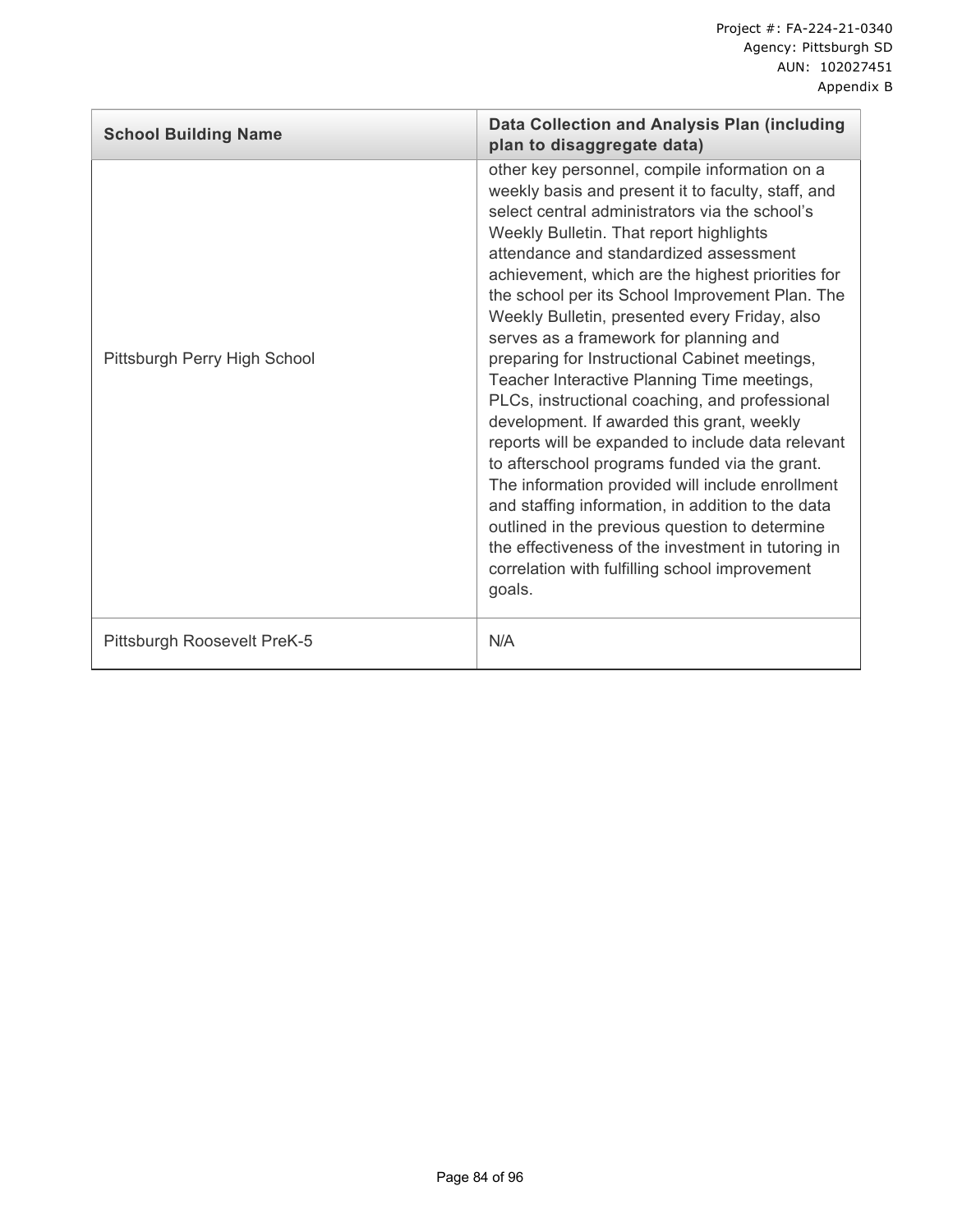| School Building Name | Data Collection and Analysis Plan (including plan to disaggregate data) |
|---|---|
| Pittsburgh Perry High School | other key personnel, compile information on a weekly basis and present it to faculty, staff, and select central administrators via the school's Weekly Bulletin. That report highlights attendance and standardized assessment achievement, which are the highest priorities for the school per its School Improvement Plan. The Weekly Bulletin, presented every Friday, also serves as a framework for planning and preparing for Instructional Cabinet meetings, Teacher Interactive Planning Time meetings, PLCs, instructional coaching, and professional development. If awarded this grant, weekly reports will be expanded to include data relevant to afterschool programs funded via the grant. The information provided will include enrollment and staffing information, in addition to the data outlined in the previous question to determine the effectiveness of the investment in tutoring in correlation with fulfilling school improvement goals. |
| Pittsburgh Roosevelt PreK-5 | N/A |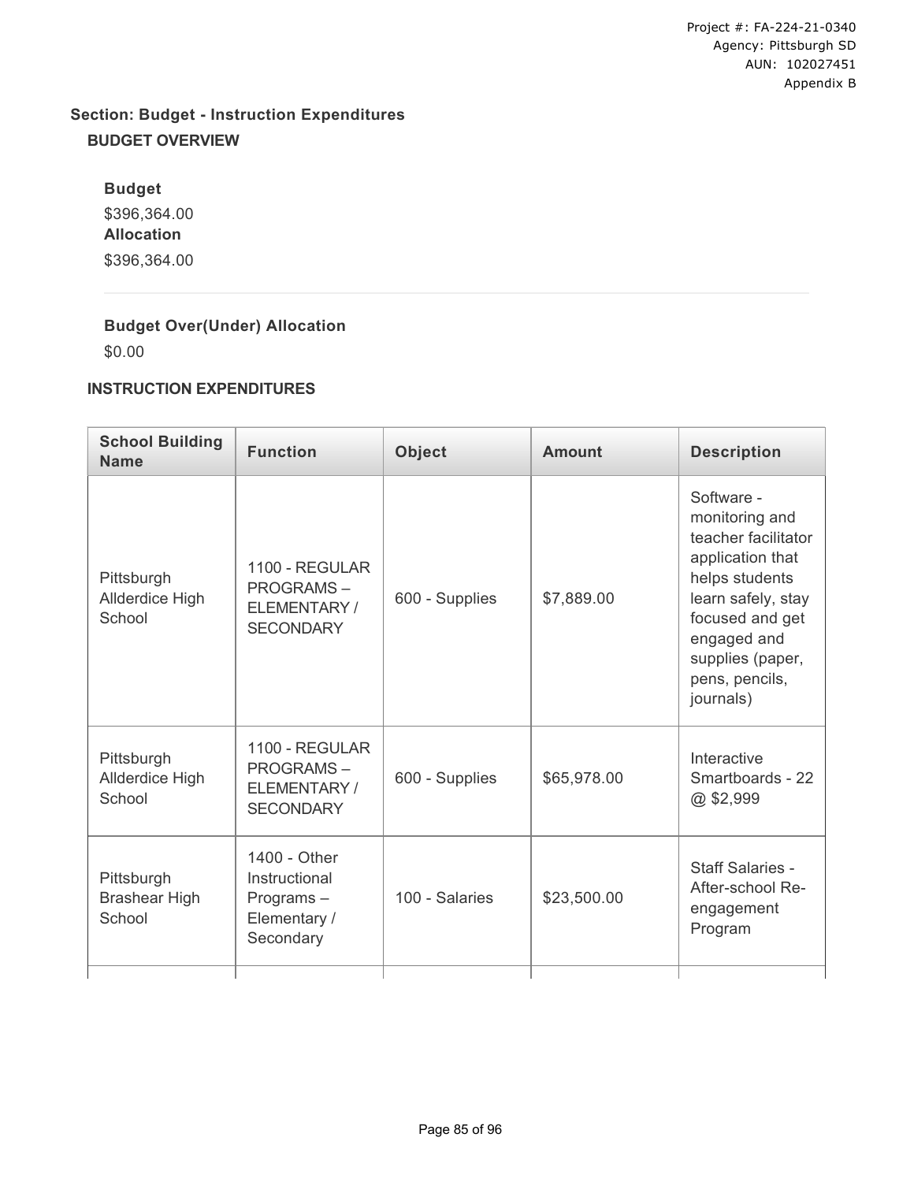## Section: Budget - Instruction Expenditures

### BUDGET OVERVIEW

**Budget**

$396,364.00

**Allocation**

$396,364.00

**Budget Over(Under) Allocation**

$0.00

### INSTRUCTION EXPENDITURES

| School Building Name | Function | Object | Amount | Description |
|---|---|---|---|---|
| Pittsburgh Allderdice High School | 1100 - REGULAR PROGRAMS – ELEMENTARY / SECONDARY | 600 - Supplies | $7,889.00 | Software - monitoring and teacher facilitator application that helps students learn safely, stay focused and get engaged and supplies (paper, pens, pencils, journals) |
| Pittsburgh Allderdice High School | 1100 - REGULAR PROGRAMS – ELEMENTARY / SECONDARY | 600 - Supplies | $65,978.00 | Interactive Smartboards - 22 @ $2,999 |
| Pittsburgh Brashear High School | 1400 - Other Instructional Programs – Elementary / Secondary | 100 - Salaries | $23,500.00 | Staff Salaries - After-school Re-engagement Program |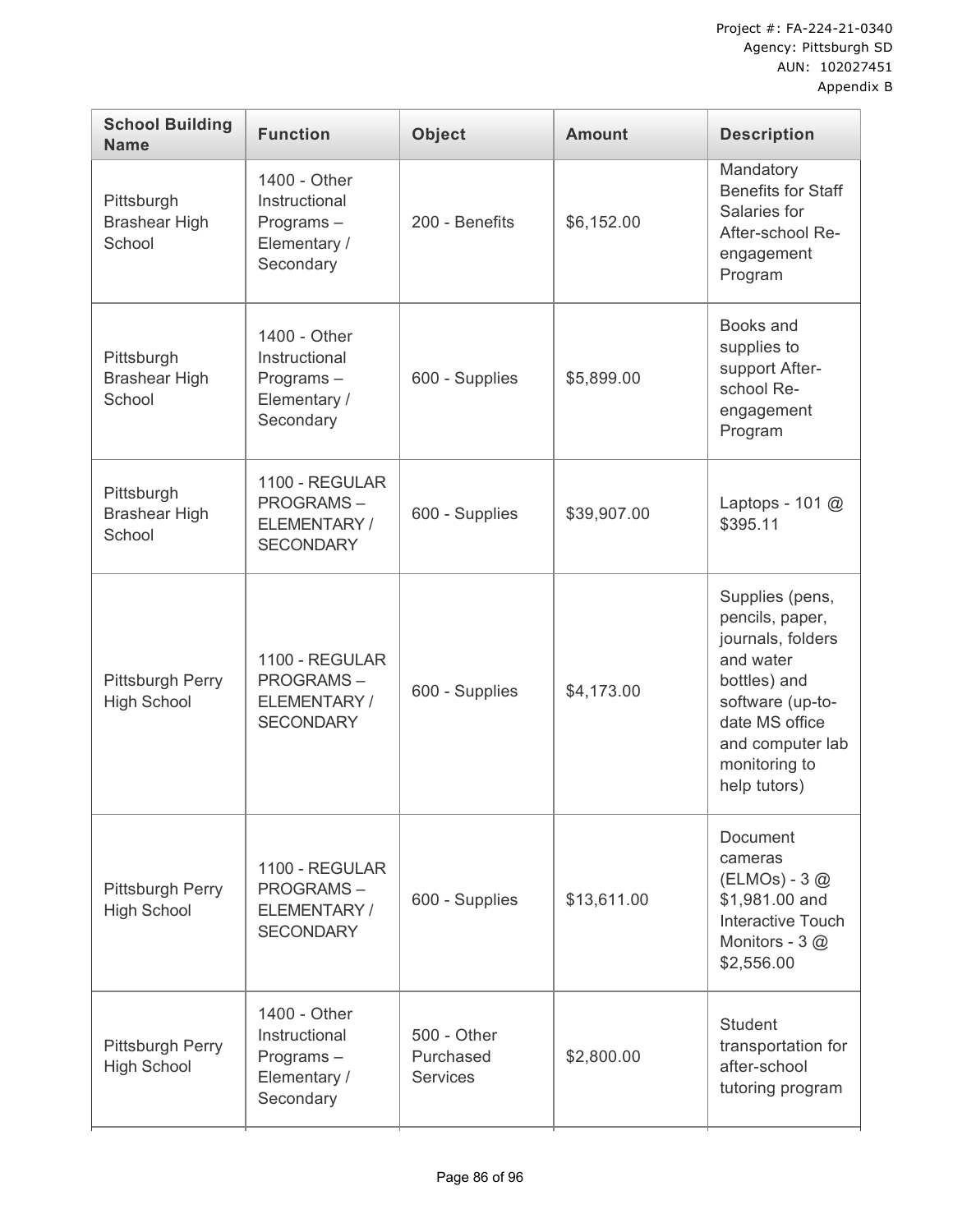| School Building Name | Function | Object | Amount | Description |
|---|---|---|---|---|
| Pittsburgh Brashear High School | 1400 - Other Instructional Programs – Elementary / Secondary | 200 - Benefits | $6,152.00 | Mandatory Benefits for Staff Salaries for After-school Re-engagement Program |
| Pittsburgh Brashear High School | 1400 - Other Instructional Programs – Elementary / Secondary | 600 - Supplies | $5,899.00 | Books and supplies to support After-school Re-engagement Program |
| Pittsburgh Brashear High School | 1100 - REGULAR PROGRAMS – ELEMENTARY / SECONDARY | 600 - Supplies | $39,907.00 | Laptops - 101 @ $395.11 |
| Pittsburgh Perry High School | 1100 - REGULAR PROGRAMS – ELEMENTARY / SECONDARY | 600 - Supplies | $4,173.00 | Supplies (pens, pencils, paper, journals, folders and water bottles) and software (up-to-date MS office and computer lab monitoring to help tutors) |
| Pittsburgh Perry High School | 1100 - REGULAR PROGRAMS – ELEMENTARY / SECONDARY | 600 - Supplies | $13,611.00 | Document cameras (ELMOs) - 3 @ $1,981.00 and Interactive Touch Monitors - 3 @ $2,556.00 |
| Pittsburgh Perry High School | 1400 - Other Instructional Programs – Elementary / Secondary | 500 - Other Purchased Services | $2,800.00 | Student transportation for after-school tutoring program |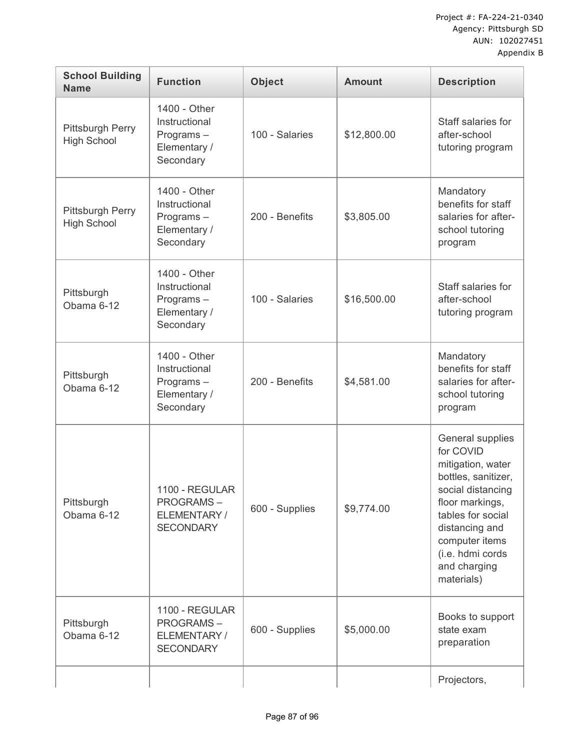Project #: FA-224-21-0340
Agency: Pittsburgh SD
AUN: 102027451
Appendix B

| School Building Name | Function | Object | Amount | Description |
|---|---|---|---|---|
| Pittsburgh Perry High School | 1400 - Other Instructional Programs – Elementary / Secondary | 100 - Salaries | $12,800.00 | Staff salaries for after-school tutoring program |
| Pittsburgh Perry High School | 1400 - Other Instructional Programs – Elementary / Secondary | 200 - Benefits | $3,805.00 | Mandatory benefits for staff salaries for after-school tutoring program |
| Pittsburgh Obama 6-12 | 1400 - Other Instructional Programs – Elementary / Secondary | 100 - Salaries | $16,500.00 | Staff salaries for after-school tutoring program |
| Pittsburgh Obama 6-12 | 1400 - Other Instructional Programs – Elementary / Secondary | 200 - Benefits | $4,581.00 | Mandatory benefits for staff salaries for after-school tutoring program |
| Pittsburgh Obama 6-12 | 1100 - REGULAR PROGRAMS – ELEMENTARY / SECONDARY | 600 - Supplies | $9,774.00 | General supplies for COVID mitigation, water bottles, sanitizer, social distancing floor markings, tables for social distancing and computer items (i.e. hdmi cords and charging materials) |
| Pittsburgh Obama 6-12 | 1100 - REGULAR PROGRAMS – ELEMENTARY / SECONDARY | 600 - Supplies | $5,000.00 | Books to support state exam preparation |
| | | | | Projectors, |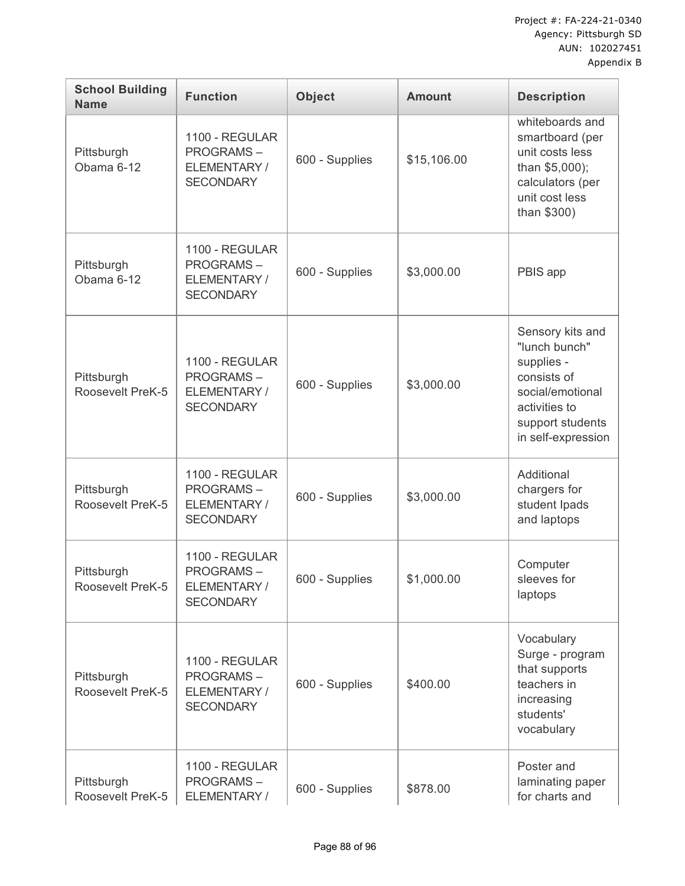| School Building Name | Function | Object | Amount | Description |
|---|---|---|---|---|
| Pittsburgh Obama 6-12 | 1100 - REGULAR PROGRAMS – ELEMENTARY / SECONDARY | 600 - Supplies | $15,106.00 | whiteboards and smartboard (per unit costs less than $5,000); calculators (per unit cost less than $300) |
| Pittsburgh Obama 6-12 | 1100 - REGULAR PROGRAMS – ELEMENTARY / SECONDARY | 600 - Supplies | $3,000.00 | PBIS app |
| Pittsburgh Roosevelt PreK-5 | 1100 - REGULAR PROGRAMS – ELEMENTARY / SECONDARY | 600 - Supplies | $3,000.00 | Sensory kits and "lunch bunch" supplies - consists of social/emotional activities to support students in self-expression |
| Pittsburgh Roosevelt PreK-5 | 1100 - REGULAR PROGRAMS – ELEMENTARY / SECONDARY | 600 - Supplies | $3,000.00 | Additional chargers for student Ipads and laptops |
| Pittsburgh Roosevelt PreK-5 | 1100 - REGULAR PROGRAMS – ELEMENTARY / SECONDARY | 600 - Supplies | $1,000.00 | Computer sleeves for laptops |
| Pittsburgh Roosevelt PreK-5 | 1100 - REGULAR PROGRAMS – ELEMENTARY / SECONDARY | 600 - Supplies | $400.00 | Vocabulary Surge - program that supports teachers in increasing students' vocabulary |
| Pittsburgh Roosevelt PreK-5 | 1100 - REGULAR PROGRAMS – ELEMENTARY / | 600 - Supplies | $878.00 | Poster and laminating paper for charts and |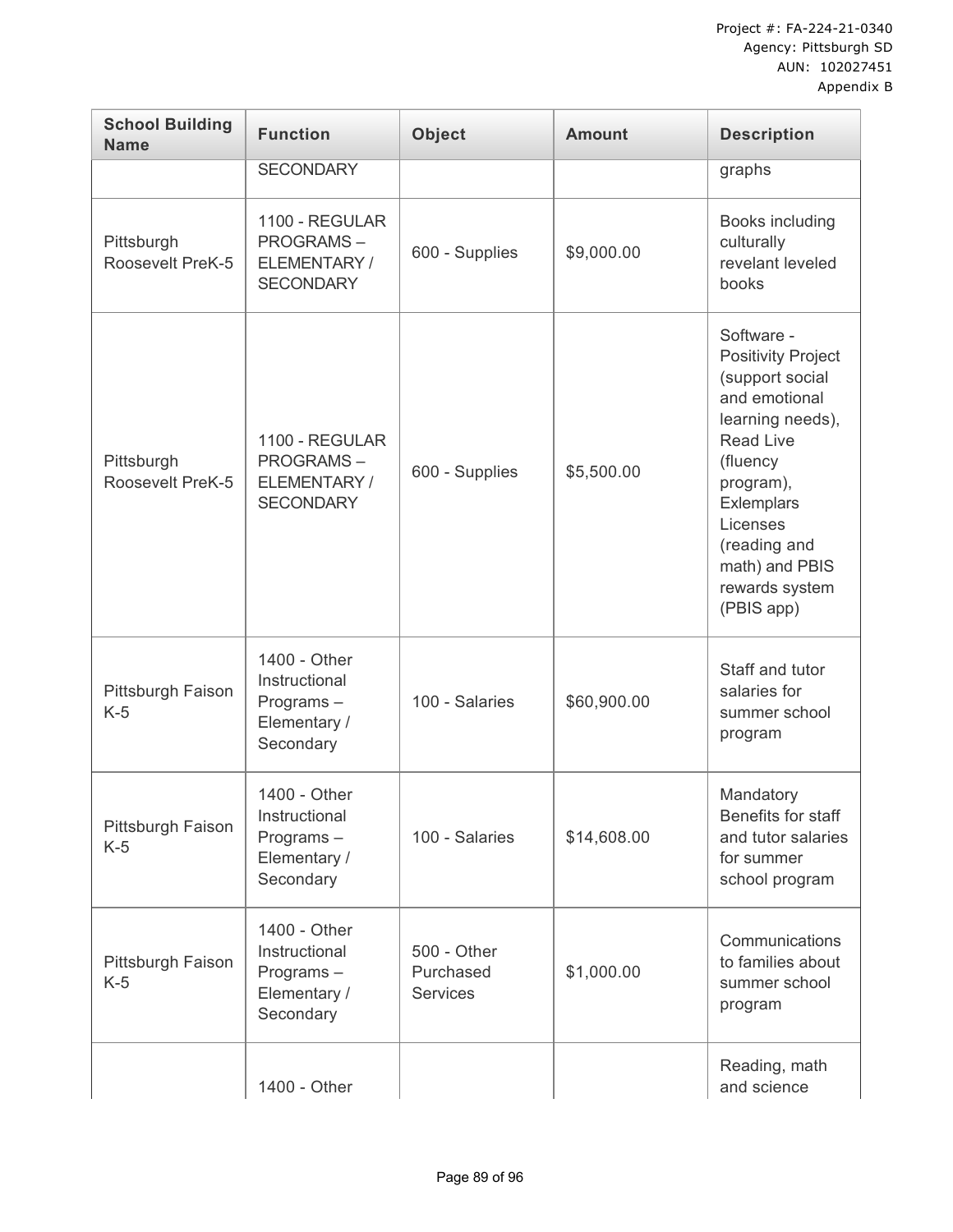| School Building Name | Function | Object | Amount | Description |
|---|---|---|---|---|
| | SECONDARY | | | graphs |
| Pittsburgh Roosevelt PreK-5 | 1100 - REGULAR PROGRAMS – ELEMENTARY / SECONDARY | 600 - Supplies | $9,000.00 | Books including culturally revelant leveled books |
| Pittsburgh Roosevelt PreK-5 | 1100 - REGULAR PROGRAMS – ELEMENTARY / SECONDARY | 600 - Supplies | $5,500.00 | Software - Positivity Project (support social and emotional learning needs), Read Live (fluency program), Exlemplars Licenses (reading and math) and PBIS rewards system (PBIS app) |
| Pittsburgh Faison K-5 | 1400 - Other Instructional Programs – Elementary / Secondary | 100 - Salaries | $60,900.00 | Staff and tutor salaries for summer school program |
| Pittsburgh Faison K-5 | 1400 - Other Instructional Programs – Elementary / Secondary | 100 - Salaries | $14,608.00 | Mandatory Benefits for staff and tutor salaries for summer school program |
| Pittsburgh Faison K-5 | 1400 - Other Instructional Programs – Elementary / Secondary | 500 - Other Purchased Services | $1,000.00 | Communications to families about summer school program |
| | 1400 - Other | | | Reading, math and science |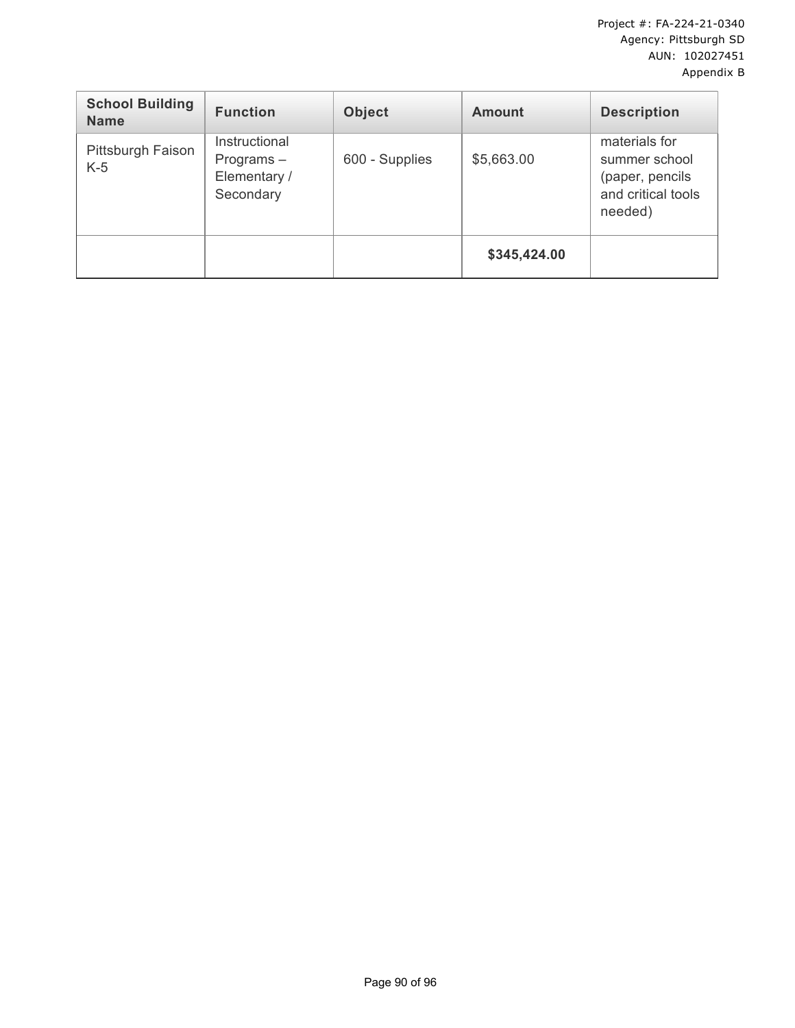| School Building Name | Function | Object | Amount | Description |
|---|---|---|---|---|
| Pittsburgh Faison K-5 | Instructional Programs – Elementary / Secondary | 600 - Supplies | $5,663.00 | materials for summer school (paper, pencils and critical tools needed) |
| | | | **$345,424.00** | |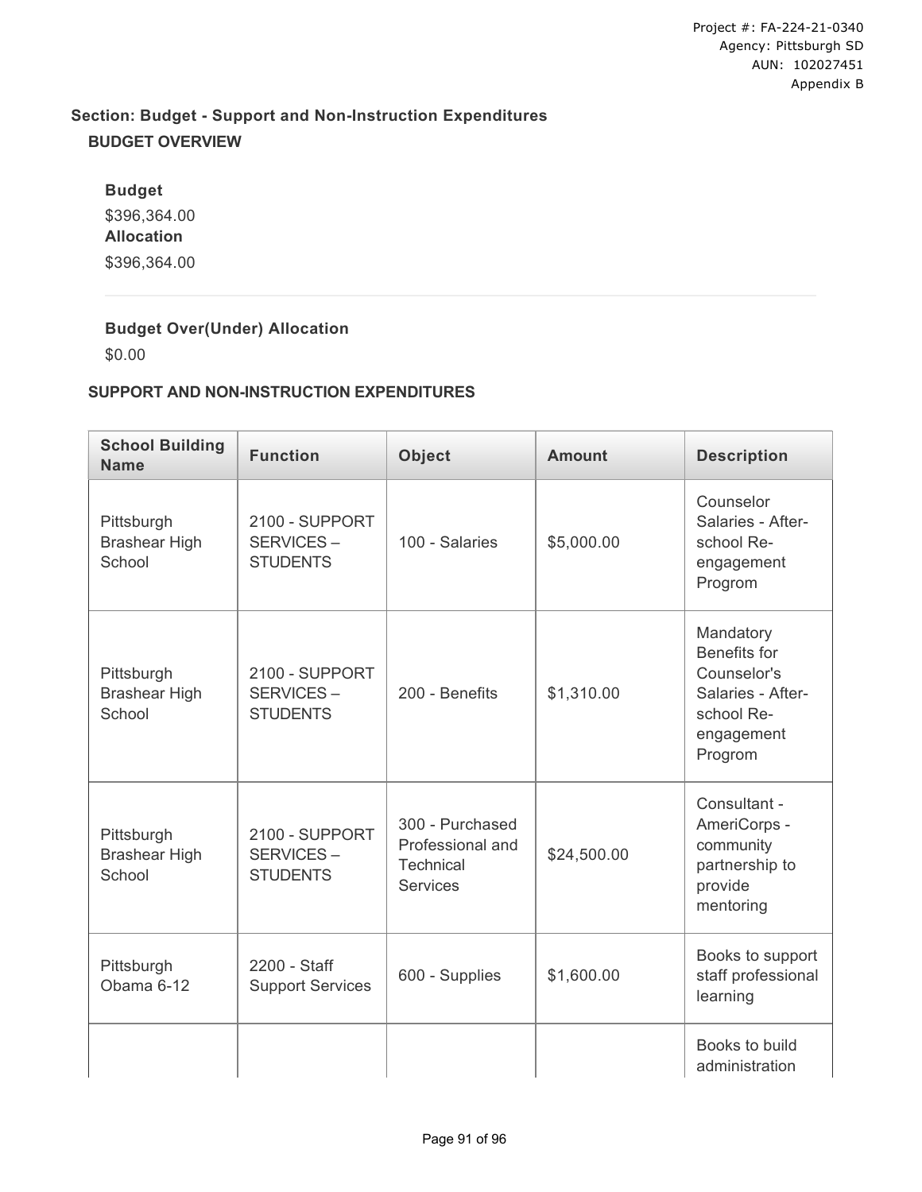## Section: Budget - Support and Non-Instruction Expenditures

### BUDGET OVERVIEW

**Budget**

$396,364.00

**Allocation**

$396,364.00

**Budget Over(Under) Allocation**

$0.00

### SUPPORT AND NON-INSTRUCTION EXPENDITURES

| School Building Name | Function | Object | Amount | Description |
|---|---|---|---|---|
| Pittsburgh Brashear High School | 2100 - SUPPORT SERVICES – STUDENTS | 100 - Salaries | $5,000.00 | Counselor Salaries - After-school Re-engagement Progrom |
| Pittsburgh Brashear High School | 2100 - SUPPORT SERVICES – STUDENTS | 200 - Benefits | $1,310.00 | Mandatory Benefits for Counselor's Salaries - After-school Re-engagement Progrom |
| Pittsburgh Brashear High School | 2100 - SUPPORT SERVICES – STUDENTS | 300 - Purchased Professional and Technical Services | $24,500.00 | Consultant - AmeriCorps - community partnership to provide mentoring |
| Pittsburgh Obama 6-12 | 2200 - Staff Support Services | 600 - Supplies | $1,600.00 | Books to support staff professional learning |
| | | | | Books to build administration |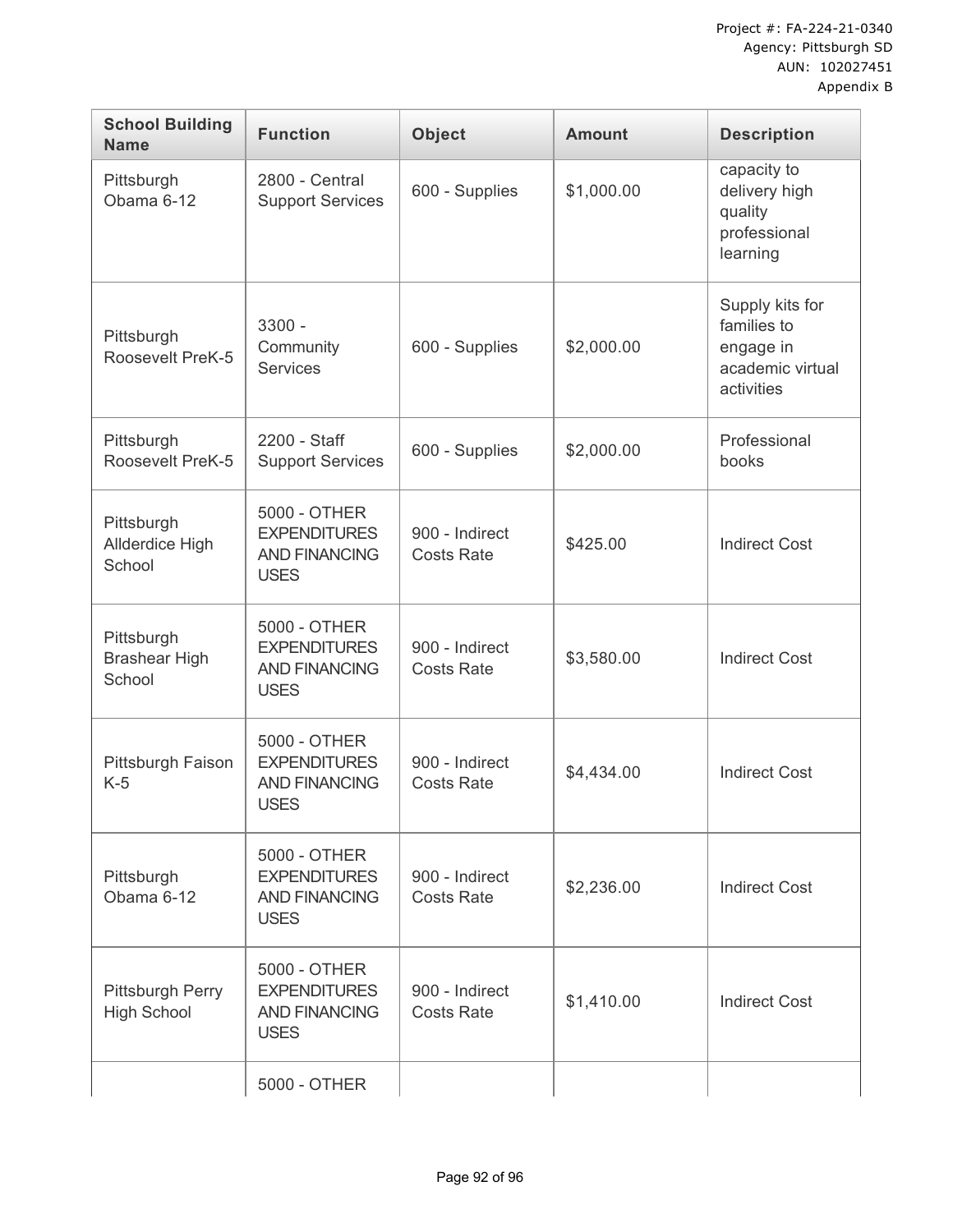| School Building Name | Function | Object | Amount | Description |
|---|---|---|---|---|
| Pittsburgh Obama 6-12 | 2800 - Central Support Services | 600 - Supplies | $1,000.00 | capacity to delivery high quality professional learning |
| Pittsburgh Roosevelt PreK-5 | 3300 - Community Services | 600 - Supplies | $2,000.00 | Supply kits for families to engage in academic virtual activities |
| Pittsburgh Roosevelt PreK-5 | 2200 - Staff Support Services | 600 - Supplies | $2,000.00 | Professional books |
| Pittsburgh Allderdice High School | 5000 - OTHER EXPENDITURES AND FINANCING USES | 900 - Indirect Costs Rate | $425.00 | Indirect Cost |
| Pittsburgh Brashear High School | 5000 - OTHER EXPENDITURES AND FINANCING USES | 900 - Indirect Costs Rate | $3,580.00 | Indirect Cost |
| Pittsburgh Faison K-5 | 5000 - OTHER EXPENDITURES AND FINANCING USES | 900 - Indirect Costs Rate | $4,434.00 | Indirect Cost |
| Pittsburgh Obama 6-12 | 5000 - OTHER EXPENDITURES AND FINANCING USES | 900 - Indirect Costs Rate | $2,236.00 | Indirect Cost |
| Pittsburgh Perry High School | 5000 - OTHER EXPENDITURES AND FINANCING USES | 900 - Indirect Costs Rate | $1,410.00 | Indirect Cost |
| | 5000 - OTHER | | | |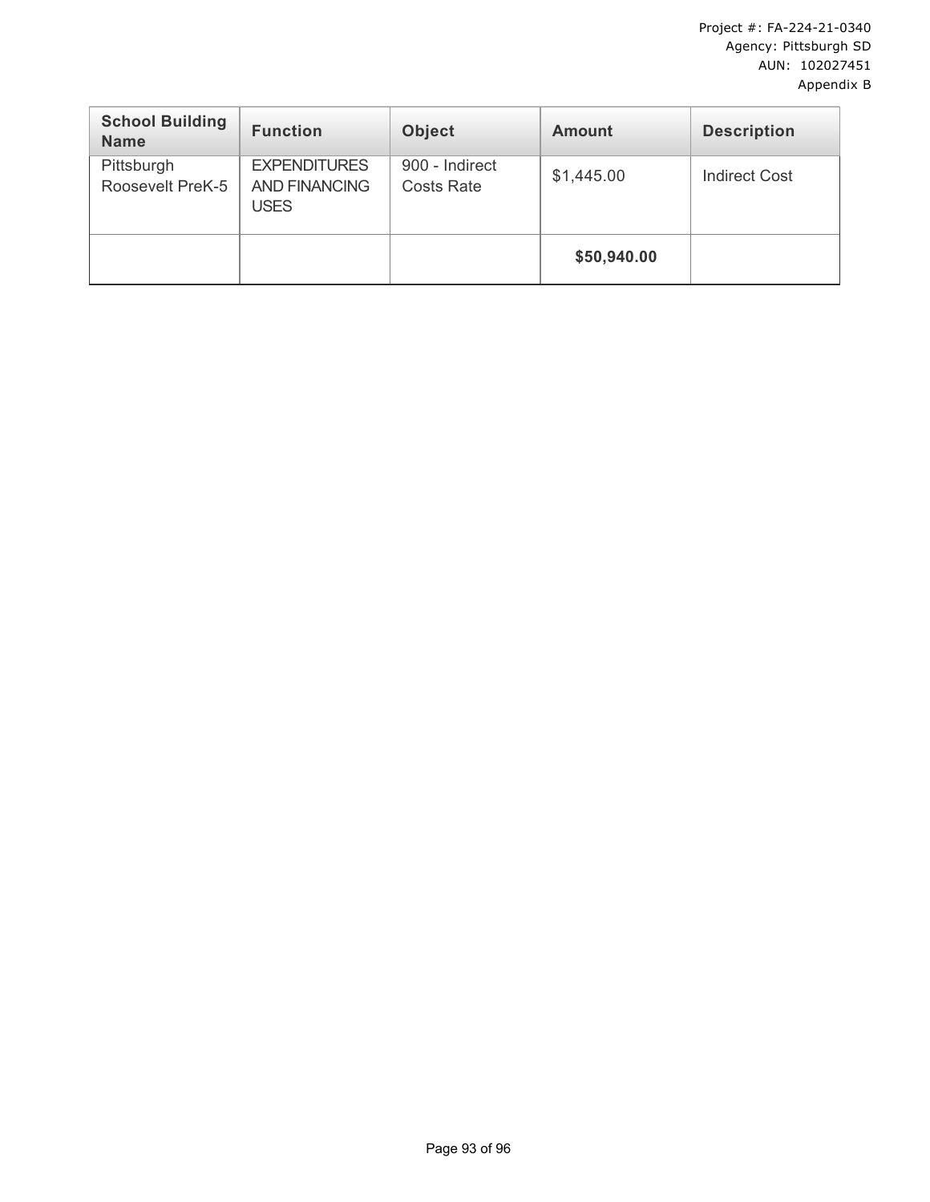| School Building Name | Function | Object | Amount | Description |
|---|---|---|---|---|
| Pittsburgh Roosevelt PreK-5 | EXPENDITURES AND FINANCING USES | 900 - Indirect Costs Rate | $1,445.00 | Indirect Cost |
| | | | **$50,940.00** | |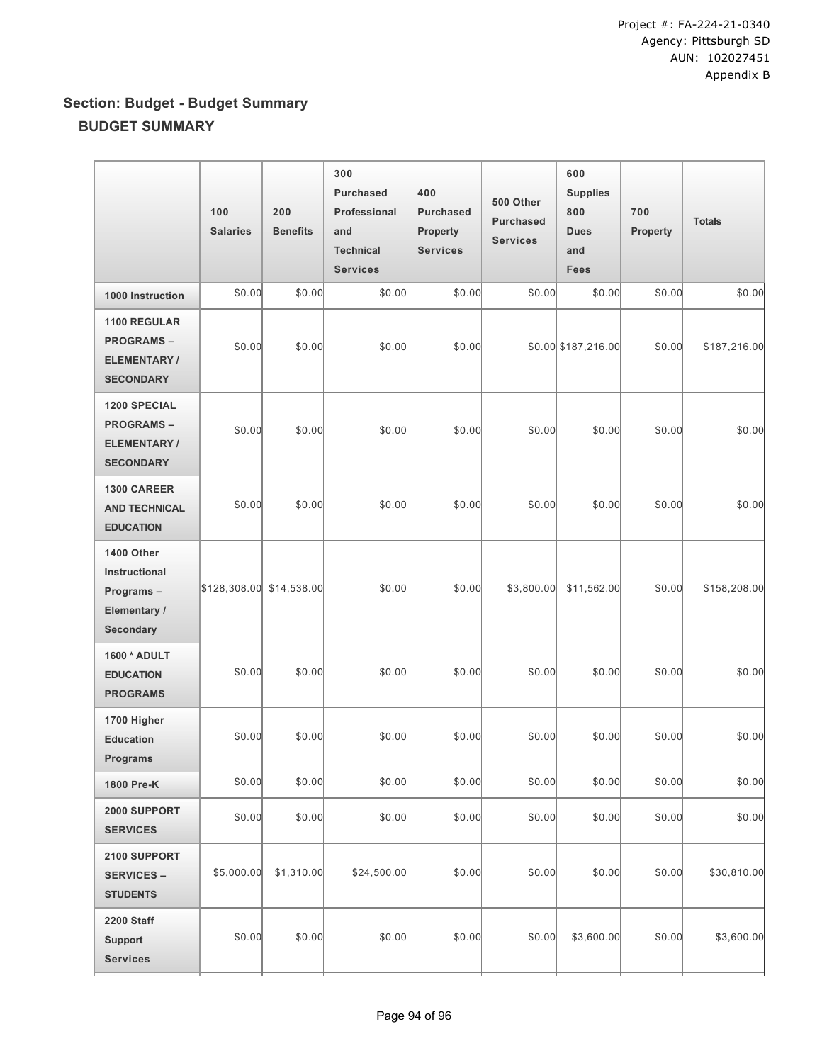Project #: FA-224-21-0340
Agency: Pittsburgh SD
AUN: 102027451
Appendix B

## Section: Budget - Budget Summary

### BUDGET SUMMARY

| | 100 Salaries | 200 Benefits | 300 Purchased Professional and Technical Services | 400 Purchased Property Services | 500 Other Purchased Services | 600 Supplies 800 Dues and Fees | 700 Property | Totals |
|---|---|---|---|---|---|---|---|---|
| **1000 Instruction** | $0.00 | $0.00 | $0.00 | $0.00 | $0.00 | $0.00 | $0.00 | $0.00 |
| **1100 REGULAR PROGRAMS – ELEMENTARY / SECONDARY** | $0.00 | $0.00 | $0.00 | $0.00 | $0.00 | $187,216.00 | $0.00 | $187,216.00 |
| **1200 SPECIAL PROGRAMS – ELEMENTARY / SECONDARY** | $0.00 | $0.00 | $0.00 | $0.00 | $0.00 | $0.00 | $0.00 | $0.00 |
| **1300 CAREER AND TECHNICAL EDUCATION** | $0.00 | $0.00 | $0.00 | $0.00 | $0.00 | $0.00 | $0.00 | $0.00 |
| **1400 Other Instructional Programs – Elementary / Secondary** | $128,308.00 | $14,538.00 | $0.00 | $0.00 | $3,800.00 | $11,562.00 | $0.00 | $158,208.00 |
| **1600 * ADULT EDUCATION PROGRAMS** | $0.00 | $0.00 | $0.00 | $0.00 | $0.00 | $0.00 | $0.00 | $0.00 |
| **1700 Higher Education Programs** | $0.00 | $0.00 | $0.00 | $0.00 | $0.00 | $0.00 | $0.00 | $0.00 |
| **1800 Pre-K** | $0.00 | $0.00 | $0.00 | $0.00 | $0.00 | $0.00 | $0.00 | $0.00 |
| **2000 SUPPORT SERVICES** | $0.00 | $0.00 | $0.00 | $0.00 | $0.00 | $0.00 | $0.00 | $0.00 |
| **2100 SUPPORT SERVICES – STUDENTS** | $5,000.00 | $1,310.00 | $24,500.00 | $0.00 | $0.00 | $0.00 | $0.00 | $30,810.00 |
| **2200 Staff Support Services** | $0.00 | $0.00 | $0.00 | $0.00 | $0.00 | $3,600.00 | $0.00 | $3,600.00 |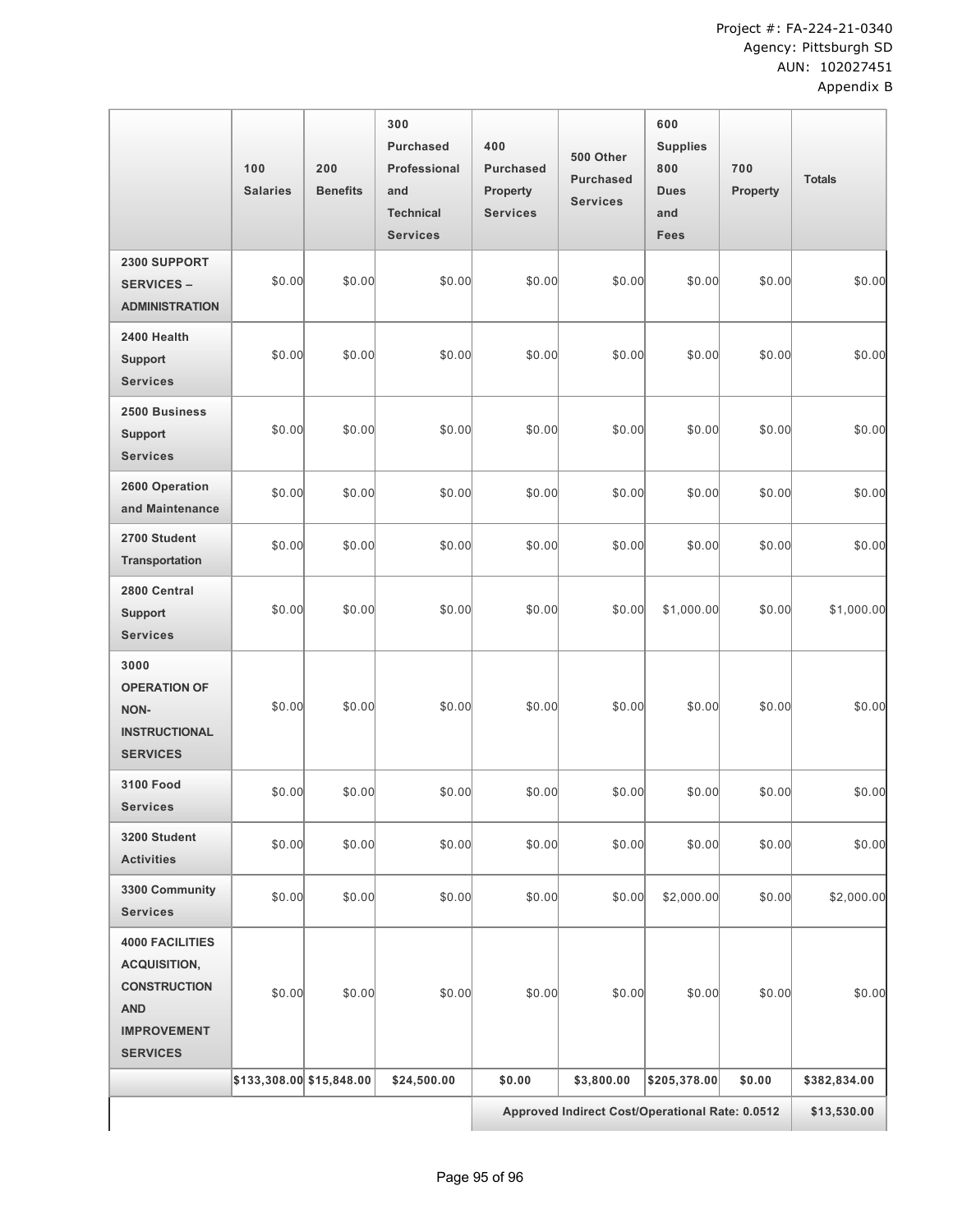Project #: FA-224-21-0340
Agency: Pittsburgh SD
AUN: 102027451
Appendix B

| | 100 Salaries | 200 Benefits | 300 Purchased Professional and Technical Services | 400 Purchased Property Services | 500 Other Purchased Services | 600 Supplies 800 Dues and Fees | 700 Property | Totals |
|---|---|---|---|---|---|---|---|---|
| **2300 SUPPORT SERVICES – ADMINISTRATION** | $0.00 | $0.00 | $0.00 | $0.00 | $0.00 | $0.00 | $0.00 | $0.00 |
| **2400 Health Support Services** | $0.00 | $0.00 | $0.00 | $0.00 | $0.00 | $0.00 | $0.00 | $0.00 |
| **2500 Business Support Services** | $0.00 | $0.00 | $0.00 | $0.00 | $0.00 | $0.00 | $0.00 | $0.00 |
| **2600 Operation and Maintenance** | $0.00 | $0.00 | $0.00 | $0.00 | $0.00 | $0.00 | $0.00 | $0.00 |
| **2700 Student Transportation** | $0.00 | $0.00 | $0.00 | $0.00 | $0.00 | $0.00 | $0.00 | $0.00 |
| **2800 Central Support Services** | $0.00 | $0.00 | $0.00 | $0.00 | $0.00 | $1,000.00 | $0.00 | $1,000.00 |
| **3000 OPERATION OF NON-INSTRUCTIONAL SERVICES** | $0.00 | $0.00 | $0.00 | $0.00 | $0.00 | $0.00 | $0.00 | $0.00 |
| **3100 Food Services** | $0.00 | $0.00 | $0.00 | $0.00 | $0.00 | $0.00 | $0.00 | $0.00 |
| **3200 Student Activities** | $0.00 | $0.00 | $0.00 | $0.00 | $0.00 | $0.00 | $0.00 | $0.00 |
| **3300 Community Services** | $0.00 | $0.00 | $0.00 | $0.00 | $0.00 | $2,000.00 | $0.00 | $2,000.00 |
| **4000 FACILITIES ACQUISITION, CONSTRUCTION AND IMPROVEMENT SERVICES** | $0.00 | $0.00 | $0.00 | $0.00 | $0.00 | $0.00 | $0.00 | $0.00 |
| | **$133,308.00** | **$15,848.00** | **$24,500.00** | **$0.00** | **$3,800.00** | **$205,378.00** | **$0.00** | **$382,834.00** |
| | | | | **Approved Indirect Cost/Operational Rate: 0.0512** | | | | **$13,530.00** |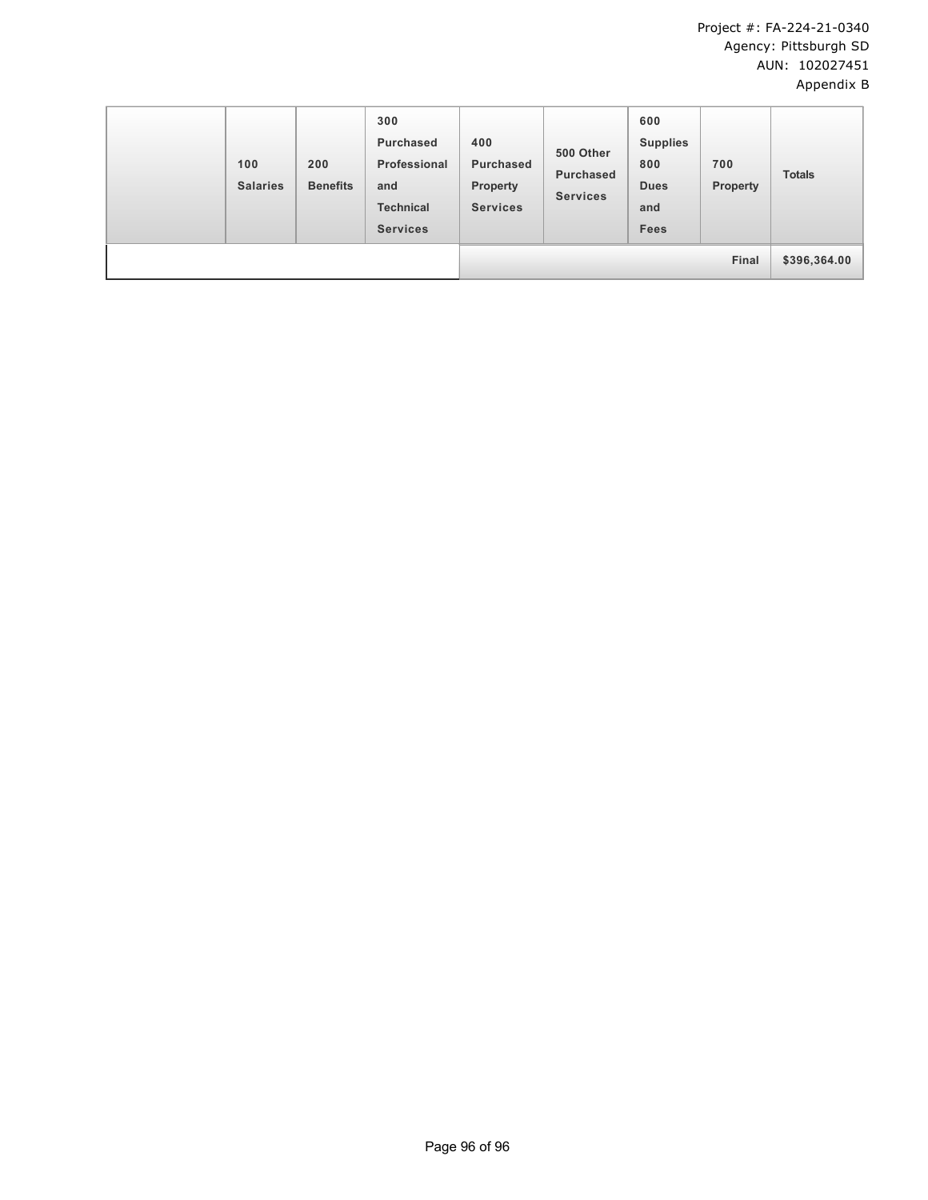Project #: FA-224-21-0340
Agency: Pittsburgh SD
AUN: 102027451
Appendix B

| | 100 Salaries | 200 Benefits | 300 Purchased Professional and Technical Services | 400 Purchased Property Services | 500 Other Purchased Services | 600 Supplies 800 Dues and Fees | 700 Property | Totals |
|---|---|---|---|---|---|---|---|---|
| | | | | | | | Final | $396,364.00 |